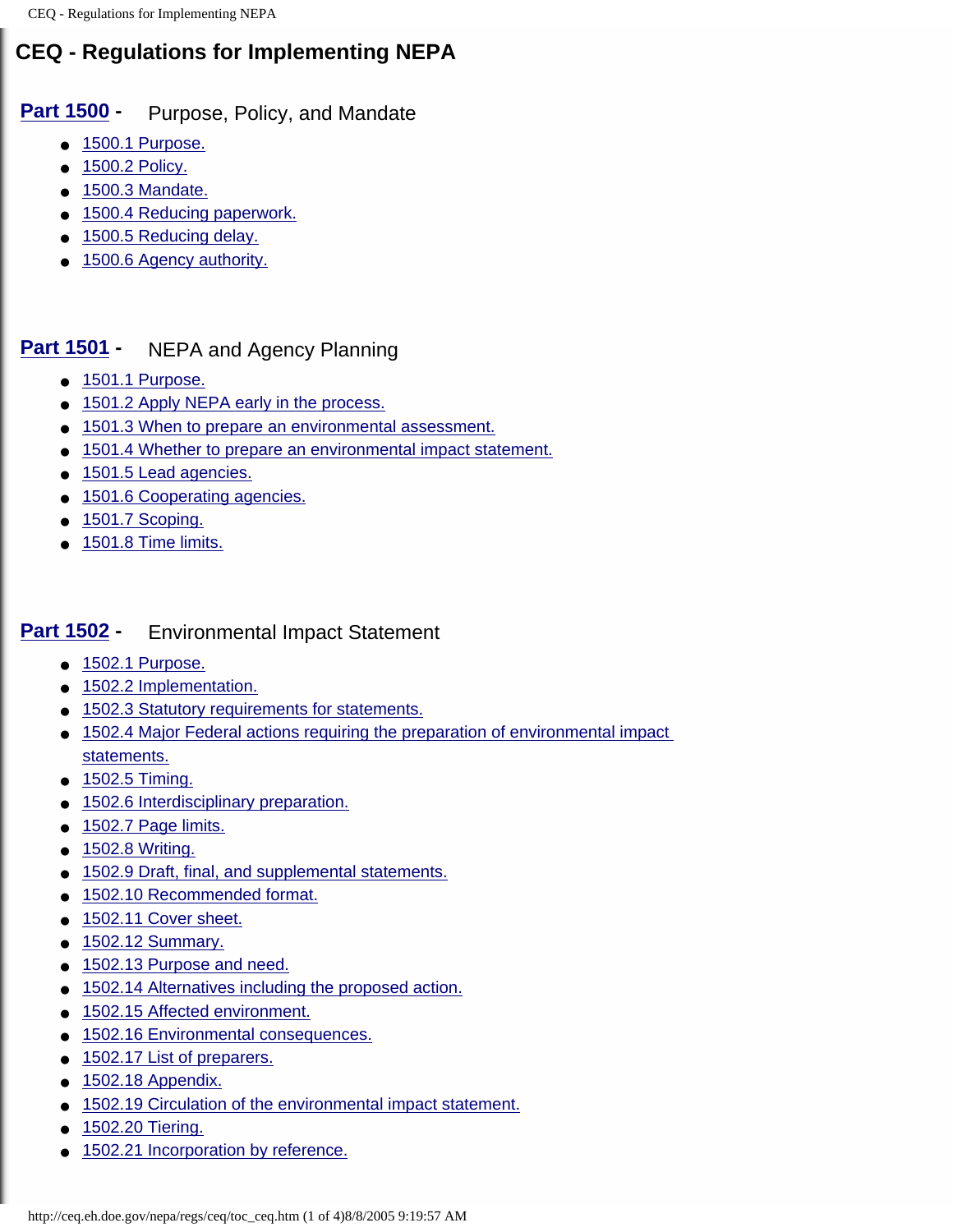# CEQ - Regulations for Implementing NEPA

## Part 1500 - Purpose, Policy, and Mandate

- 1500.1 Purpose.
- 1500.2 Policy.
- 1500.3 Mandate.
- 1500.4 Reducing paperwork.
- 1500.5 Reducing delay.
- 1500.6 Agency authority.

## Part 1501 - NEPA and Agency Planning

- 1501.1 Purpose.
- 1501.2 Apply NEPA early in the process.
- 1501.3 When to prepare an environmental assessment.
- 1501.4 Whether to prepare an environmental impact statement.
- 1501.5 Lead agencies.
- 1501.6 Cooperating agencies.
- 1501.7 Scoping.
- 1501.8 Time limits.

## Part 1502 - Environmental Impact Statement

- 1502.1 Purpose.
- 1502.2 Implementation.
- 1502.3 Statutory requirements for statements.
- 1502.4 Major Federal actions requiring the preparation of environmental impact statements.
- 1502.5 Timing.
- 1502.6 Interdisciplinary preparation.
- 1502.7 Page limits.
- 1502.8 Writing.
- 1502.9 Draft, final, and supplemental statements.
- 1502.10 Recommended format.
- 1502.11 Cover sheet.
- 1502.12 Summary.
- 1502.13 Purpose and need.
- 1502.14 Alternatives including the proposed action.
- 1502.15 Affected environment.
- 1502.16 Environmental consequences.
- 1502.17 List of preparers.
- 1502.18 Appendix.
- 1502.19 Circulation of the environmental impact statement.
- 1502.20 Tiering.
- 1502.21 Incorporation by reference.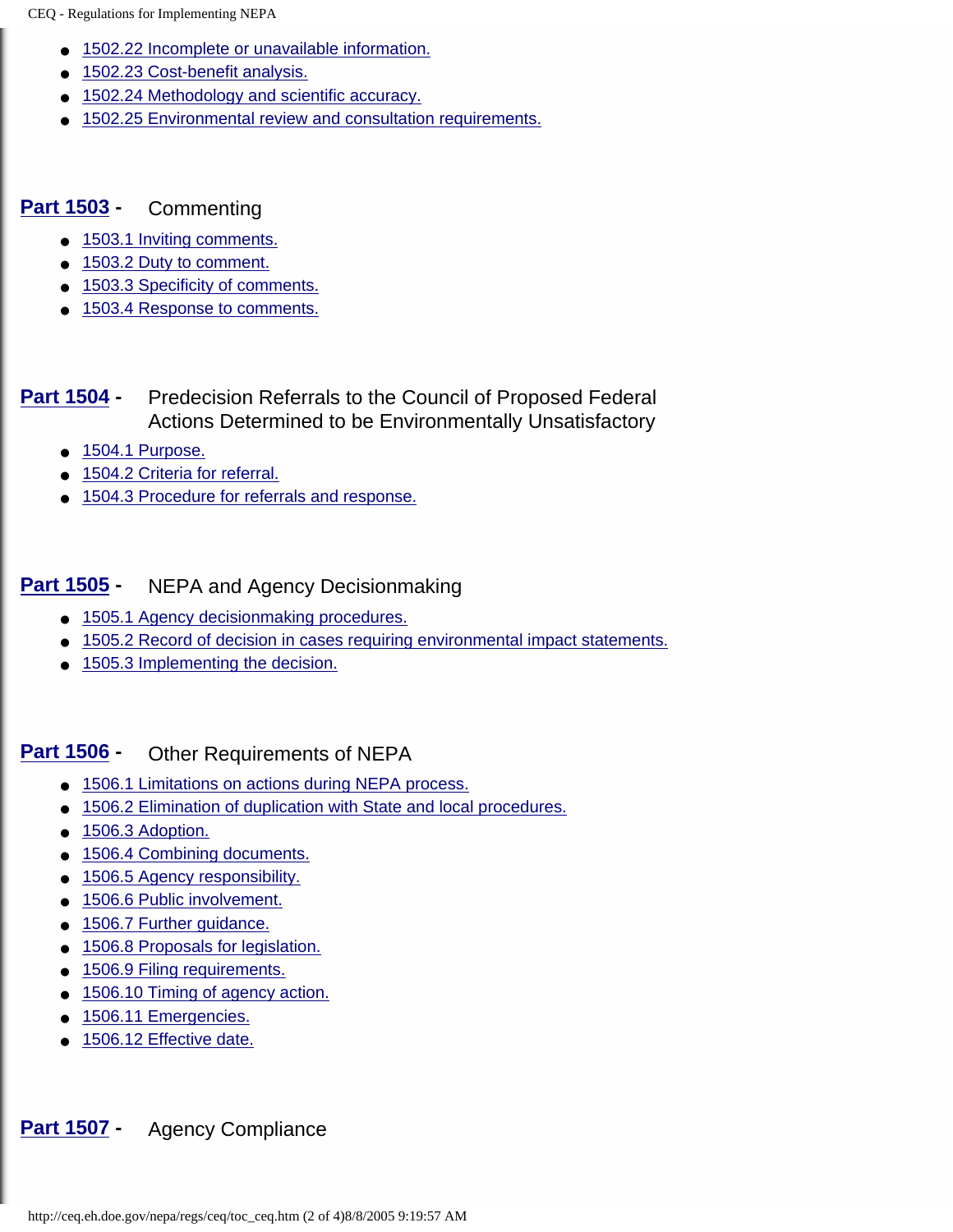- 1502.22 Incomplete or unavailable information.
- 1502.23 Cost-benefit analysis.
- 1502.24 Methodology and scientific accuracy.
- 1502.25 Environmental review and consultation requirements.

## Part 1503 - Commenting

- 1503.1 Inviting comments.
- 1503.2 Duty to comment.
- 1503.3 Specificity of comments.
- 1503.4 Response to comments.

## Part 1504 - Predecision Referrals to the Council of Proposed Federal Actions Determined to be Environmentally Unsatisfactory

- 1504.1 Purpose.
- 1504.2 Criteria for referral.
- 1504.3 Procedure for referrals and response.

## Part 1505 - NEPA and Agency Decisionmaking

- 1505.1 Agency decisionmaking procedures.
- 1505.2 Record of decision in cases requiring environmental impact statements.
- 1505.3 Implementing the decision.

## Part 1506 - Other Requirements of NEPA

- 1506.1 Limitations on actions during NEPA process.
- 1506.2 Elimination of duplication with State and local procedures.
- 1506.3 Adoption.
- 1506.4 Combining documents.
- 1506.5 Agency responsibility.
- 1506.6 Public involvement.
- 1506.7 Further guidance.
- 1506.8 Proposals for legislation.
- 1506.9 Filing requirements.
- 1506.10 Timing of agency action.
- 1506.11 Emergencies.
- 1506.12 Effective date.

## Part 1507 - Agency Compliance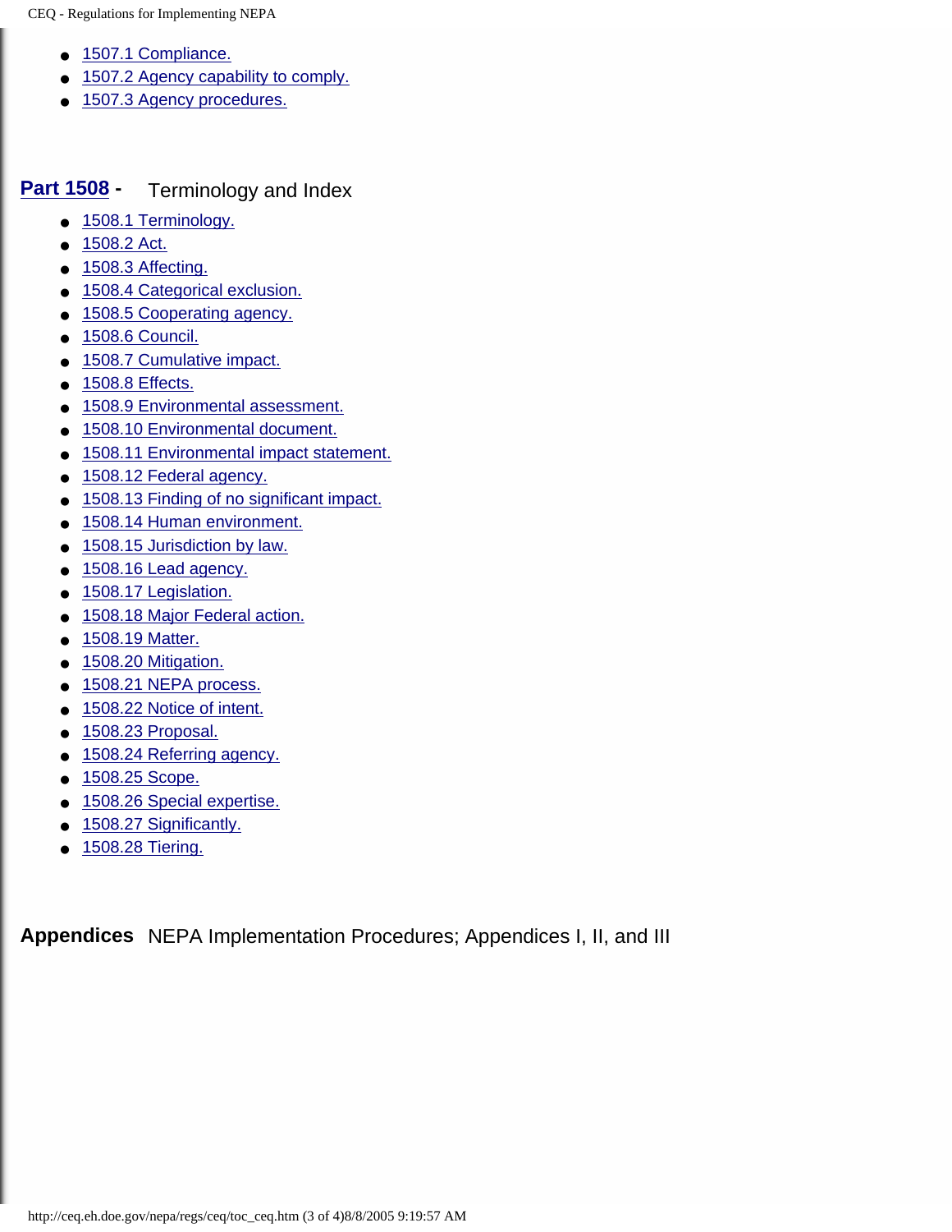- 1507.1 Compliance.
- 1507.2 Agency capability to comply.
- 1507.3 Agency procedures.

## Part 1508 - Terminology and Index

- 1508.1 Terminology.
- 1508.2 Act.
- 1508.3 Affecting.
- 1508.4 Categorical exclusion.
- 1508.5 Cooperating agency.
- 1508.6 Council.
- 1508.7 Cumulative impact.
- 1508.8 Effects.
- 1508.9 Environmental assessment.
- 1508.10 Environmental document.
- 1508.11 Environmental impact statement.
- 1508.12 Federal agency.
- 1508.13 Finding of no significant impact.
- 1508.14 Human environment.
- 1508.15 Jurisdiction by law.
- 1508.16 Lead agency.
- 1508.17 Legislation.
- 1508.18 Major Federal action.
- 1508.19 Matter.
- 1508.20 Mitigation.
- 1508.21 NEPA process.
- 1508.22 Notice of intent.
- 1508.23 Proposal.
- 1508.24 Referring agency.
- 1508.25 Scope.
- 1508.26 Special expertise.
- 1508.27 Significantly.
- 1508.28 Tiering.

## Appendices NEPA Implementation Procedures; Appendices I, II, and III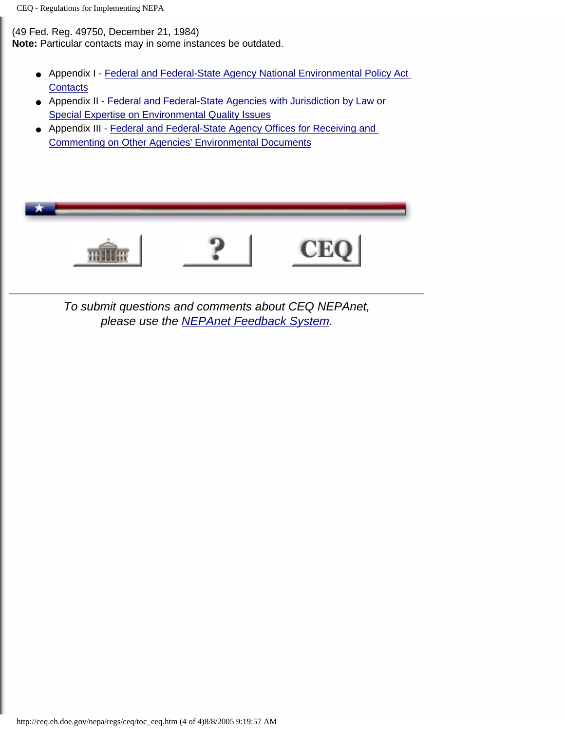(49 Fed. Reg. 49750, December 21, 1984)
**Note:** Particular contacts may in some instances be outdated.

- Appendix I - Federal and Federal-State Agency National Environmental Policy Act Contacts
- Appendix II - Federal and Federal-State Agencies with Jurisdiction by Law or Special Expertise on Environmental Quality Issues
- Appendix III - Federal and Federal-State Agency Offices for Receiving and Commenting on Other Agencies' Environmental Documents

---

*To submit questions and comments about CEQ NEPAnet, please use the NEPAnet Feedback System.*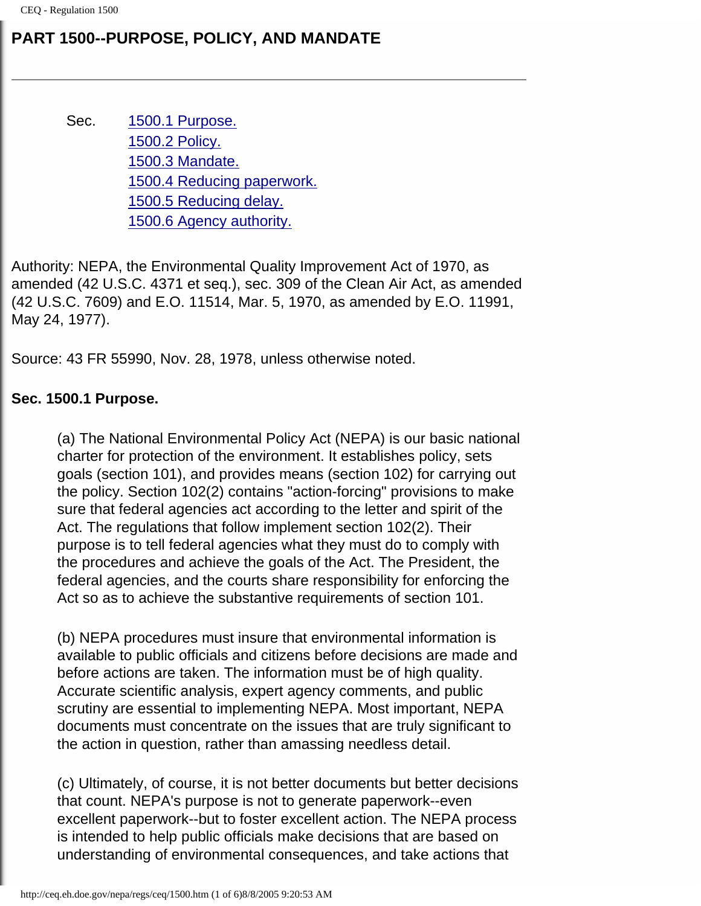# PART 1500--PURPOSE, POLICY, AND MANDATE

---

Sec. [1500.1 Purpose.](#)
[1500.2 Policy.](#)
[1500.3 Mandate.](#)
[1500.4 Reducing paperwork.](#)
[1500.5 Reducing delay.](#)
[1500.6 Agency authority.](#)

Authority: NEPA, the Environmental Quality Improvement Act of 1970, as amended (42 U.S.C. 4371 et seq.), sec. 309 of the Clean Air Act, as amended (42 U.S.C. 7609) and E.O. 11514, Mar. 5, 1970, as amended by E.O. 11991, May 24, 1977).

Source: 43 FR 55990, Nov. 28, 1978, unless otherwise noted.

**Sec. 1500.1 Purpose.**

(a) The National Environmental Policy Act (NEPA) is our basic national charter for protection of the environment. It establishes policy, sets goals (section 101), and provides means (section 102) for carrying out the policy. Section 102(2) contains "action-forcing" provisions to make sure that federal agencies act according to the letter and spirit of the Act. The regulations that follow implement section 102(2). Their purpose is to tell federal agencies what they must do to comply with the procedures and achieve the goals of the Act. The President, the federal agencies, and the courts share responsibility for enforcing the Act so as to achieve the substantive requirements of section 101.

(b) NEPA procedures must insure that environmental information is available to public officials and citizens before decisions are made and before actions are taken. The information must be of high quality. Accurate scientific analysis, expert agency comments, and public scrutiny are essential to implementing NEPA. Most important, NEPA documents must concentrate on the issues that are truly significant to the action in question, rather than amassing needless detail.

(c) Ultimately, of course, it is not better documents but better decisions that count. NEPA's purpose is not to generate paperwork--even excellent paperwork--but to foster excellent action. The NEPA process is intended to help public officials make decisions that are based on understanding of environmental consequences, and take actions that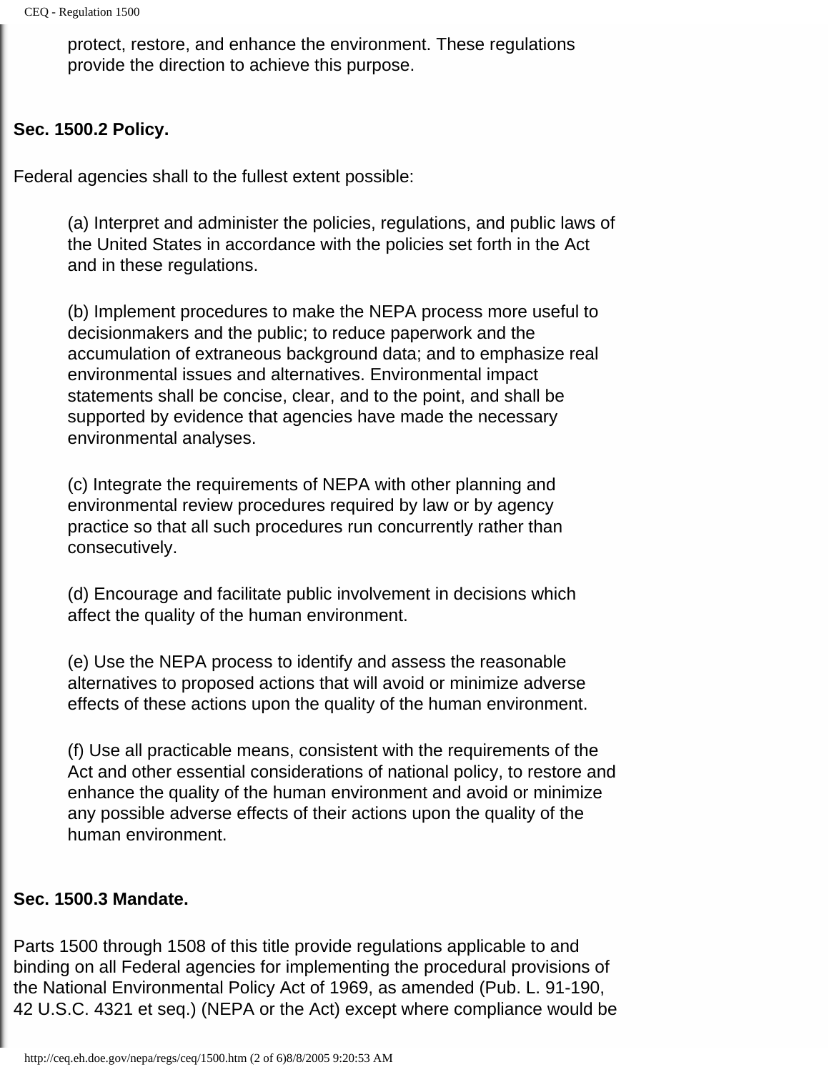protect, restore, and enhance the environment. These regulations provide the direction to achieve this purpose.

**Sec. 1500.2 Policy.**

Federal agencies shall to the fullest extent possible:

(a) Interpret and administer the policies, regulations, and public laws of the United States in accordance with the policies set forth in the Act and in these regulations.

(b) Implement procedures to make the NEPA process more useful to decisionmakers and the public; to reduce paperwork and the accumulation of extraneous background data; and to emphasize real environmental issues and alternatives. Environmental impact statements shall be concise, clear, and to the point, and shall be supported by evidence that agencies have made the necessary environmental analyses.

(c) Integrate the requirements of NEPA with other planning and environmental review procedures required by law or by agency practice so that all such procedures run concurrently rather than consecutively.

(d) Encourage and facilitate public involvement in decisions which affect the quality of the human environment.

(e) Use the NEPA process to identify and assess the reasonable alternatives to proposed actions that will avoid or minimize adverse effects of these actions upon the quality of the human environment.

(f) Use all practicable means, consistent with the requirements of the Act and other essential considerations of national policy, to restore and enhance the quality of the human environment and avoid or minimize any possible adverse effects of their actions upon the quality of the human environment.

**Sec. 1500.3 Mandate.**

Parts 1500 through 1508 of this title provide regulations applicable to and binding on all Federal agencies for implementing the procedural provisions of the National Environmental Policy Act of 1969, as amended (Pub. L. 91-190, 42 U.S.C. 4321 et seq.) (NEPA or the Act) except where compliance would be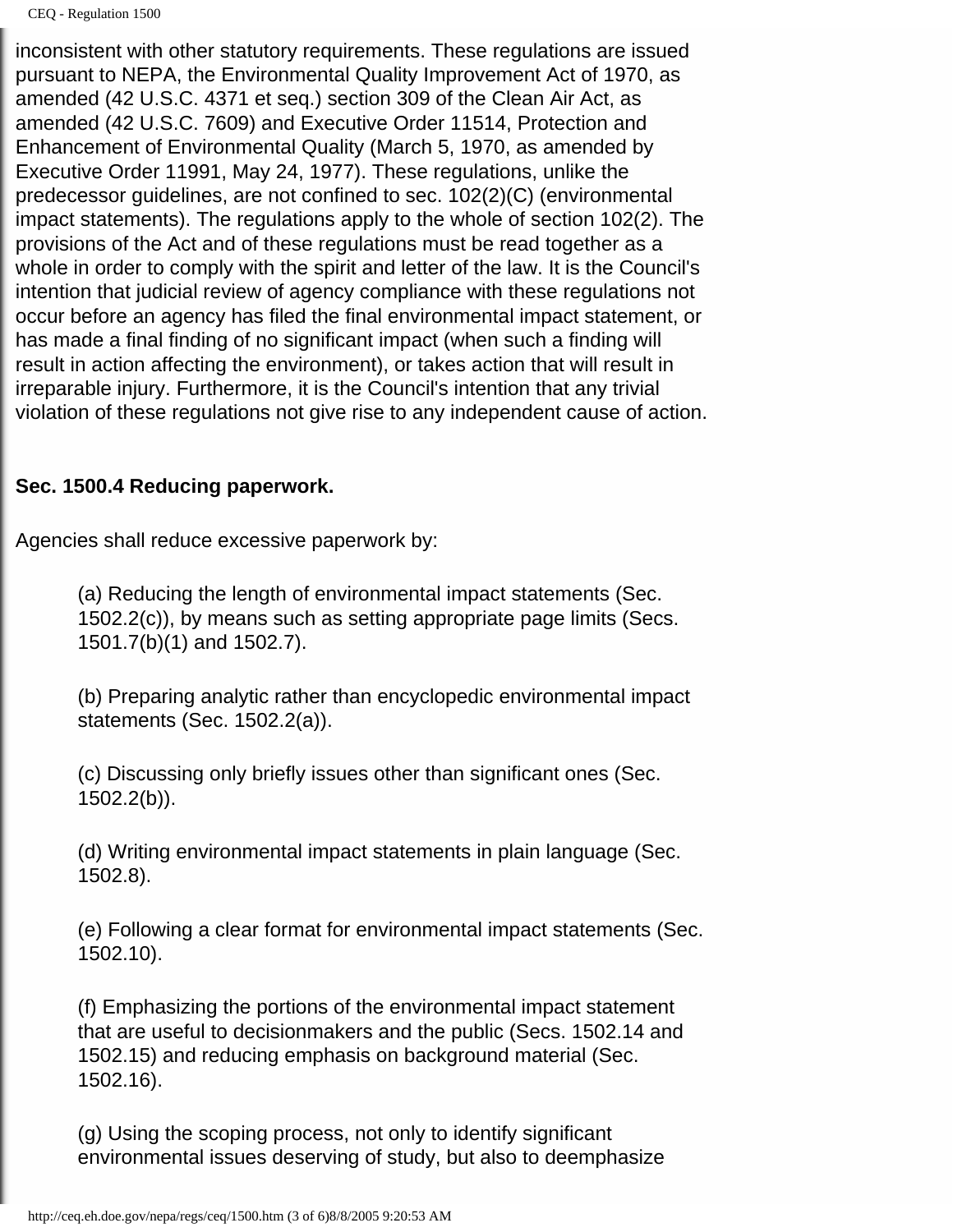inconsistent with other statutory requirements. These regulations are issued pursuant to NEPA, the Environmental Quality Improvement Act of 1970, as amended (42 U.S.C. 4371 et seq.) section 309 of the Clean Air Act, as amended (42 U.S.C. 7609) and Executive Order 11514, Protection and Enhancement of Environmental Quality (March 5, 1970, as amended by Executive Order 11991, May 24, 1977). These regulations, unlike the predecessor guidelines, are not confined to sec. 102(2)(C) (environmental impact statements). The regulations apply to the whole of section 102(2). The provisions of the Act and of these regulations must be read together as a whole in order to comply with the spirit and letter of the law. It is the Council's intention that judicial review of agency compliance with these regulations not occur before an agency has filed the final environmental impact statement, or has made a final finding of no significant impact (when such a finding will result in action affecting the environment), or takes action that will result in irreparable injury. Furthermore, it is the Council's intention that any trivial violation of these regulations not give rise to any independent cause of action.

**Sec. 1500.4 Reducing paperwork.**

Agencies shall reduce excessive paperwork by:

(a) Reducing the length of environmental impact statements (Sec. 1502.2(c)), by means such as setting appropriate page limits (Secs. 1501.7(b)(1) and 1502.7).

(b) Preparing analytic rather than encyclopedic environmental impact statements (Sec. 1502.2(a)).

(c) Discussing only briefly issues other than significant ones (Sec. 1502.2(b)).

(d) Writing environmental impact statements in plain language (Sec. 1502.8).

(e) Following a clear format for environmental impact statements (Sec. 1502.10).

(f) Emphasizing the portions of the environmental impact statement that are useful to decisionmakers and the public (Secs. 1502.14 and 1502.15) and reducing emphasis on background material (Sec. 1502.16).

(g) Using the scoping process, not only to identify significant environmental issues deserving of study, but also to deemphasize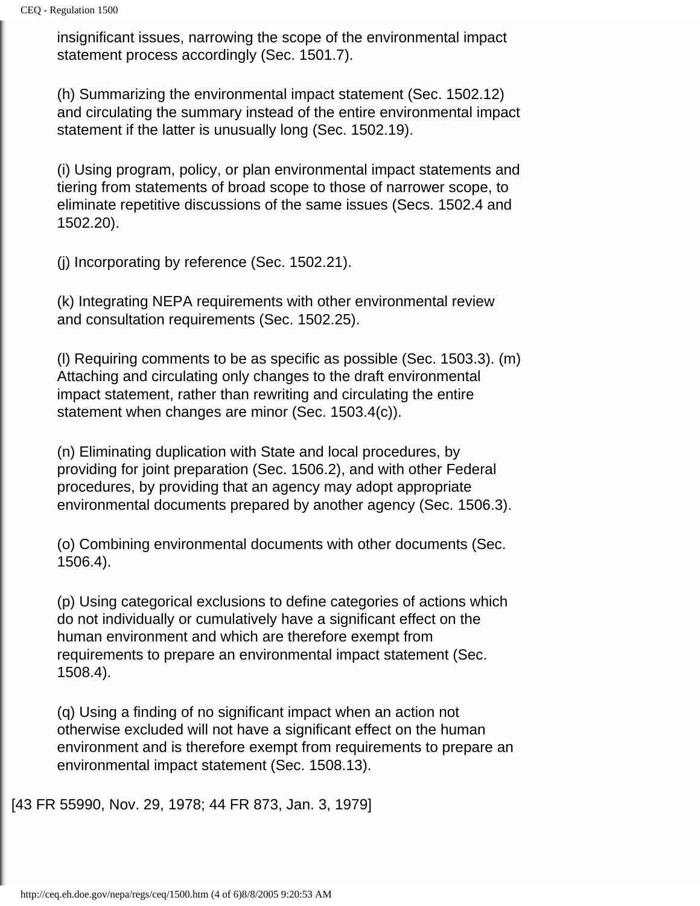insignificant issues, narrowing the scope of the environmental impact statement process accordingly (Sec. 1501.7).

(h) Summarizing the environmental impact statement (Sec. 1502.12) and circulating the summary instead of the entire environmental impact statement if the latter is unusually long (Sec. 1502.19).

(i) Using program, policy, or plan environmental impact statements and tiering from statements of broad scope to those of narrower scope, to eliminate repetitive discussions of the same issues (Secs. 1502.4 and 1502.20).

(j) Incorporating by reference (Sec. 1502.21).

(k) Integrating NEPA requirements with other environmental review and consultation requirements (Sec. 1502.25).

(l) Requiring comments to be as specific as possible (Sec. 1503.3). (m) Attaching and circulating only changes to the draft environmental impact statement, rather than rewriting and circulating the entire statement when changes are minor (Sec. 1503.4(c)).

(n) Eliminating duplication with State and local procedures, by providing for joint preparation (Sec. 1506.2), and with other Federal procedures, by providing that an agency may adopt appropriate environmental documents prepared by another agency (Sec. 1506.3).

(o) Combining environmental documents with other documents (Sec. 1506.4).

(p) Using categorical exclusions to define categories of actions which do not individually or cumulatively have a significant effect on the human environment and which are therefore exempt from requirements to prepare an environmental impact statement (Sec. 1508.4).

(q) Using a finding of no significant impact when an action not otherwise excluded will not have a significant effect on the human environment and is therefore exempt from requirements to prepare an environmental impact statement (Sec. 1508.13).

[43 FR 55990, Nov. 29, 1978; 44 FR 873, Jan. 3, 1979]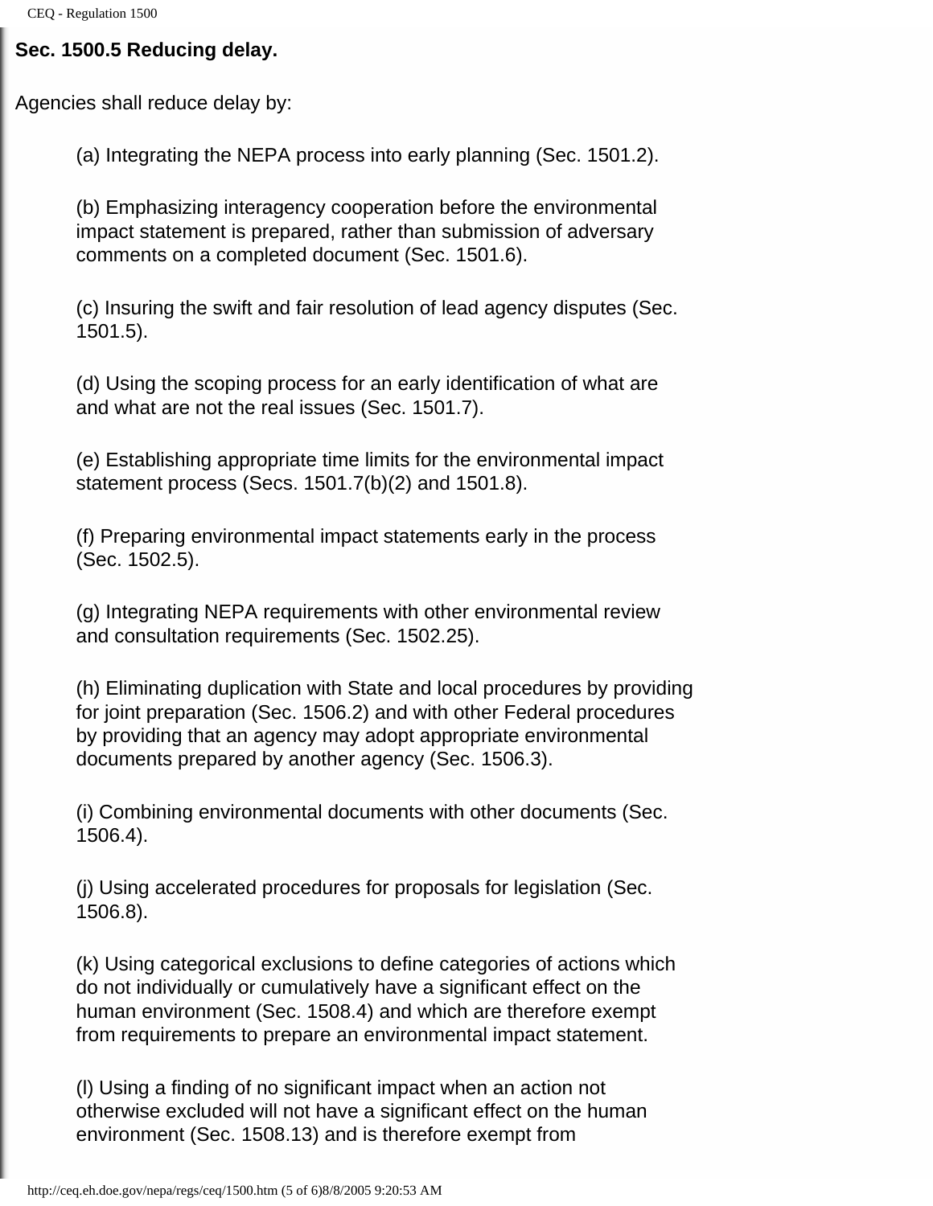**Sec. 1500.5 Reducing delay.**

Agencies shall reduce delay by:

(a) Integrating the NEPA process into early planning (Sec. 1501.2).

(b) Emphasizing interagency cooperation before the environmental impact statement is prepared, rather than submission of adversary comments on a completed document (Sec. 1501.6).

(c) Insuring the swift and fair resolution of lead agency disputes (Sec. 1501.5).

(d) Using the scoping process for an early identification of what are and what are not the real issues (Sec. 1501.7).

(e) Establishing appropriate time limits for the environmental impact statement process (Secs. 1501.7(b)(2) and 1501.8).

(f) Preparing environmental impact statements early in the process (Sec. 1502.5).

(g) Integrating NEPA requirements with other environmental review and consultation requirements (Sec. 1502.25).

(h) Eliminating duplication with State and local procedures by providing for joint preparation (Sec. 1506.2) and with other Federal procedures by providing that an agency may adopt appropriate environmental documents prepared by another agency (Sec. 1506.3).

(i) Combining environmental documents with other documents (Sec. 1506.4).

(j) Using accelerated procedures for proposals for legislation (Sec. 1506.8).

(k) Using categorical exclusions to define categories of actions which do not individually or cumulatively have a significant effect on the human environment (Sec. 1508.4) and which are therefore exempt from requirements to prepare an environmental impact statement.

(l) Using a finding of no significant impact when an action not otherwise excluded will not have a significant effect on the human environment (Sec. 1508.13) and is therefore exempt from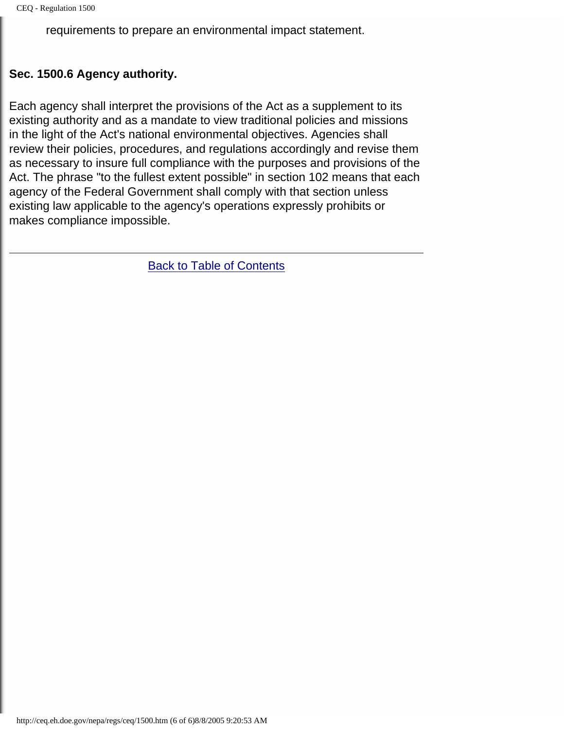requirements to prepare an environmental impact statement.

**Sec. 1500.6 Agency authority.**

Each agency shall interpret the provisions of the Act as a supplement to its existing authority and as a mandate to view traditional policies and missions in the light of the Act's national environmental objectives. Agencies shall review their policies, procedures, and regulations accordingly and revise them as necessary to insure full compliance with the purposes and provisions of the Act. The phrase "to the fullest extent possible" in section 102 means that each agency of the Federal Government shall comply with that section unless existing law applicable to the agency's operations expressly prohibits or makes compliance impossible.

---

Back to Table of Contents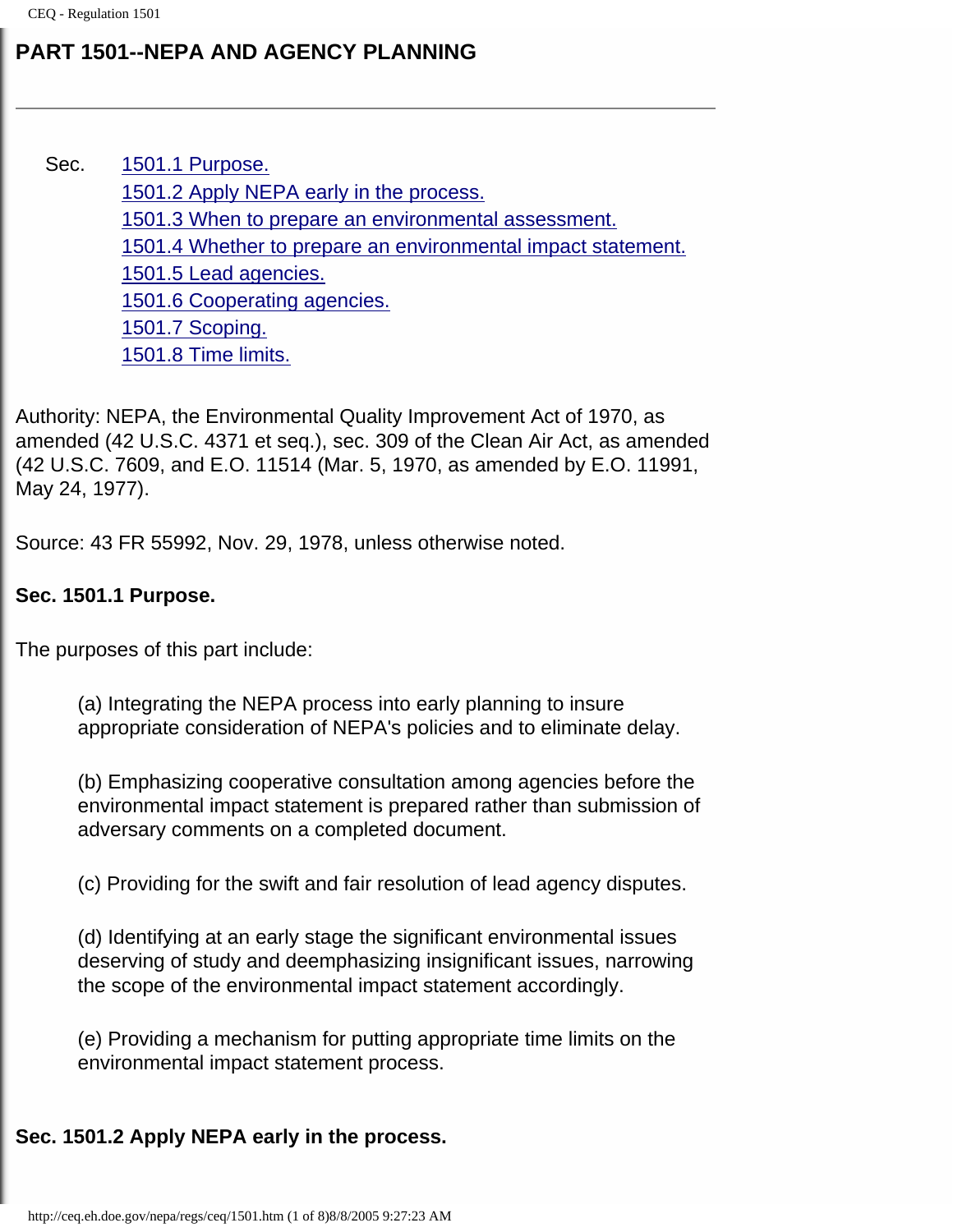# PART 1501--NEPA AND AGENCY PLANNING

---

Sec.
- 1501.1 Purpose.
- 1501.2 Apply NEPA early in the process.
- 1501.3 When to prepare an environmental assessment.
- 1501.4 Whether to prepare an environmental impact statement.
- 1501.5 Lead agencies.
- 1501.6 Cooperating agencies.
- 1501.7 Scoping.
- 1501.8 Time limits.

Authority: NEPA, the Environmental Quality Improvement Act of 1970, as amended (42 U.S.C. 4371 et seq.), sec. 309 of the Clean Air Act, as amended (42 U.S.C. 7609, and E.O. 11514 (Mar. 5, 1970, as amended by E.O. 11991, May 24, 1977).

Source: 43 FR 55992, Nov. 29, 1978, unless otherwise noted.

**Sec. 1501.1 Purpose.**

The purposes of this part include:

(a) Integrating the NEPA process into early planning to insure appropriate consideration of NEPA's policies and to eliminate delay.

(b) Emphasizing cooperative consultation among agencies before the environmental impact statement is prepared rather than submission of adversary comments on a completed document.

(c) Providing for the swift and fair resolution of lead agency disputes.

(d) Identifying at an early stage the significant environmental issues deserving of study and deemphasizing insignificant issues, narrowing the scope of the environmental impact statement accordingly.

(e) Providing a mechanism for putting appropriate time limits on the environmental impact statement process.

**Sec. 1501.2 Apply NEPA early in the process.**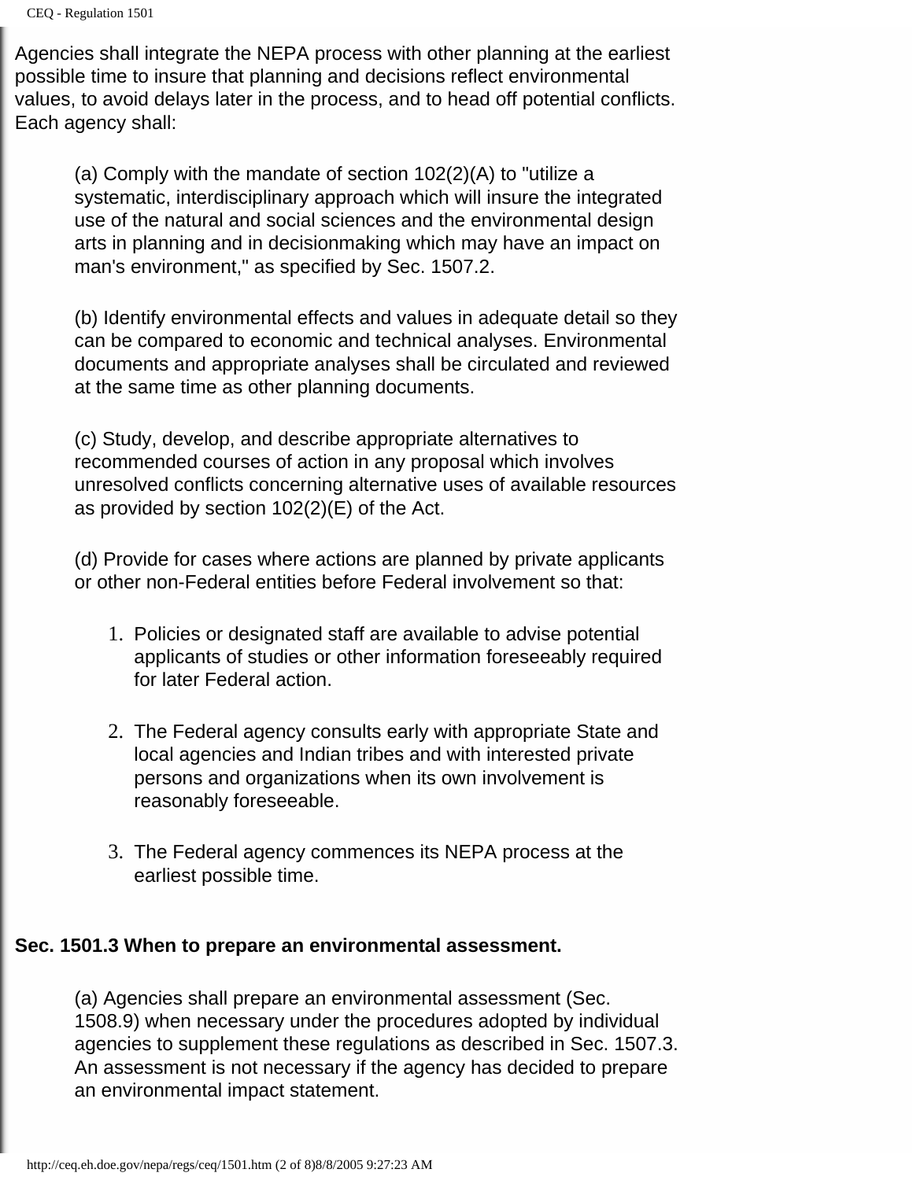Agencies shall integrate the NEPA process with other planning at the earliest possible time to insure that planning and decisions reflect environmental values, to avoid delays later in the process, and to head off potential conflicts. Each agency shall:

> (a) Comply with the mandate of section 102(2)(A) to "utilize a systematic, interdisciplinary approach which will insure the integrated use of the natural and social sciences and the environmental design arts in planning and in decisionmaking which may have an impact on man's environment," as specified by Sec. 1507.2.
>
> (b) Identify environmental effects and values in adequate detail so they can be compared to economic and technical analyses. Environmental documents and appropriate analyses shall be circulated and reviewed at the same time as other planning documents.
>
> (c) Study, develop, and describe appropriate alternatives to recommended courses of action in any proposal which involves unresolved conflicts concerning alternative uses of available resources as provided by section 102(2)(E) of the Act.
>
> (d) Provide for cases where actions are planned by private applicants or other non-Federal entities before Federal involvement so that:
>
> 1. Policies or designated staff are available to advise potential applicants of studies or other information foreseeably required for later Federal action.
> 2. The Federal agency consults early with appropriate State and local agencies and Indian tribes and with interested private persons and organizations when its own involvement is reasonably foreseeable.
> 3. The Federal agency commences its NEPA process at the earliest possible time.

**Sec. 1501.3 When to prepare an environmental assessment.**

> (a) Agencies shall prepare an environmental assessment (Sec. 1508.9) when necessary under the procedures adopted by individual agencies to supplement these regulations as described in Sec. 1507.3. An assessment is not necessary if the agency has decided to prepare an environmental impact statement.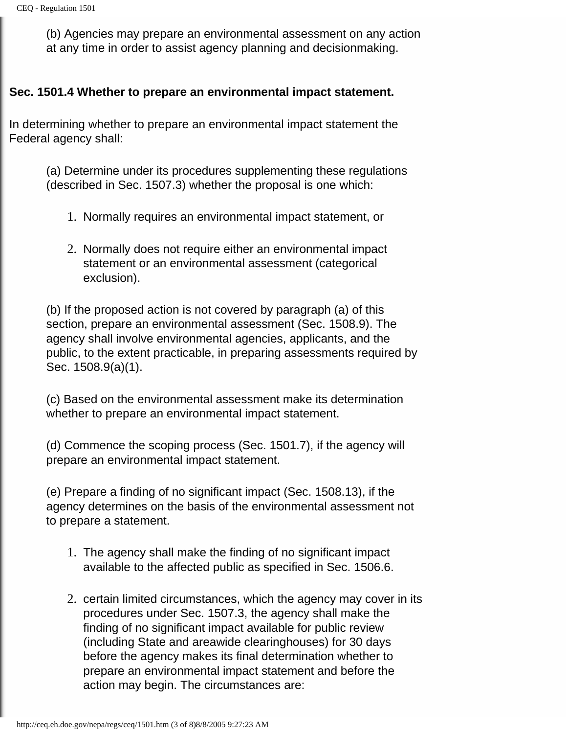(b) Agencies may prepare an environmental assessment on any action at any time in order to assist agency planning and decisionmaking.

**Sec. 1501.4 Whether to prepare an environmental impact statement.**

In determining whether to prepare an environmental impact statement the Federal agency shall:

(a) Determine under its procedures supplementing these regulations (described in Sec. 1507.3) whether the proposal is one which:

1. Normally requires an environmental impact statement, or
2. Normally does not require either an environmental impact statement or an environmental assessment (categorical exclusion).

(b) If the proposed action is not covered by paragraph (a) of this section, prepare an environmental assessment (Sec. 1508.9). The agency shall involve environmental agencies, applicants, and the public, to the extent practicable, in preparing assessments required by Sec. 1508.9(a)(1).

(c) Based on the environmental assessment make its determination whether to prepare an environmental impact statement.

(d) Commence the scoping process (Sec. 1501.7), if the agency will prepare an environmental impact statement.

(e) Prepare a finding of no significant impact (Sec. 1508.13), if the agency determines on the basis of the environmental assessment not to prepare a statement.

1. The agency shall make the finding of no significant impact available to the affected public as specified in Sec. 1506.6.
2. certain limited circumstances, which the agency may cover in its procedures under Sec. 1507.3, the agency shall make the finding of no significant impact available for public review (including State and areawide clearinghouses) for 30 days before the agency makes its final determination whether to prepare an environmental impact statement and before the action may begin. The circumstances are: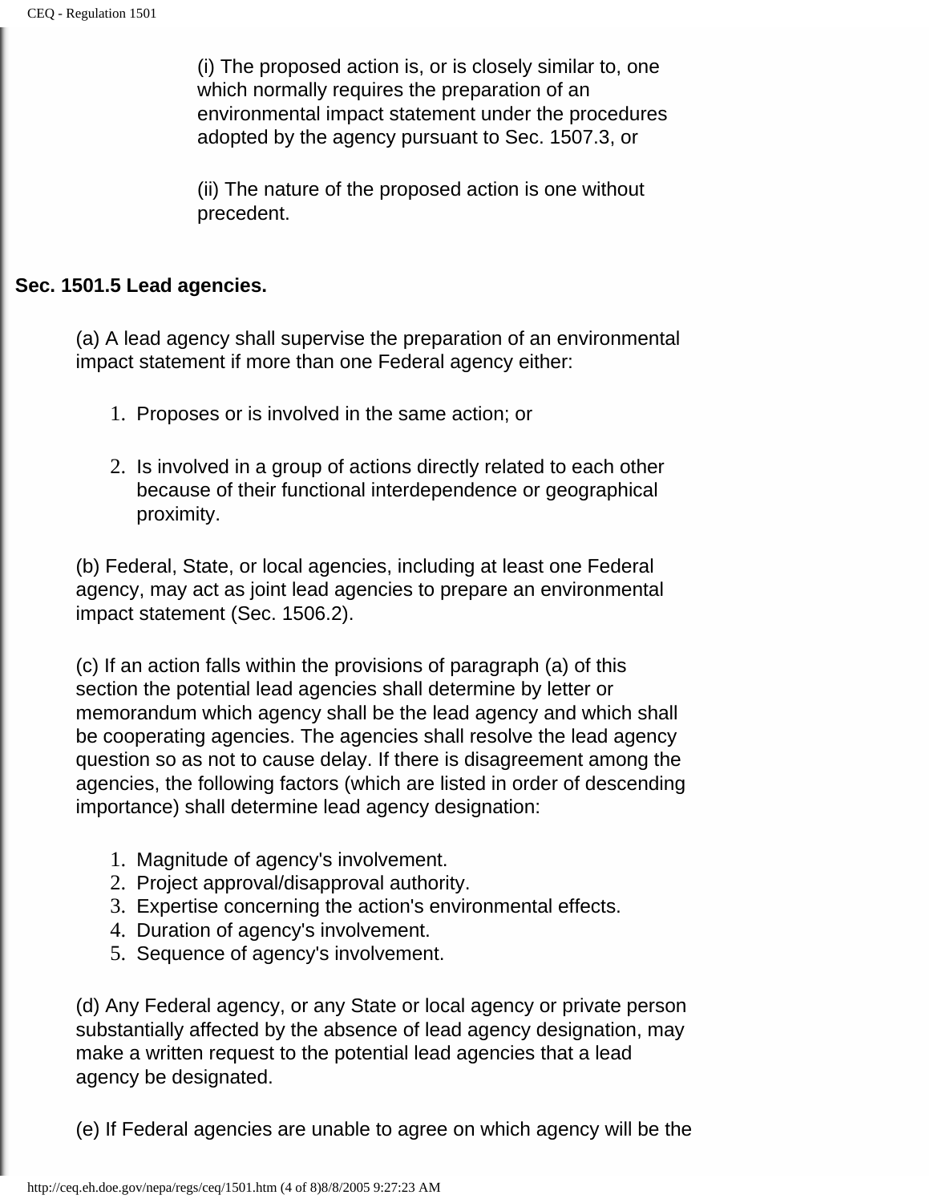(i) The proposed action is, or is closely similar to, one which normally requires the preparation of an environmental impact statement under the procedures adopted by the agency pursuant to Sec. 1507.3, or

(ii) The nature of the proposed action is one without precedent.

**Sec. 1501.5 Lead agencies.**

(a) A lead agency shall supervise the preparation of an environmental impact statement if more than one Federal agency either:

1. Proposes or is involved in the same action; or
2. Is involved in a group of actions directly related to each other because of their functional interdependence or geographical proximity.

(b) Federal, State, or local agencies, including at least one Federal agency, may act as joint lead agencies to prepare an environmental impact statement (Sec. 1506.2).

(c) If an action falls within the provisions of paragraph (a) of this section the potential lead agencies shall determine by letter or memorandum which agency shall be the lead agency and which shall be cooperating agencies. The agencies shall resolve the lead agency question so as not to cause delay. If there is disagreement among the agencies, the following factors (which are listed in order of descending importance) shall determine lead agency designation:

1. Magnitude of agency's involvement.
2. Project approval/disapproval authority.
3. Expertise concerning the action's environmental effects.
4. Duration of agency's involvement.
5. Sequence of agency's involvement.

(d) Any Federal agency, or any State or local agency or private person substantially affected by the absence of lead agency designation, may make a written request to the potential lead agencies that a lead agency be designated.

(e) If Federal agencies are unable to agree on which agency will be the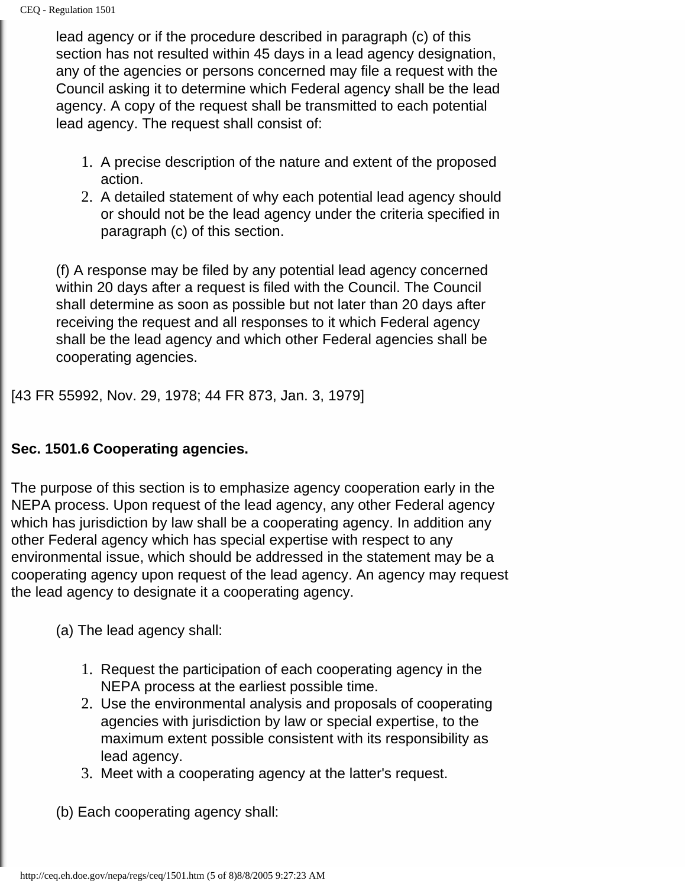lead agency or if the procedure described in paragraph (c) of this section has not resulted within 45 days in a lead agency designation, any of the agencies or persons concerned may file a request with the Council asking it to determine which Federal agency shall be the lead agency. A copy of the request shall be transmitted to each potential lead agency. The request shall consist of:

1. A precise description of the nature and extent of the proposed action.
2. A detailed statement of why each potential lead agency should or should not be the lead agency under the criteria specified in paragraph (c) of this section.

(f) A response may be filed by any potential lead agency concerned within 20 days after a request is filed with the Council. The Council shall determine as soon as possible but not later than 20 days after receiving the request and all responses to it which Federal agency shall be the lead agency and which other Federal agencies shall be cooperating agencies.

[43 FR 55992, Nov. 29, 1978; 44 FR 873, Jan. 3, 1979]

**Sec. 1501.6 Cooperating agencies.**

The purpose of this section is to emphasize agency cooperation early in the NEPA process. Upon request of the lead agency, any other Federal agency which has jurisdiction by law shall be a cooperating agency. In addition any other Federal agency which has special expertise with respect to any environmental issue, which should be addressed in the statement may be a cooperating agency upon request of the lead agency. An agency may request the lead agency to designate it a cooperating agency.

(a) The lead agency shall:

1. Request the participation of each cooperating agency in the NEPA process at the earliest possible time.
2. Use the environmental analysis and proposals of cooperating agencies with jurisdiction by law or special expertise, to the maximum extent possible consistent with its responsibility as lead agency.
3. Meet with a cooperating agency at the latter's request.

(b) Each cooperating agency shall: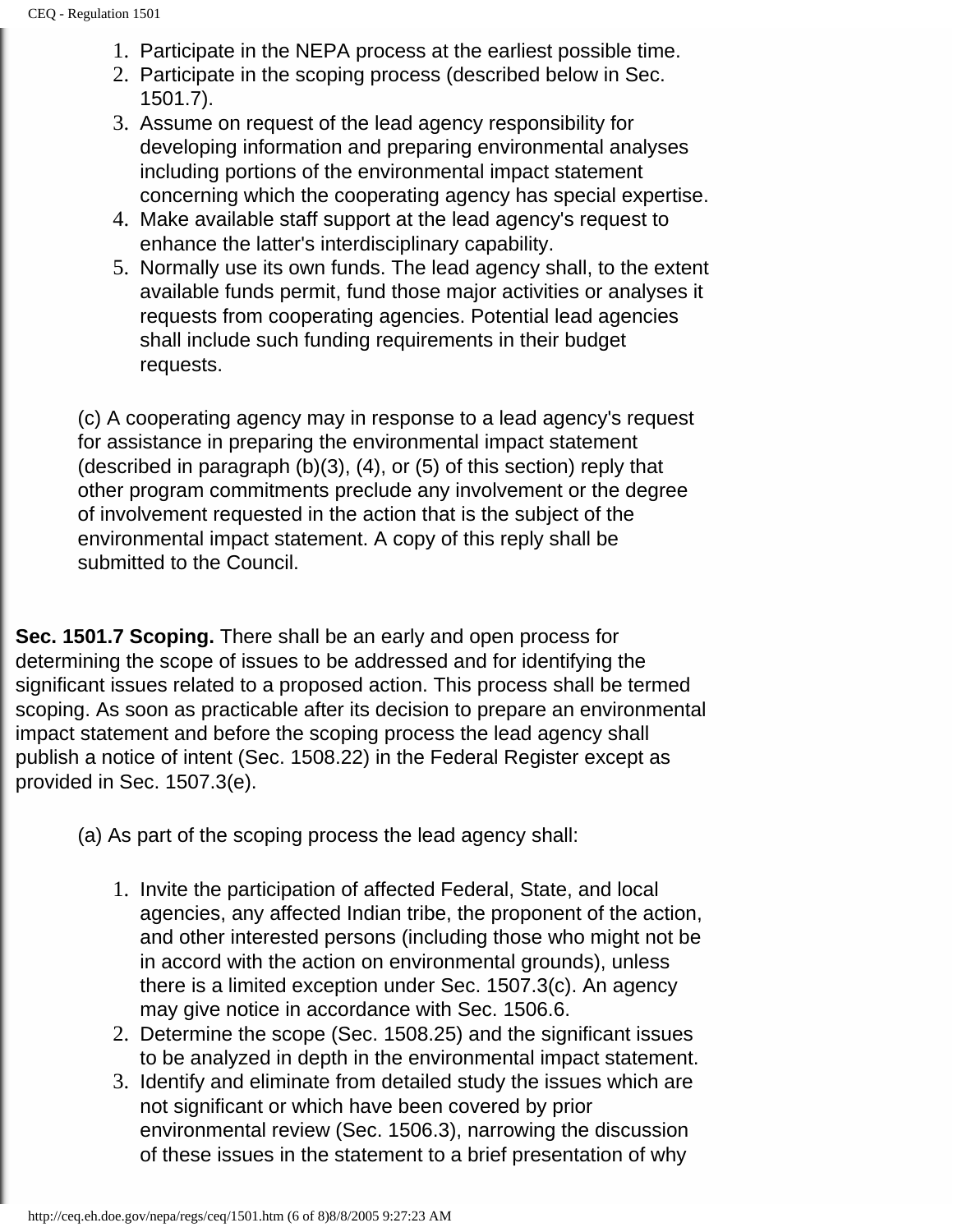1. Participate in the NEPA process at the earliest possible time.
2. Participate in the scoping process (described below in Sec. 1501.7).
3. Assume on request of the lead agency responsibility for developing information and preparing environmental analyses including portions of the environmental impact statement concerning which the cooperating agency has special expertise.
4. Make available staff support at the lead agency's request to enhance the latter's interdisciplinary capability.
5. Normally use its own funds. The lead agency shall, to the extent available funds permit, fund those major activities or analyses it requests from cooperating agencies. Potential lead agencies shall include such funding requirements in their budget requests.

(c) A cooperating agency may in response to a lead agency's request for assistance in preparing the environmental impact statement (described in paragraph (b)(3), (4), or (5) of this section) reply that other program commitments preclude any involvement or the degree of involvement requested in the action that is the subject of the environmental impact statement. A copy of this reply shall be submitted to the Council.

**Sec. 1501.7 Scoping.** There shall be an early and open process for determining the scope of issues to be addressed and for identifying the significant issues related to a proposed action. This process shall be termed scoping. As soon as practicable after its decision to prepare an environmental impact statement and before the scoping process the lead agency shall publish a notice of intent (Sec. 1508.22) in the Federal Register except as provided in Sec. 1507.3(e).

(a) As part of the scoping process the lead agency shall:

1. Invite the participation of affected Federal, State, and local agencies, any affected Indian tribe, the proponent of the action, and other interested persons (including those who might not be in accord with the action on environmental grounds), unless there is a limited exception under Sec. 1507.3(c). An agency may give notice in accordance with Sec. 1506.6.
2. Determine the scope (Sec. 1508.25) and the significant issues to be analyzed in depth in the environmental impact statement.
3. Identify and eliminate from detailed study the issues which are not significant or which have been covered by prior environmental review (Sec. 1506.3), narrowing the discussion of these issues in the statement to a brief presentation of why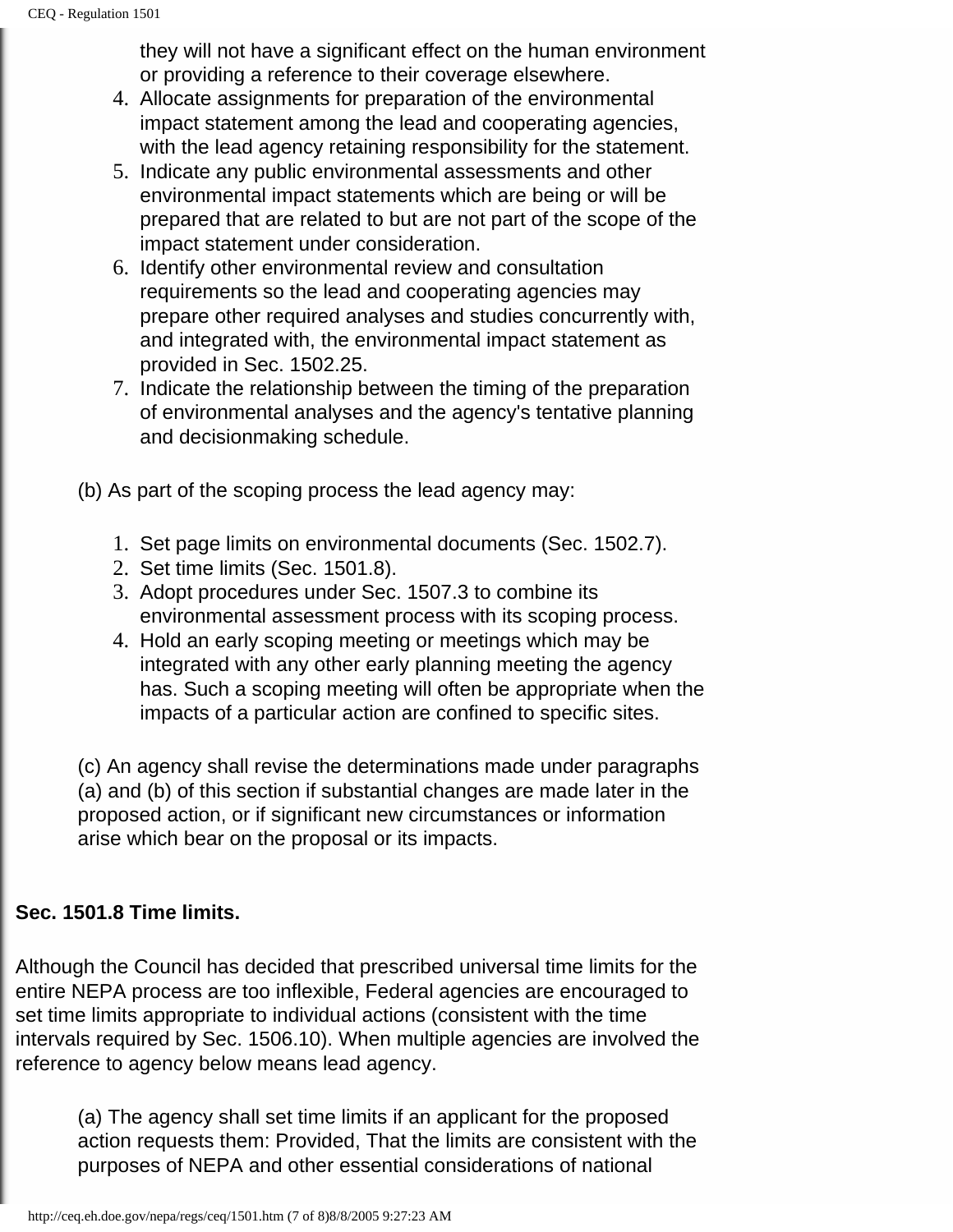they will not have a significant effect on the human environment or providing a reference to their coverage elsewhere.

4. Allocate assignments for preparation of the environmental impact statement among the lead and cooperating agencies, with the lead agency retaining responsibility for the statement.
5. Indicate any public environmental assessments and other environmental impact statements which are being or will be prepared that are related to but are not part of the scope of the impact statement under consideration.
6. Identify other environmental review and consultation requirements so the lead and cooperating agencies may prepare other required analyses and studies concurrently with, and integrated with, the environmental impact statement as provided in Sec. 1502.25.
7. Indicate the relationship between the timing of the preparation of environmental analyses and the agency's tentative planning and decisionmaking schedule.

(b) As part of the scoping process the lead agency may:

1. Set page limits on environmental documents (Sec. 1502.7).
2. Set time limits (Sec. 1501.8).
3. Adopt procedures under Sec. 1507.3 to combine its environmental assessment process with its scoping process.
4. Hold an early scoping meeting or meetings which may be integrated with any other early planning meeting the agency has. Such a scoping meeting will often be appropriate when the impacts of a particular action are confined to specific sites.

(c) An agency shall revise the determinations made under paragraphs (a) and (b) of this section if substantial changes are made later in the proposed action, or if significant new circumstances or information arise which bear on the proposal or its impacts.

**Sec. 1501.8 Time limits.**

Although the Council has decided that prescribed universal time limits for the entire NEPA process are too inflexible, Federal agencies are encouraged to set time limits appropriate to individual actions (consistent with the time intervals required by Sec. 1506.10). When multiple agencies are involved the reference to agency below means lead agency.

(a) The agency shall set time limits if an applicant for the proposed action requests them: Provided, That the limits are consistent with the purposes of NEPA and other essential considerations of national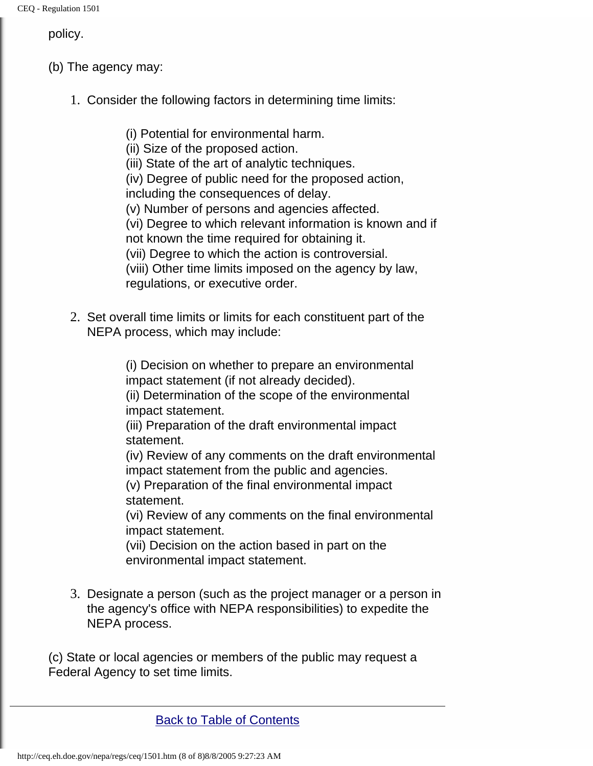policy.

(b) The agency may:

1. Consider the following factors in determining time limits:

    (i) Potential for environmental harm.
    (ii) Size of the proposed action.
    (iii) State of the art of analytic techniques.
    (iv) Degree of public need for the proposed action, including the consequences of delay.
    (v) Number of persons and agencies affected.
    (vi) Degree to which relevant information is known and if not known the time required for obtaining it.
    (vii) Degree to which the action is controversial.
    (viii) Other time limits imposed on the agency by law, regulations, or executive order.

2. Set overall time limits or limits for each constituent part of the NEPA process, which may include:

    (i) Decision on whether to prepare an environmental impact statement (if not already decided).
    (ii) Determination of the scope of the environmental impact statement.
    (iii) Preparation of the draft environmental impact statement.
    (iv) Review of any comments on the draft environmental impact statement from the public and agencies.
    (v) Preparation of the final environmental impact statement.
    (vi) Review of any comments on the final environmental impact statement.
    (vii) Decision on the action based in part on the environmental impact statement.

3. Designate a person (such as the project manager or a person in the agency's office with NEPA responsibilities) to expedite the NEPA process.

(c) State or local agencies or members of the public may request a Federal Agency to set time limits.

---

Back to Table of Contents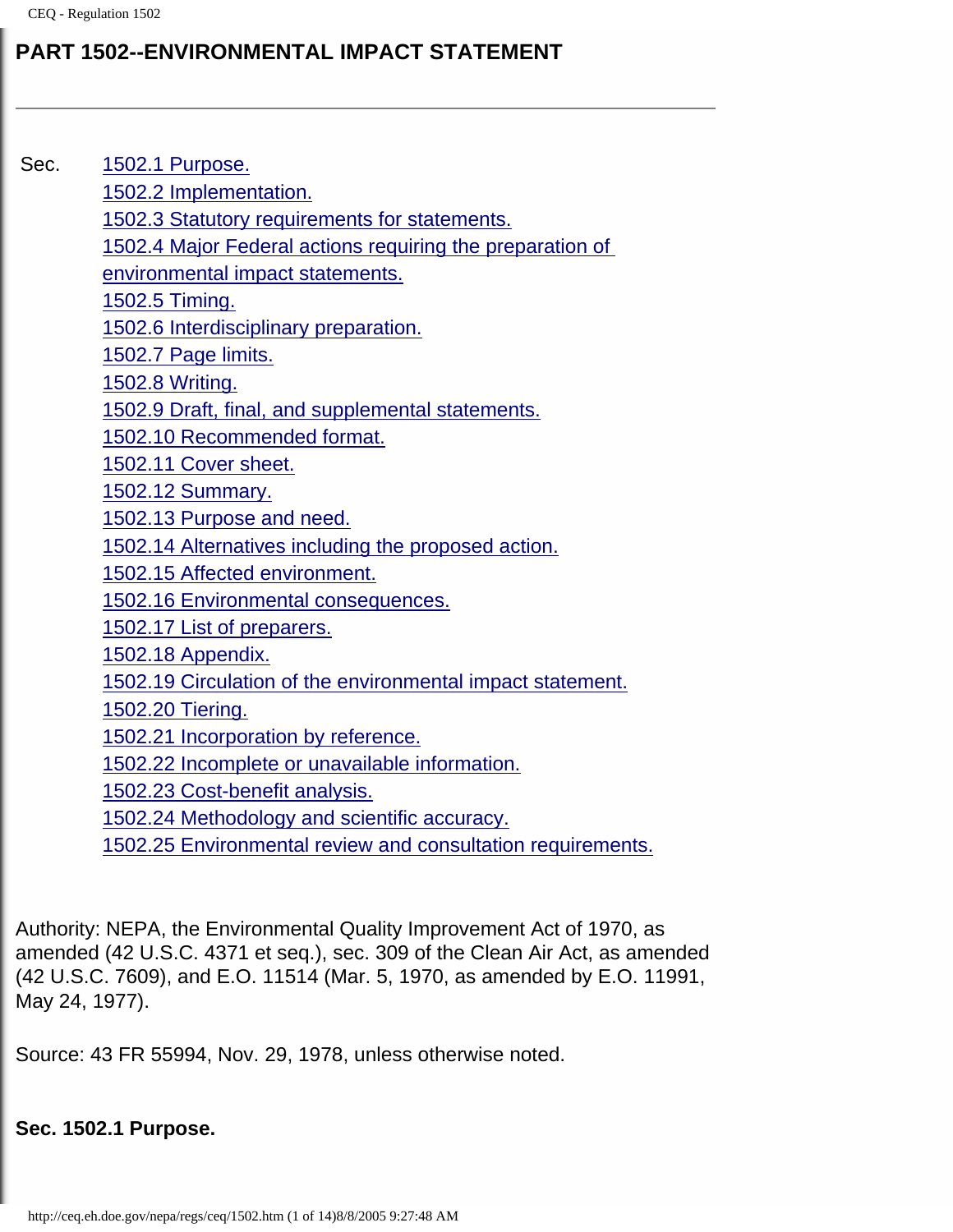# PART 1502--ENVIRONMENTAL IMPACT STATEMENT

---

Sec.
- 1502.1 Purpose.
- 1502.2 Implementation.
- 1502.3 Statutory requirements for statements.
- 1502.4 Major Federal actions requiring the preparation of environmental impact statements.
- 1502.5 Timing.
- 1502.6 Interdisciplinary preparation.
- 1502.7 Page limits.
- 1502.8 Writing.
- 1502.9 Draft, final, and supplemental statements.
- 1502.10 Recommended format.
- 1502.11 Cover sheet.
- 1502.12 Summary.
- 1502.13 Purpose and need.
- 1502.14 Alternatives including the proposed action.
- 1502.15 Affected environment.
- 1502.16 Environmental consequences.
- 1502.17 List of preparers.
- 1502.18 Appendix.
- 1502.19 Circulation of the environmental impact statement.
- 1502.20 Tiering.
- 1502.21 Incorporation by reference.
- 1502.22 Incomplete or unavailable information.
- 1502.23 Cost-benefit analysis.
- 1502.24 Methodology and scientific accuracy.
- 1502.25 Environmental review and consultation requirements.

Authority: NEPA, the Environmental Quality Improvement Act of 1970, as amended (42 U.S.C. 4371 et seq.), sec. 309 of the Clean Air Act, as amended (42 U.S.C. 7609), and E.O. 11514 (Mar. 5, 1970, as amended by E.O. 11991, May 24, 1977).

Source: 43 FR 55994, Nov. 29, 1978, unless otherwise noted.

**Sec. 1502.1 Purpose.**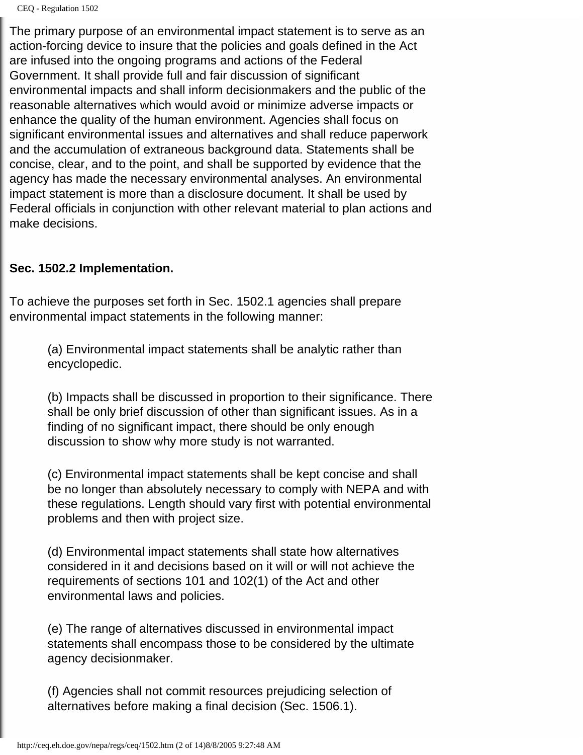The primary purpose of an environmental impact statement is to serve as an action-forcing device to insure that the policies and goals defined in the Act are infused into the ongoing programs and actions of the Federal Government. It shall provide full and fair discussion of significant environmental impacts and shall inform decisionmakers and the public of the reasonable alternatives which would avoid or minimize adverse impacts or enhance the quality of the human environment. Agencies shall focus on significant environmental issues and alternatives and shall reduce paperwork and the accumulation of extraneous background data. Statements shall be concise, clear, and to the point, and shall be supported by evidence that the agency has made the necessary environmental analyses. An environmental impact statement is more than a disclosure document. It shall be used by Federal officials in conjunction with other relevant material to plan actions and make decisions.

**Sec. 1502.2 Implementation.**

To achieve the purposes set forth in Sec. 1502.1 agencies shall prepare environmental impact statements in the following manner:

(a) Environmental impact statements shall be analytic rather than encyclopedic.

(b) Impacts shall be discussed in proportion to their significance. There shall be only brief discussion of other than significant issues. As in a finding of no significant impact, there should be only enough discussion to show why more study is not warranted.

(c) Environmental impact statements shall be kept concise and shall be no longer than absolutely necessary to comply with NEPA and with these regulations. Length should vary first with potential environmental problems and then with project size.

(d) Environmental impact statements shall state how alternatives considered in it and decisions based on it will or will not achieve the requirements of sections 101 and 102(1) of the Act and other environmental laws and policies.

(e) The range of alternatives discussed in environmental impact statements shall encompass those to be considered by the ultimate agency decisionmaker.

(f) Agencies shall not commit resources prejudicing selection of alternatives before making a final decision (Sec. 1506.1).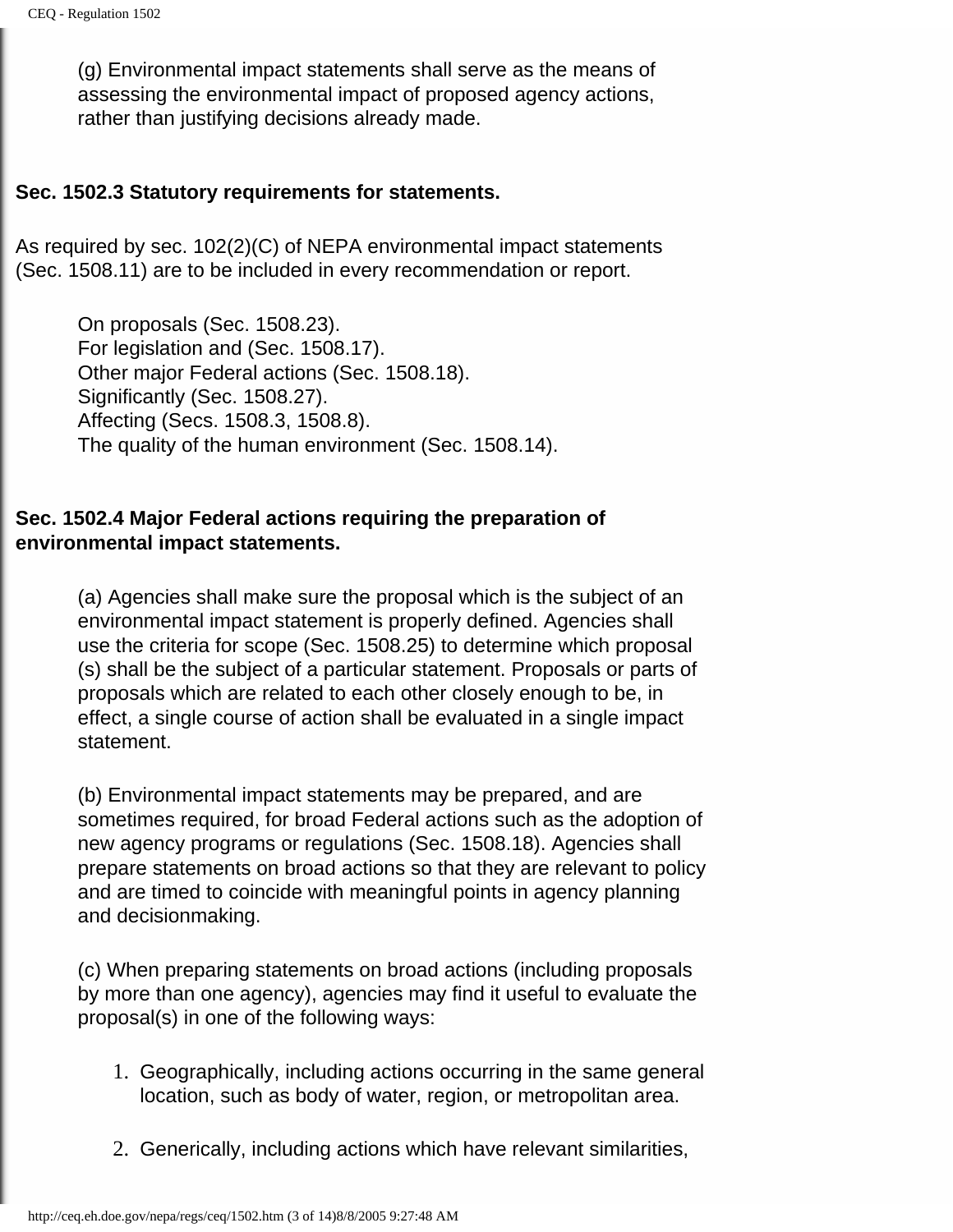(g) Environmental impact statements shall serve as the means of assessing the environmental impact of proposed agency actions, rather than justifying decisions already made.

**Sec. 1502.3 Statutory requirements for statements.**

As required by sec. 102(2)(C) of NEPA environmental impact statements (Sec. 1508.11) are to be included in every recommendation or report.

On proposals (Sec. 1508.23).
For legislation and (Sec. 1508.17).
Other major Federal actions (Sec. 1508.18).
Significantly (Sec. 1508.27).
Affecting (Secs. 1508.3, 1508.8).
The quality of the human environment (Sec. 1508.14).

**Sec. 1502.4 Major Federal actions requiring the preparation of environmental impact statements.**

(a) Agencies shall make sure the proposal which is the subject of an environmental impact statement is properly defined. Agencies shall use the criteria for scope (Sec. 1508.25) to determine which proposal (s) shall be the subject of a particular statement. Proposals or parts of proposals which are related to each other closely enough to be, in effect, a single course of action shall be evaluated in a single impact statement.

(b) Environmental impact statements may be prepared, and are sometimes required, for broad Federal actions such as the adoption of new agency programs or regulations (Sec. 1508.18). Agencies shall prepare statements on broad actions so that they are relevant to policy and are timed to coincide with meaningful points in agency planning and decisionmaking.

(c) When preparing statements on broad actions (including proposals by more than one agency), agencies may find it useful to evaluate the proposal(s) in one of the following ways:

1. Geographically, including actions occurring in the same general location, such as body of water, region, or metropolitan area.

2. Generically, including actions which have relevant similarities,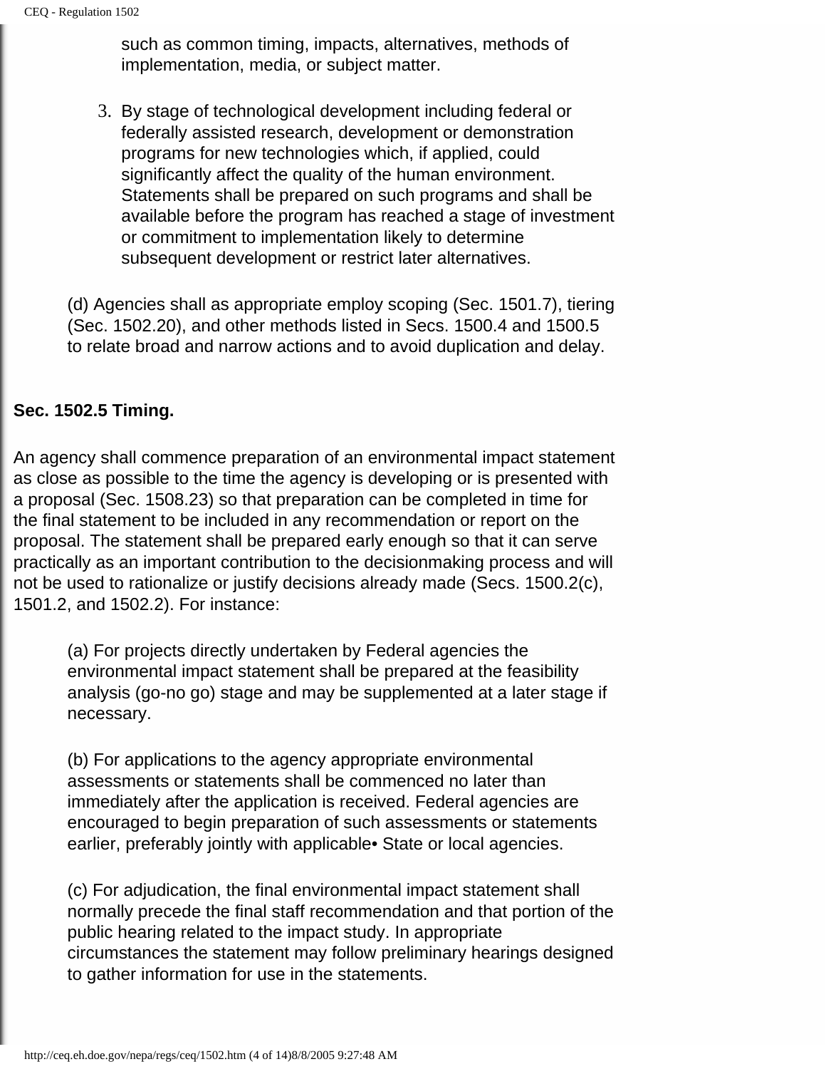such as common timing, impacts, alternatives, methods of implementation, media, or subject matter.

3. By stage of technological development including federal or federally assisted research, development or demonstration programs for new technologies which, if applied, could significantly affect the quality of the human environment. Statements shall be prepared on such programs and shall be available before the program has reached a stage of investment or commitment to implementation likely to determine subsequent development or restrict later alternatives.

(d) Agencies shall as appropriate employ scoping (Sec. 1501.7), tiering (Sec. 1502.20), and other methods listed in Secs. 1500.4 and 1500.5 to relate broad and narrow actions and to avoid duplication and delay.

**Sec. 1502.5 Timing.**

An agency shall commence preparation of an environmental impact statement as close as possible to the time the agency is developing or is presented with a proposal (Sec. 1508.23) so that preparation can be completed in time for the final statement to be included in any recommendation or report on the proposal. The statement shall be prepared early enough so that it can serve practically as an important contribution to the decisionmaking process and will not be used to rationalize or justify decisions already made (Secs. 1500.2(c), 1501.2, and 1502.2). For instance:

(a) For projects directly undertaken by Federal agencies the environmental impact statement shall be prepared at the feasibility analysis (go-no go) stage and may be supplemented at a later stage if necessary.

(b) For applications to the agency appropriate environmental assessments or statements shall be commenced no later than immediately after the application is received. Federal agencies are encouraged to begin preparation of such assessments or statements earlier, preferably jointly with applicable• State or local agencies.

(c) For adjudication, the final environmental impact statement shall normally precede the final staff recommendation and that portion of the public hearing related to the impact study. In appropriate circumstances the statement may follow preliminary hearings designed to gather information for use in the statements.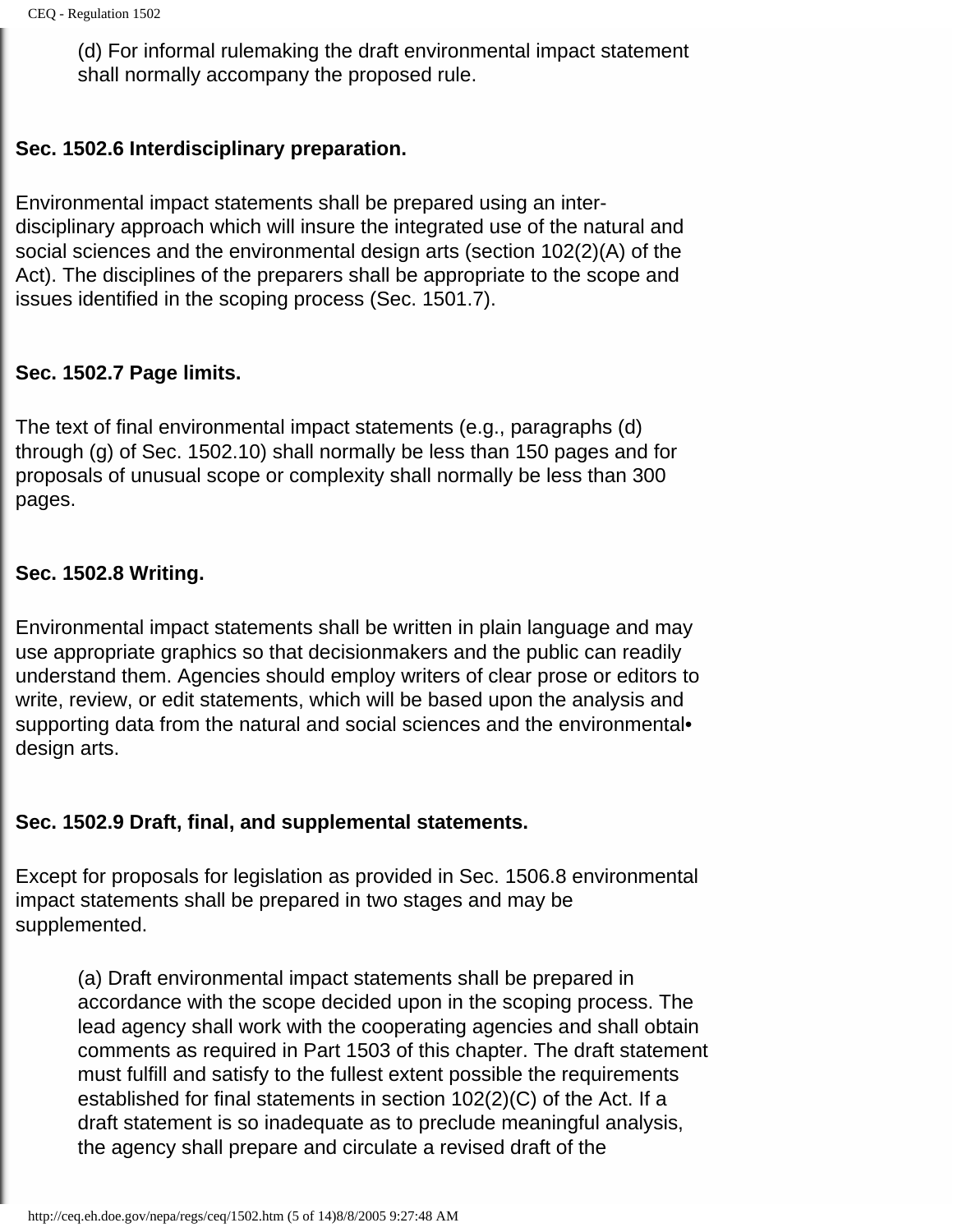(d) For informal rulemaking the draft environmental impact statement shall normally accompany the proposed rule.

### Sec. 1502.6 Interdisciplinary preparation.

Environmental impact statements shall be prepared using an inter-disciplinary approach which will insure the integrated use of the natural and social sciences and the environmental design arts (section 102(2)(A) of the Act). The disciplines of the preparers shall be appropriate to the scope and issues identified in the scoping process (Sec. 1501.7).

### Sec. 1502.7 Page limits.

The text of final environmental impact statements (e.g., paragraphs (d) through (g) of Sec. 1502.10) shall normally be less than 150 pages and for proposals of unusual scope or complexity shall normally be less than 300 pages.

### Sec. 1502.8 Writing.

Environmental impact statements shall be written in plain language and may use appropriate graphics so that decisionmakers and the public can readily understand them. Agencies should employ writers of clear prose or editors to write, review, or edit statements, which will be based upon the analysis and supporting data from the natural and social sciences and the environmental• design arts.

### Sec. 1502.9 Draft, final, and supplemental statements.

Except for proposals for legislation as provided in Sec. 1506.8 environmental impact statements shall be prepared in two stages and may be supplemented.

(a) Draft environmental impact statements shall be prepared in accordance with the scope decided upon in the scoping process. The lead agency shall work with the cooperating agencies and shall obtain comments as required in Part 1503 of this chapter. The draft statement must fulfill and satisfy to the fullest extent possible the requirements established for final statements in section 102(2)(C) of the Act. If a draft statement is so inadequate as to preclude meaningful analysis, the agency shall prepare and circulate a revised draft of the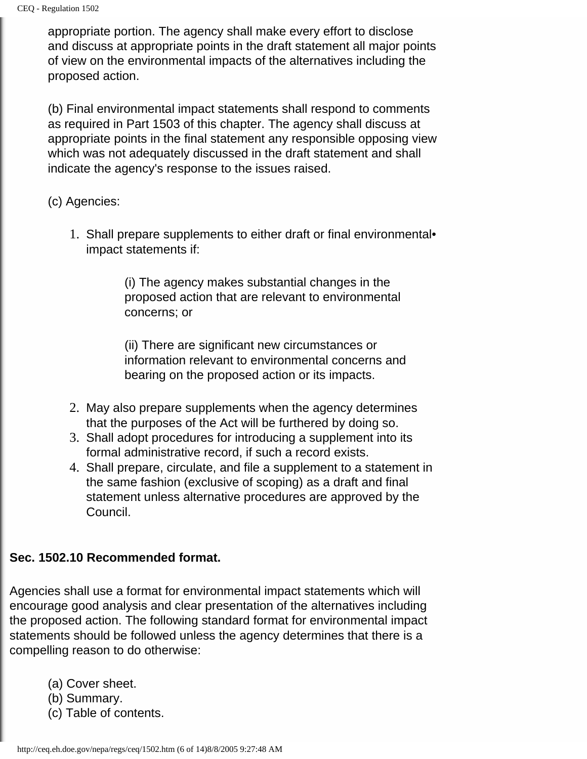appropriate portion. The agency shall make every effort to disclose and discuss at appropriate points in the draft statement all major points of view on the environmental impacts of the alternatives including the proposed action.

(b) Final environmental impact statements shall respond to comments as required in Part 1503 of this chapter. The agency shall discuss at appropriate points in the final statement any responsible opposing view which was not adequately discussed in the draft statement and shall indicate the agency's response to the issues raised.

(c) Agencies:

1. Shall prepare supplements to either draft or final environmental impact statements if:

   (i) The agency makes substantial changes in the proposed action that are relevant to environmental concerns; or

   (ii) There are significant new circumstances or information relevant to environmental concerns and bearing on the proposed action or its impacts.

2. May also prepare supplements when the agency determines that the purposes of the Act will be furthered by doing so.
3. Shall adopt procedures for introducing a supplement into its formal administrative record, if such a record exists.
4. Shall prepare, circulate, and file a supplement to a statement in the same fashion (exclusive of scoping) as a draft and final statement unless alternative procedures are approved by the Council.

**Sec. 1502.10 Recommended format.**

Agencies shall use a format for environmental impact statements which will encourage good analysis and clear presentation of the alternatives including the proposed action. The following standard format for environmental impact statements should be followed unless the agency determines that there is a compelling reason to do otherwise:

(a) Cover sheet.
(b) Summary.
(c) Table of contents.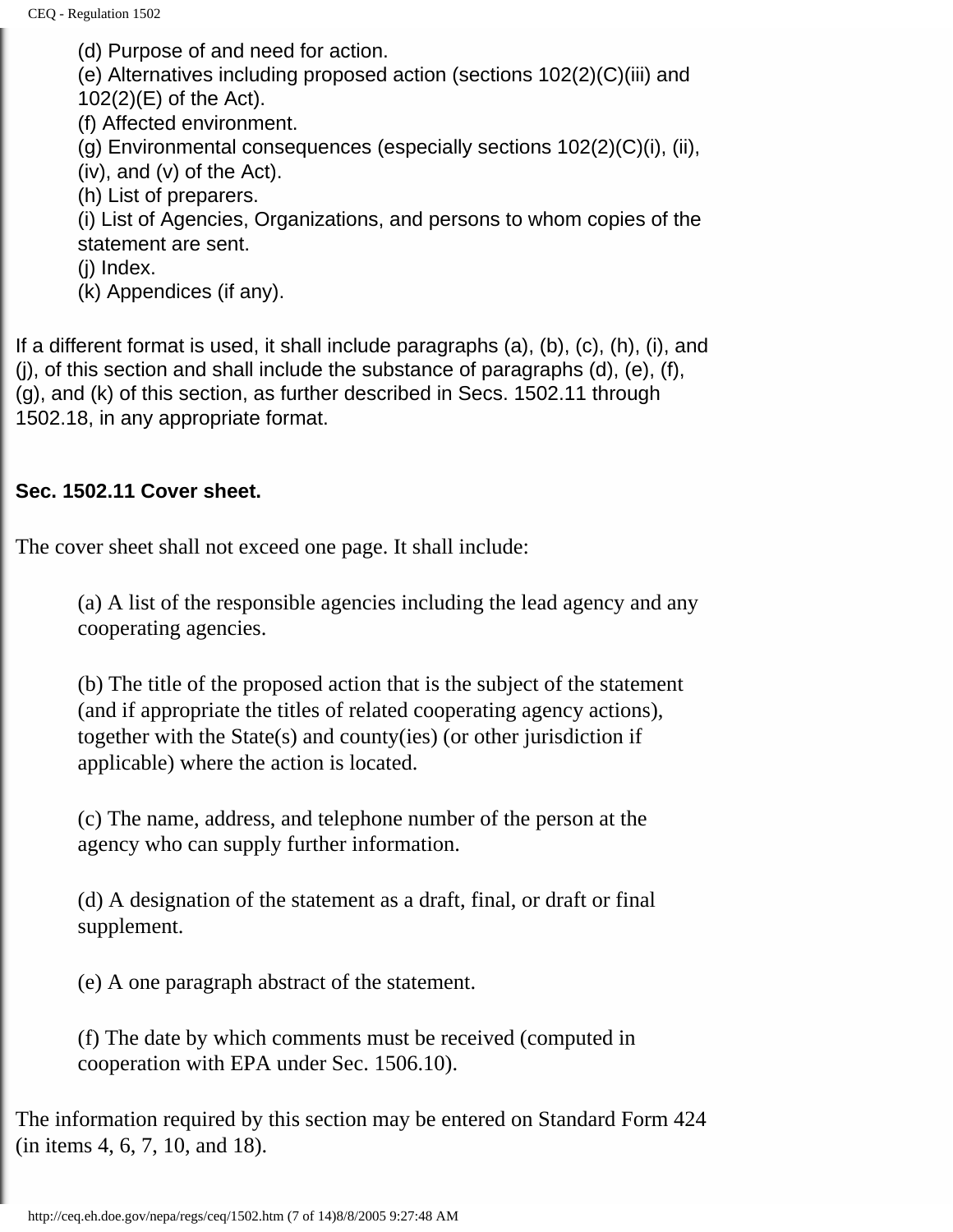(d) Purpose of and need for action.  
(e) Alternatives including proposed action (sections 102(2)(C)(iii) and 102(2)(E) of the Act).  
(f) Affected environment.  
(g) Environmental consequences (especially sections 102(2)(C)(i), (ii), (iv), and (v) of the Act).  
(h) List of preparers.  
(i) List of Agencies, Organizations, and persons to whom copies of the statement are sent.  
(j) Index.  
(k) Appendices (if any).

If a different format is used, it shall include paragraphs (a), (b), (c), (h), (i), and (j), of this section and shall include the substance of paragraphs (d), (e), (f), (g), and (k) of this section, as further described in Secs. 1502.11 through 1502.18, in any appropriate format.

**Sec. 1502.11 Cover sheet.**

The cover sheet shall not exceed one page. It shall include:

(a) A list of the responsible agencies including the lead agency and any cooperating agencies.

(b) The title of the proposed action that is the subject of the statement (and if appropriate the titles of related cooperating agency actions), together with the State(s) and county(ies) (or other jurisdiction if applicable) where the action is located.

(c) The name, address, and telephone number of the person at the agency who can supply further information.

(d) A designation of the statement as a draft, final, or draft or final supplement.

(e) A one paragraph abstract of the statement.

(f) The date by which comments must be received (computed in cooperation with EPA under Sec. 1506.10).

The information required by this section may be entered on Standard Form 424 (in items 4, 6, 7, 10, and 18).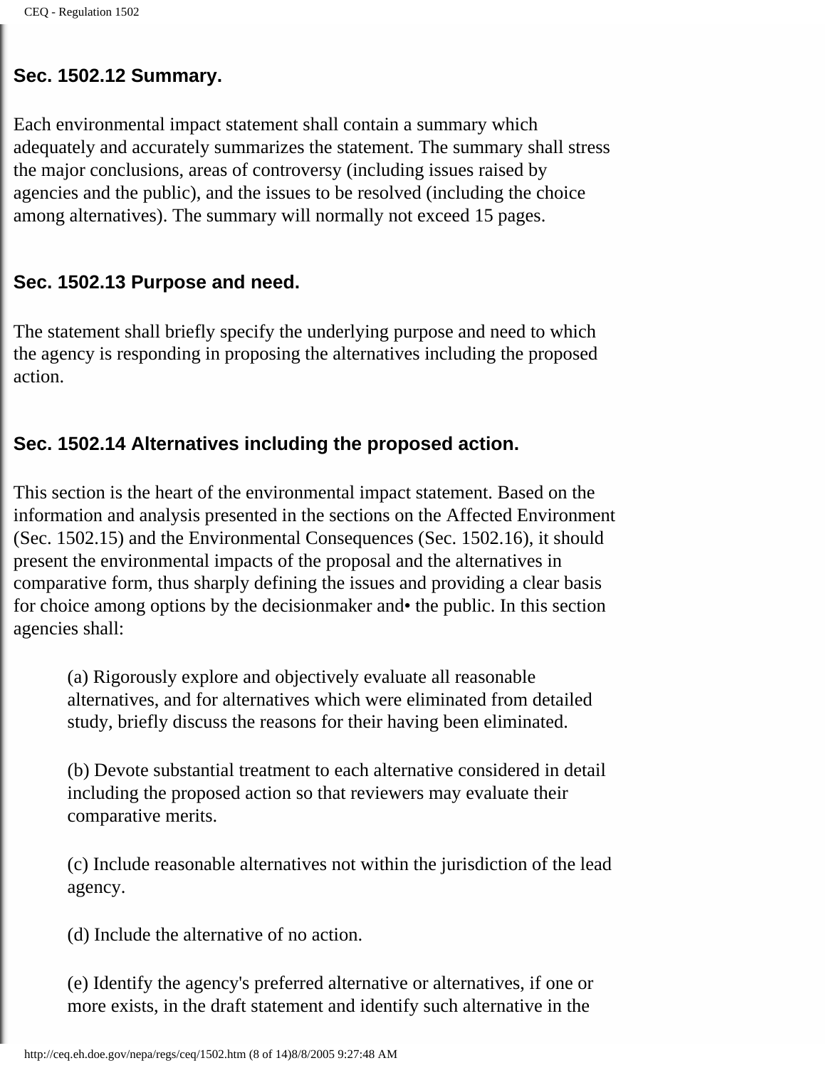### Sec. 1502.12 Summary.

Each environmental impact statement shall contain a summary which adequately and accurately summarizes the statement. The summary shall stress the major conclusions, areas of controversy (including issues raised by agencies and the public), and the issues to be resolved (including the choice among alternatives). The summary will normally not exceed 15 pages.

### Sec. 1502.13 Purpose and need.

The statement shall briefly specify the underlying purpose and need to which the agency is responding in proposing the alternatives including the proposed action.

### Sec. 1502.14 Alternatives including the proposed action.

This section is the heart of the environmental impact statement. Based on the information and analysis presented in the sections on the Affected Environment (Sec. 1502.15) and the Environmental Consequences (Sec. 1502.16), it should present the environmental impacts of the proposal and the alternatives in comparative form, thus sharply defining the issues and providing a clear basis for choice among options by the decisionmaker and• the public. In this section agencies shall:

(a) Rigorously explore and objectively evaluate all reasonable alternatives, and for alternatives which were eliminated from detailed study, briefly discuss the reasons for their having been eliminated.

(b) Devote substantial treatment to each alternative considered in detail including the proposed action so that reviewers may evaluate their comparative merits.

(c) Include reasonable alternatives not within the jurisdiction of the lead agency.

(d) Include the alternative of no action.

(e) Identify the agency's preferred alternative or alternatives, if one or more exists, in the draft statement and identify such alternative in the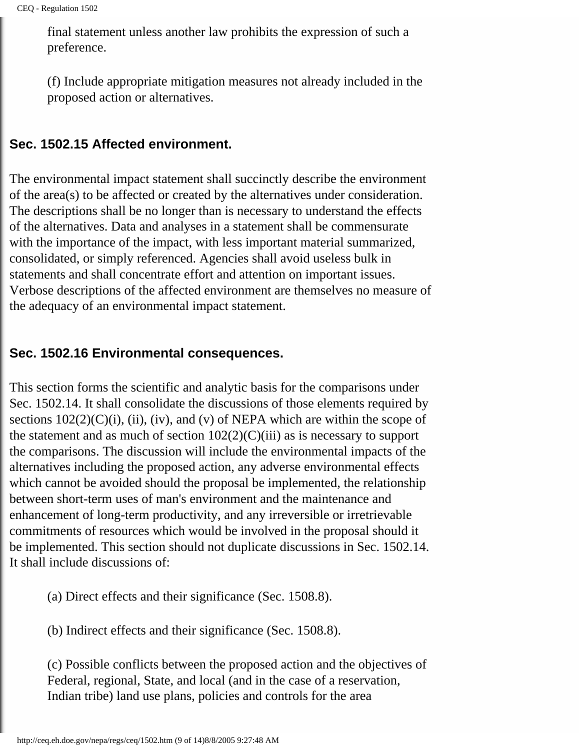final statement unless another law prohibits the expression of such a preference.

(f) Include appropriate mitigation measures not already included in the proposed action or alternatives.

### Sec. 1502.15 Affected environment.

The environmental impact statement shall succinctly describe the environment of the area(s) to be affected or created by the alternatives under consideration. The descriptions shall be no longer than is necessary to understand the effects of the alternatives. Data and analyses in a statement shall be commensurate with the importance of the impact, with less important material summarized, consolidated, or simply referenced. Agencies shall avoid useless bulk in statements and shall concentrate effort and attention on important issues. Verbose descriptions of the affected environment are themselves no measure of the adequacy of an environmental impact statement.

### Sec. 1502.16 Environmental consequences.

This section forms the scientific and analytic basis for the comparisons under Sec. 1502.14. It shall consolidate the discussions of those elements required by sections 102(2)(C)(i), (ii), (iv), and (v) of NEPA which are within the scope of the statement and as much of section 102(2)(C)(iii) as is necessary to support the comparisons. The discussion will include the environmental impacts of the alternatives including the proposed action, any adverse environmental effects which cannot be avoided should the proposal be implemented, the relationship between short-term uses of man's environment and the maintenance and enhancement of long-term productivity, and any irreversible or irretrievable commitments of resources which would be involved in the proposal should it be implemented. This section should not duplicate discussions in Sec. 1502.14. It shall include discussions of:

(a) Direct effects and their significance (Sec. 1508.8).

(b) Indirect effects and their significance (Sec. 1508.8).

(c) Possible conflicts between the proposed action and the objectives of Federal, regional, State, and local (and in the case of a reservation, Indian tribe) land use plans, policies and controls for the area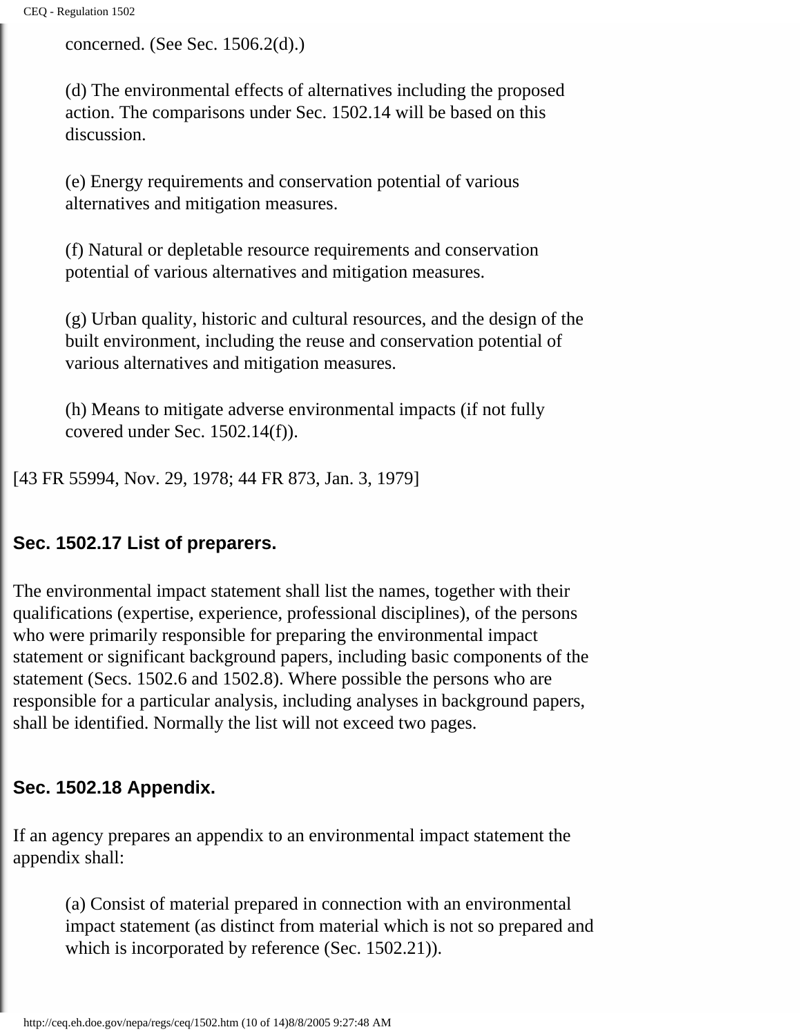concerned. (See Sec. 1506.2(d).)

(d) The environmental effects of alternatives including the proposed action. The comparisons under Sec. 1502.14 will be based on this discussion.

(e) Energy requirements and conservation potential of various alternatives and mitigation measures.

(f) Natural or depletable resource requirements and conservation potential of various alternatives and mitigation measures.

(g) Urban quality, historic and cultural resources, and the design of the built environment, including the reuse and conservation potential of various alternatives and mitigation measures.

(h) Means to mitigate adverse environmental impacts (if not fully covered under Sec. 1502.14(f)).

[43 FR 55994, Nov. 29, 1978; 44 FR 873, Jan. 3, 1979]

### Sec. 1502.17 List of preparers.

The environmental impact statement shall list the names, together with their qualifications (expertise, experience, professional disciplines), of the persons who were primarily responsible for preparing the environmental impact statement or significant background papers, including basic components of the statement (Secs. 1502.6 and 1502.8). Where possible the persons who are responsible for a particular analysis, including analyses in background papers, shall be identified. Normally the list will not exceed two pages.

### Sec. 1502.18 Appendix.

If an agency prepares an appendix to an environmental impact statement the appendix shall:

(a) Consist of material prepared in connection with an environmental impact statement (as distinct from material which is not so prepared and which is incorporated by reference (Sec. 1502.21)).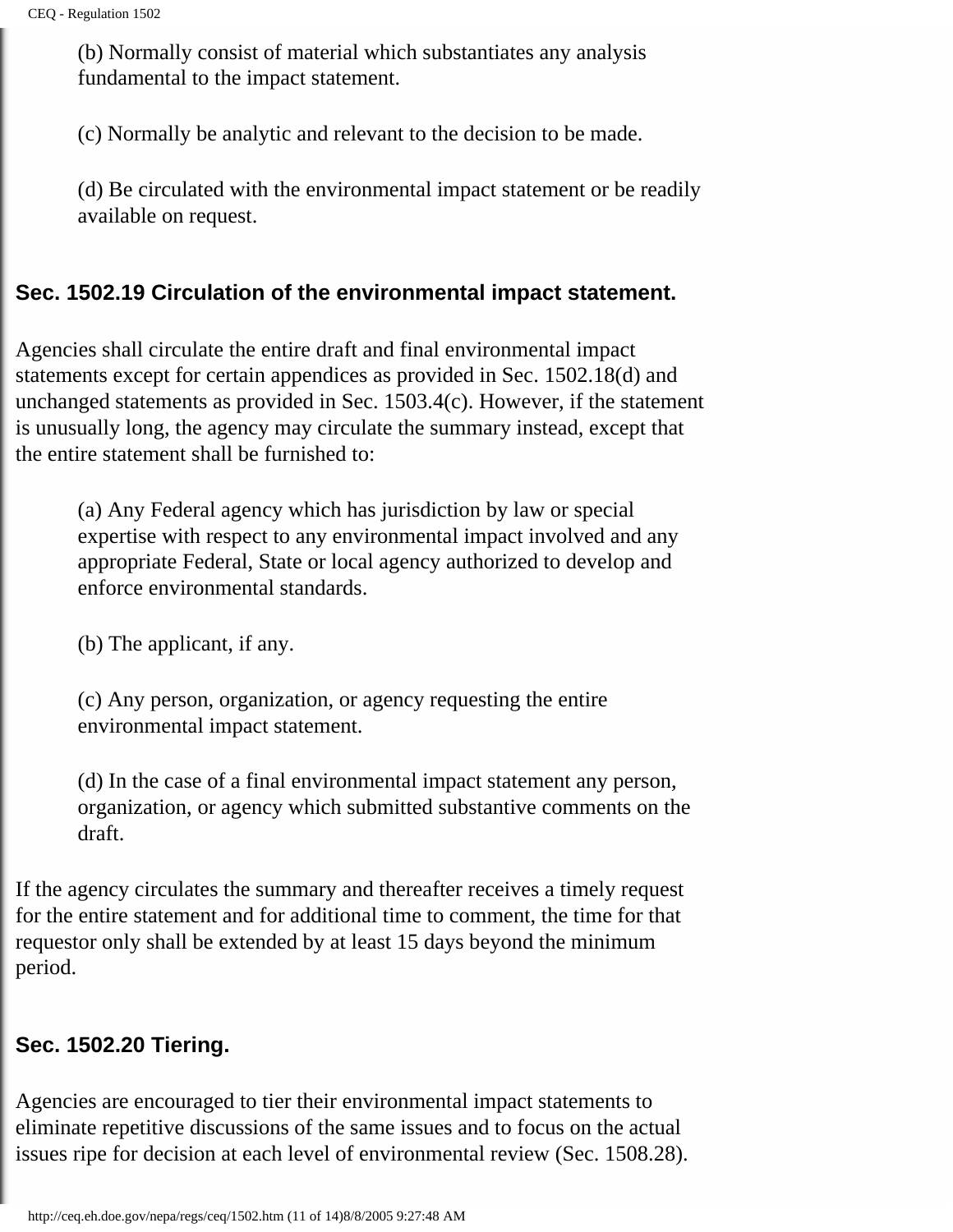(b) Normally consist of material which substantiates any analysis fundamental to the impact statement.

(c) Normally be analytic and relevant to the decision to be made.

(d) Be circulated with the environmental impact statement or be readily available on request.

### Sec. 1502.19 Circulation of the environmental impact statement.

Agencies shall circulate the entire draft and final environmental impact statements except for certain appendices as provided in Sec. 1502.18(d) and unchanged statements as provided in Sec. 1503.4(c). However, if the statement is unusually long, the agency may circulate the summary instead, except that the entire statement shall be furnished to:

(a) Any Federal agency which has jurisdiction by law or special expertise with respect to any environmental impact involved and any appropriate Federal, State or local agency authorized to develop and enforce environmental standards.

(b) The applicant, if any.

(c) Any person, organization, or agency requesting the entire environmental impact statement.

(d) In the case of a final environmental impact statement any person, organization, or agency which submitted substantive comments on the draft.

If the agency circulates the summary and thereafter receives a timely request for the entire statement and for additional time to comment, the time for that requestor only shall be extended by at least 15 days beyond the minimum period.

### Sec. 1502.20 Tiering.

Agencies are encouraged to tier their environmental impact statements to eliminate repetitive discussions of the same issues and to focus on the actual issues ripe for decision at each level of environmental review (Sec. 1508.28).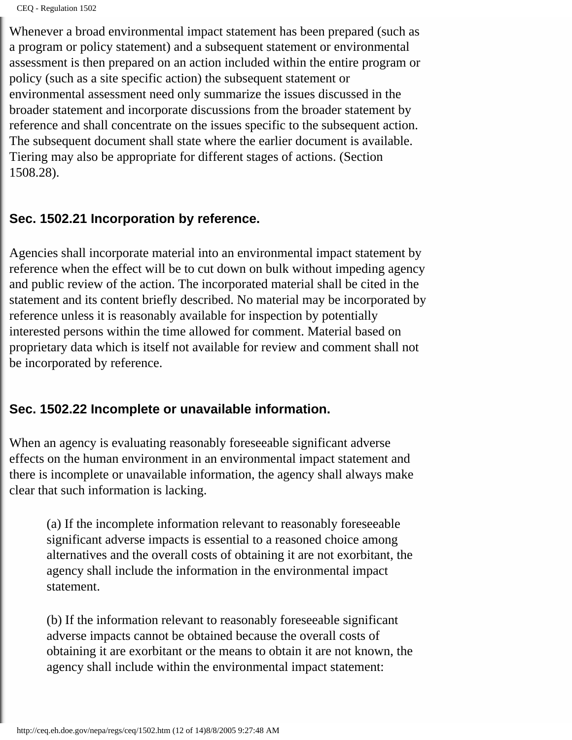Whenever a broad environmental impact statement has been prepared (such as a program or policy statement) and a subsequent statement or environmental assessment is then prepared on an action included within the entire program or policy (such as a site specific action) the subsequent statement or environmental assessment need only summarize the issues discussed in the broader statement and incorporate discussions from the broader statement by reference and shall concentrate on the issues specific to the subsequent action. The subsequent document shall state where the earlier document is available. Tiering may also be appropriate for different stages of actions. (Section 1508.28).

### Sec. 1502.21 Incorporation by reference.

Agencies shall incorporate material into an environmental impact statement by reference when the effect will be to cut down on bulk without impeding agency and public review of the action. The incorporated material shall be cited in the statement and its content briefly described. No material may be incorporated by reference unless it is reasonably available for inspection by potentially interested persons within the time allowed for comment. Material based on proprietary data which is itself not available for review and comment shall not be incorporated by reference.

### Sec. 1502.22 Incomplete or unavailable information.

When an agency is evaluating reasonably foreseeable significant adverse effects on the human environment in an environmental impact statement and there is incomplete or unavailable information, the agency shall always make clear that such information is lacking.

> (a) If the incomplete information relevant to reasonably foreseeable significant adverse impacts is essential to a reasoned choice among alternatives and the overall costs of obtaining it are not exorbitant, the agency shall include the information in the environmental impact statement.
>
> (b) If the information relevant to reasonably foreseeable significant adverse impacts cannot be obtained because the overall costs of obtaining it are exorbitant or the means to obtain it are not known, the agency shall include within the environmental impact statement: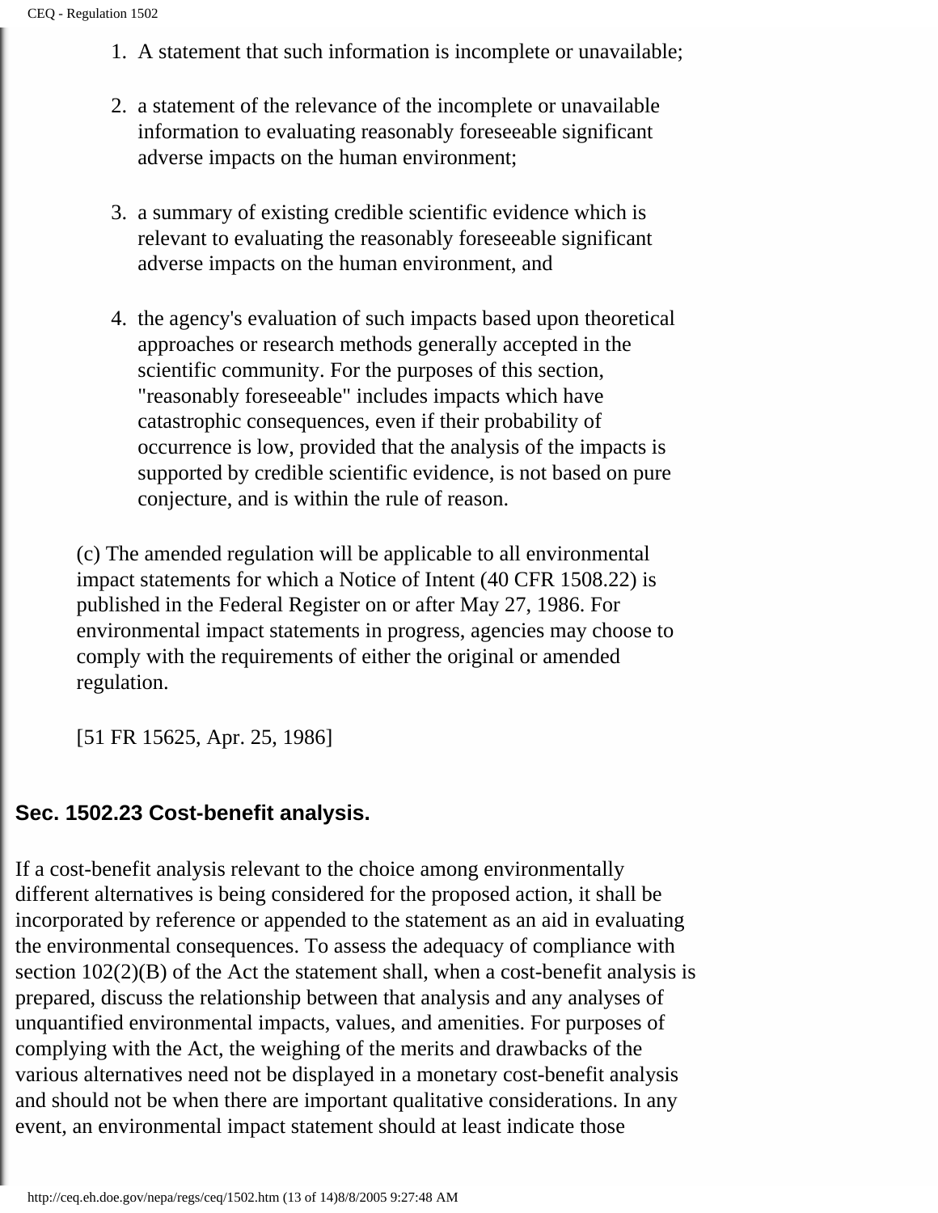1. A statement that such information is incomplete or unavailable;
2. a statement of the relevance of the incomplete or unavailable information to evaluating reasonably foreseeable significant adverse impacts on the human environment;
3. a summary of existing credible scientific evidence which is relevant to evaluating the reasonably foreseeable significant adverse impacts on the human environment, and
4. the agency's evaluation of such impacts based upon theoretical approaches or research methods generally accepted in the scientific community. For the purposes of this section, "reasonably foreseeable" includes impacts which have catastrophic consequences, even if their probability of occurrence is low, provided that the analysis of the impacts is supported by credible scientific evidence, is not based on pure conjecture, and is within the rule of reason.

(c) The amended regulation will be applicable to all environmental impact statements for which a Notice of Intent (40 CFR 1508.22) is published in the Federal Register on or after May 27, 1986. For environmental impact statements in progress, agencies may choose to comply with the requirements of either the original or amended regulation.

[51 FR 15625, Apr. 25, 1986]

### Sec. 1502.23 Cost-benefit analysis.

If a cost-benefit analysis relevant to the choice among environmentally different alternatives is being considered for the proposed action, it shall be incorporated by reference or appended to the statement as an aid in evaluating the environmental consequences. To assess the adequacy of compliance with section 102(2)(B) of the Act the statement shall, when a cost-benefit analysis is prepared, discuss the relationship between that analysis and any analyses of unquantified environmental impacts, values, and amenities. For purposes of complying with the Act, the weighing of the merits and drawbacks of the various alternatives need not be displayed in a monetary cost-benefit analysis and should not be when there are important qualitative considerations. In any event, an environmental impact statement should at least indicate those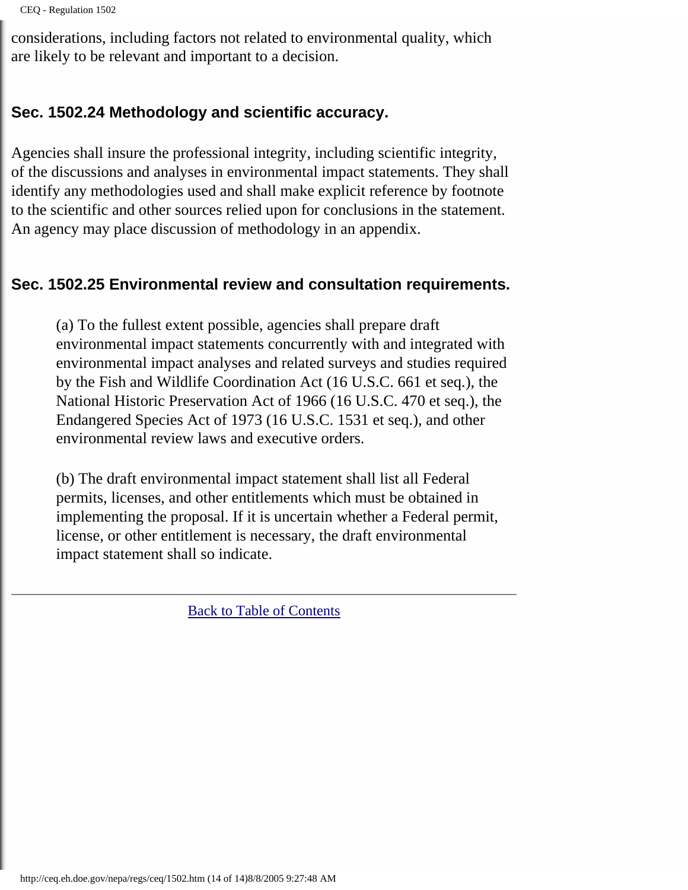considerations, including factors not related to environmental quality, which are likely to be relevant and important to a decision.

### Sec. 1502.24 Methodology and scientific accuracy.

Agencies shall insure the professional integrity, including scientific integrity, of the discussions and analyses in environmental impact statements. They shall identify any methodologies used and shall make explicit reference by footnote to the scientific and other sources relied upon for conclusions in the statement. An agency may place discussion of methodology in an appendix.

### Sec. 1502.25 Environmental review and consultation requirements.

(a) To the fullest extent possible, agencies shall prepare draft environmental impact statements concurrently with and integrated with environmental impact analyses and related surveys and studies required by the Fish and Wildlife Coordination Act (16 U.S.C. 661 et seq.), the National Historic Preservation Act of 1966 (16 U.S.C. 470 et seq.), the Endangered Species Act of 1973 (16 U.S.C. 1531 et seq.), and other environmental review laws and executive orders.

(b) The draft environmental impact statement shall list all Federal permits, licenses, and other entitlements which must be obtained in implementing the proposal. If it is uncertain whether a Federal permit, license, or other entitlement is necessary, the draft environmental impact statement shall so indicate.

---

Back to Table of Contents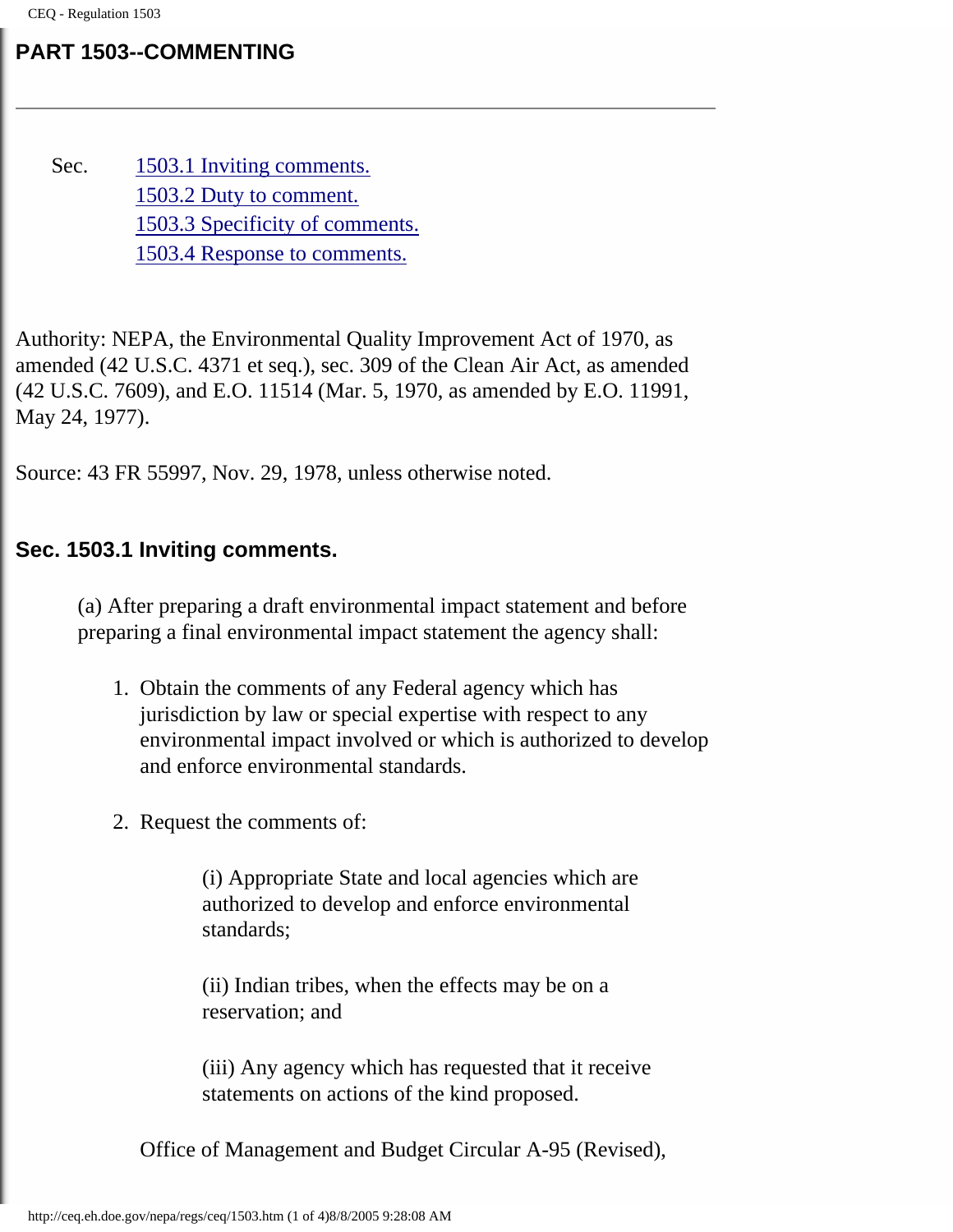## PART 1503--COMMENTING

---

Sec. 1503.1 Inviting comments.
1503.2 Duty to comment.
1503.3 Specificity of comments.
1503.4 Response to comments.

Authority: NEPA, the Environmental Quality Improvement Act of 1970, as amended (42 U.S.C. 4371 et seq.), sec. 309 of the Clean Air Act, as amended (42 U.S.C. 7609), and E.O. 11514 (Mar. 5, 1970, as amended by E.O. 11991, May 24, 1977).

Source: 43 FR 55997, Nov. 29, 1978, unless otherwise noted.

### Sec. 1503.1 Inviting comments.

(a) After preparing a draft environmental impact statement and before preparing a final environmental impact statement the agency shall:

1. Obtain the comments of any Federal agency which has jurisdiction by law or special expertise with respect to any environmental impact involved or which is authorized to develop and enforce environmental standards.

2. Request the comments of:

    (i) Appropriate State and local agencies which are authorized to develop and enforce environmental standards;

    (ii) Indian tribes, when the effects may be on a reservation; and

    (iii) Any agency which has requested that it receive statements on actions of the kind proposed.

   Office of Management and Budget Circular A-95 (Revised),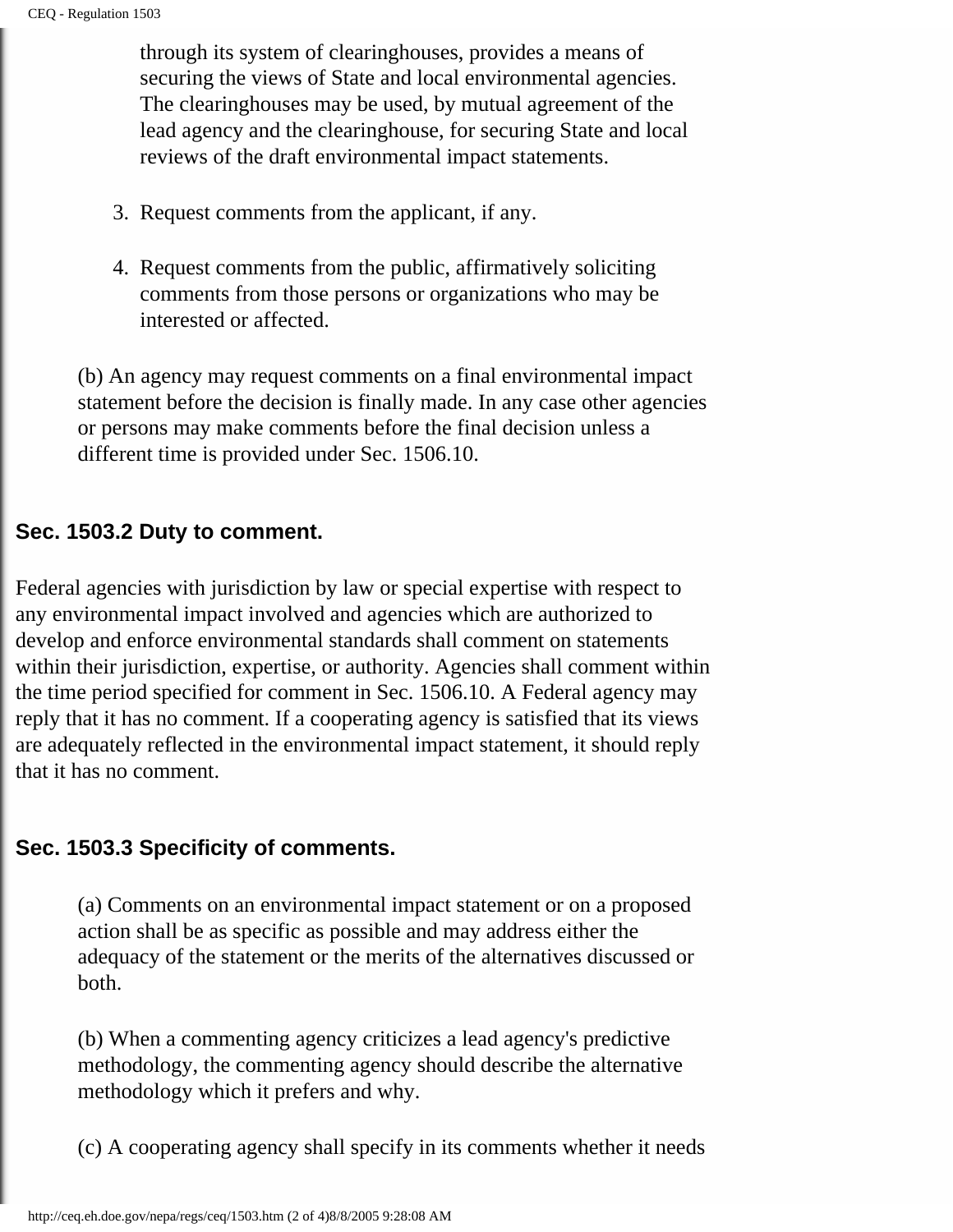through its system of clearinghouses, provides a means of securing the views of State and local environmental agencies. The clearinghouses may be used, by mutual agreement of the lead agency and the clearinghouse, for securing State and local reviews of the draft environmental impact statements.

3. Request comments from the applicant, if any.

4. Request comments from the public, affirmatively soliciting comments from those persons or organizations who may be interested or affected.

(b) An agency may request comments on a final environmental impact statement before the decision is finally made. In any case other agencies or persons may make comments before the final decision unless a different time is provided under Sec. 1506.10.

### Sec. 1503.2 Duty to comment.

Federal agencies with jurisdiction by law or special expertise with respect to any environmental impact involved and agencies which are authorized to develop and enforce environmental standards shall comment on statements within their jurisdiction, expertise, or authority. Agencies shall comment within the time period specified for comment in Sec. 1506.10. A Federal agency may reply that it has no comment. If a cooperating agency is satisfied that its views are adequately reflected in the environmental impact statement, it should reply that it has no comment.

### Sec. 1503.3 Specificity of comments.

(a) Comments on an environmental impact statement or on a proposed action shall be as specific as possible and may address either the adequacy of the statement or the merits of the alternatives discussed or both.

(b) When a commenting agency criticizes a lead agency's predictive methodology, the commenting agency should describe the alternative methodology which it prefers and why.

(c) A cooperating agency shall specify in its comments whether it needs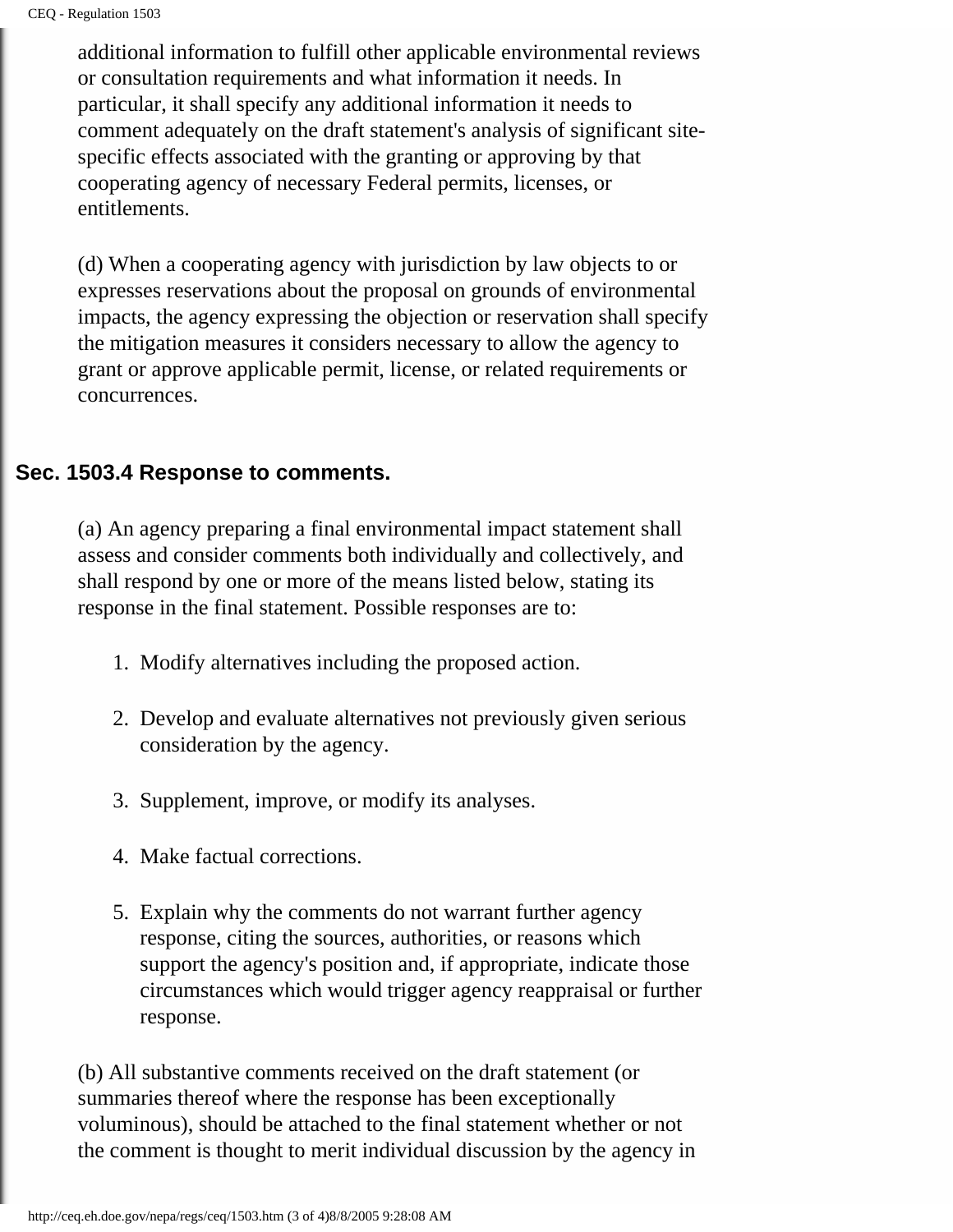additional information to fulfill other applicable environmental reviews or consultation requirements and what information it needs. In particular, it shall specify any additional information it needs to comment adequately on the draft statement's analysis of significant site-specific effects associated with the granting or approving by that cooperating agency of necessary Federal permits, licenses, or entitlements.

(d) When a cooperating agency with jurisdiction by law objects to or expresses reservations about the proposal on grounds of environmental impacts, the agency expressing the objection or reservation shall specify the mitigation measures it considers necessary to allow the agency to grant or approve applicable permit, license, or related requirements or concurrences.

## Sec. 1503.4 Response to comments.

(a) An agency preparing a final environmental impact statement shall assess and consider comments both individually and collectively, and shall respond by one or more of the means listed below, stating its response in the final statement. Possible responses are to:

1. Modify alternatives including the proposed action.
2. Develop and evaluate alternatives not previously given serious consideration by the agency.
3. Supplement, improve, or modify its analyses.
4. Make factual corrections.
5. Explain why the comments do not warrant further agency response, citing the sources, authorities, or reasons which support the agency's position and, if appropriate, indicate those circumstances which would trigger agency reappraisal or further response.

(b) All substantive comments received on the draft statement (or summaries thereof where the response has been exceptionally voluminous), should be attached to the final statement whether or not the comment is thought to merit individual discussion by the agency in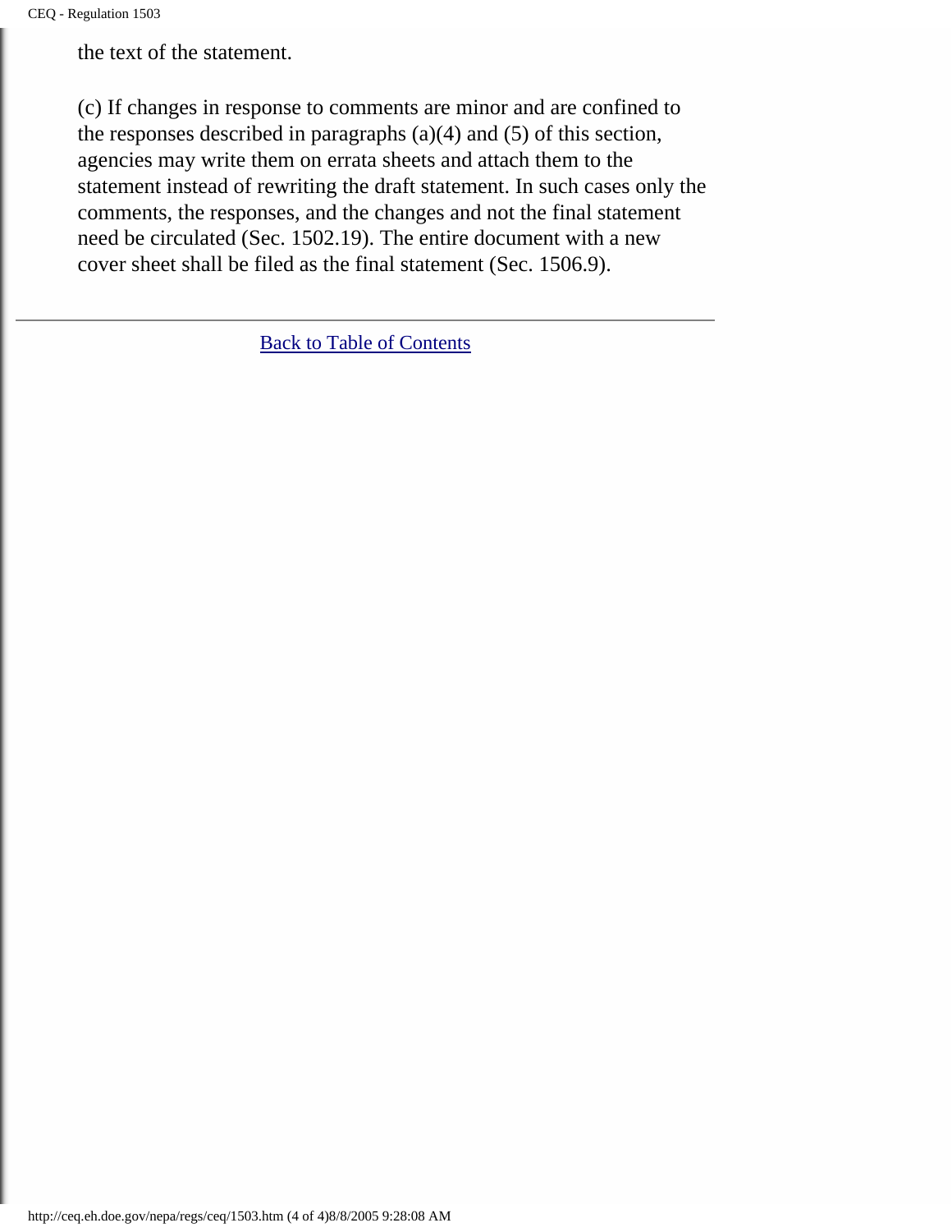the text of the statement.

(c) If changes in response to comments are minor and are confined to the responses described in paragraphs (a)(4) and (5) of this section, agencies may write them on errata sheets and attach them to the statement instead of rewriting the draft statement. In such cases only the comments, the responses, and the changes and not the final statement need be circulated (Sec. 1502.19). The entire document with a new cover sheet shall be filed as the final statement (Sec. 1506.9).

---

Back to Table of Contents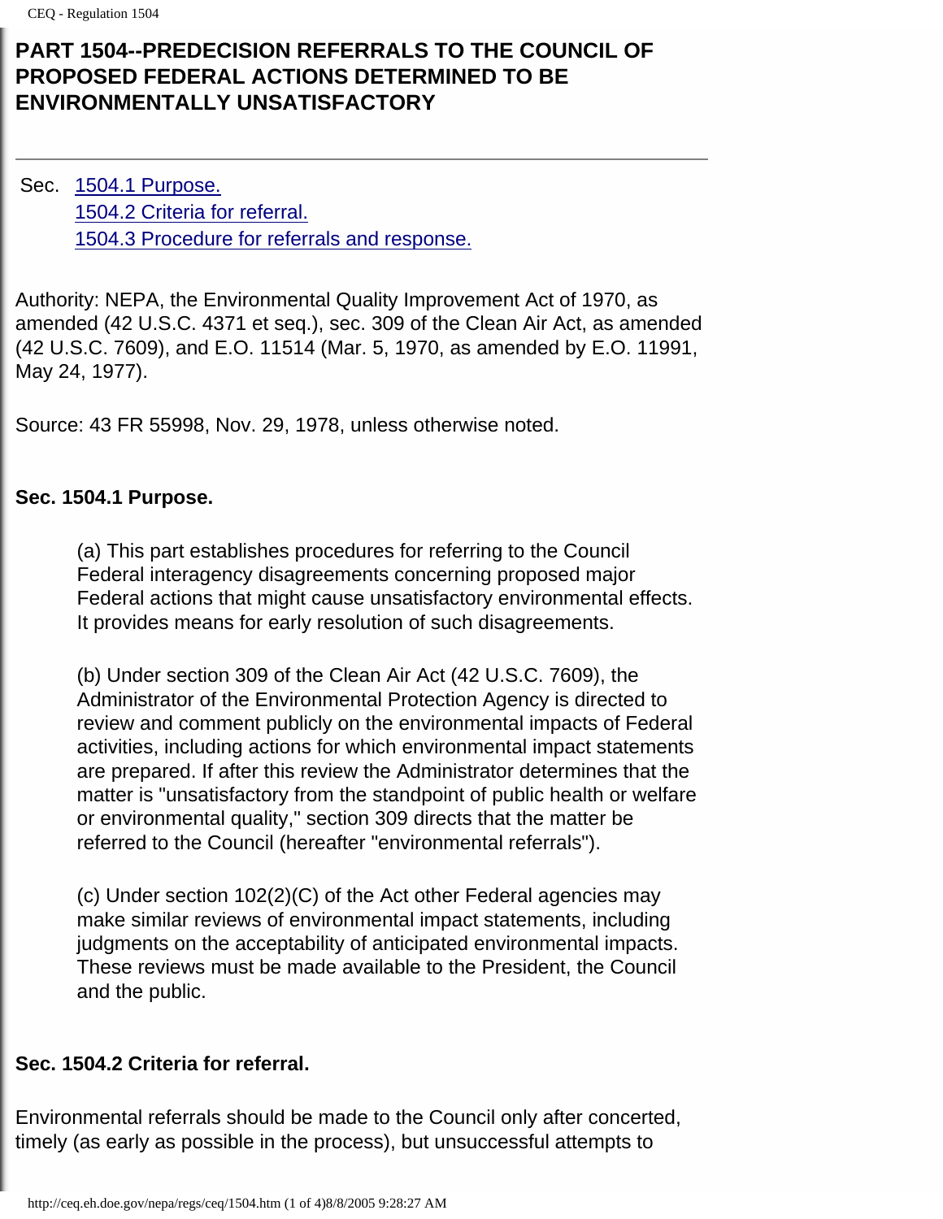# PART 1504--PREDECISION REFERRALS TO THE COUNCIL OF PROPOSED FEDERAL ACTIONS DETERMINED TO BE ENVIRONMENTALLY UNSATISFACTORY

---

Sec. [1504.1 Purpose.]
[1504.2 Criteria for referral.]
[1504.3 Procedure for referrals and response.]

Authority: NEPA, the Environmental Quality Improvement Act of 1970, as amended (42 U.S.C. 4371 et seq.), sec. 309 of the Clean Air Act, as amended (42 U.S.C. 7609), and E.O. 11514 (Mar. 5, 1970, as amended by E.O. 11991, May 24, 1977).

Source: 43 FR 55998, Nov. 29, 1978, unless otherwise noted.

**Sec. 1504.1 Purpose.**

(a) This part establishes procedures for referring to the Council Federal interagency disagreements concerning proposed major Federal actions that might cause unsatisfactory environmental effects. It provides means for early resolution of such disagreements.

(b) Under section 309 of the Clean Air Act (42 U.S.C. 7609), the Administrator of the Environmental Protection Agency is directed to review and comment publicly on the environmental impacts of Federal activities, including actions for which environmental impact statements are prepared. If after this review the Administrator determines that the matter is "unsatisfactory from the standpoint of public health or welfare or environmental quality," section 309 directs that the matter be referred to the Council (hereafter "environmental referrals").

(c) Under section 102(2)(C) of the Act other Federal agencies may make similar reviews of environmental impact statements, including judgments on the acceptability of anticipated environmental impacts. These reviews must be made available to the President, the Council and the public.

**Sec. 1504.2 Criteria for referral.**

Environmental referrals should be made to the Council only after concerted, timely (as early as possible in the process), but unsuccessful attempts to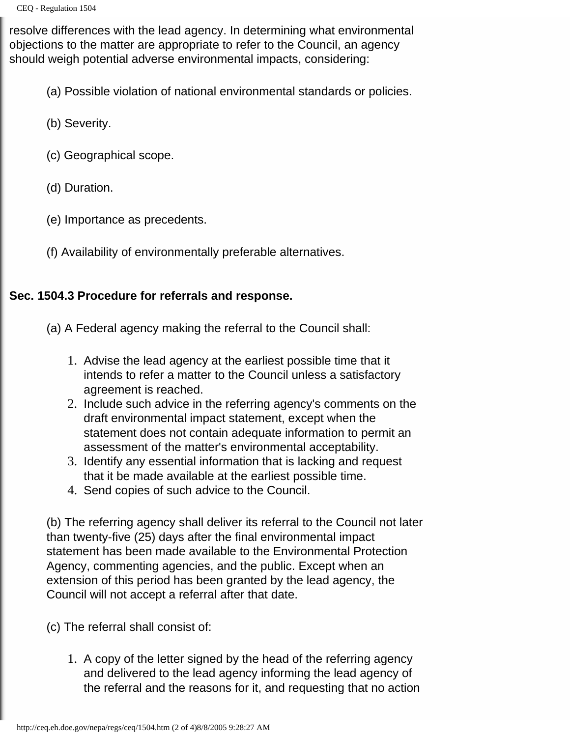resolve differences with the lead agency. In determining what environmental objections to the matter are appropriate to refer to the Council, an agency should weigh potential adverse environmental impacts, considering:

(a) Possible violation of national environmental standards or policies.

(b) Severity.

(c) Geographical scope.

(d) Duration.

(e) Importance as precedents.

(f) Availability of environmentally preferable alternatives.

**Sec. 1504.3 Procedure for referrals and response.**

(a) A Federal agency making the referral to the Council shall:

1. Advise the lead agency at the earliest possible time that it intends to refer a matter to the Council unless a satisfactory agreement is reached.
2. Include such advice in the referring agency's comments on the draft environmental impact statement, except when the statement does not contain adequate information to permit an assessment of the matter's environmental acceptability.
3. Identify any essential information that is lacking and request that it be made available at the earliest possible time.
4. Send copies of such advice to the Council.

(b) The referring agency shall deliver its referral to the Council not later than twenty-five (25) days after the final environmental impact statement has been made available to the Environmental Protection Agency, commenting agencies, and the public. Except when an extension of this period has been granted by the lead agency, the Council will not accept a referral after that date.

(c) The referral shall consist of:

1. A copy of the letter signed by the head of the referring agency and delivered to the lead agency informing the lead agency of the referral and the reasons for it, and requesting that no action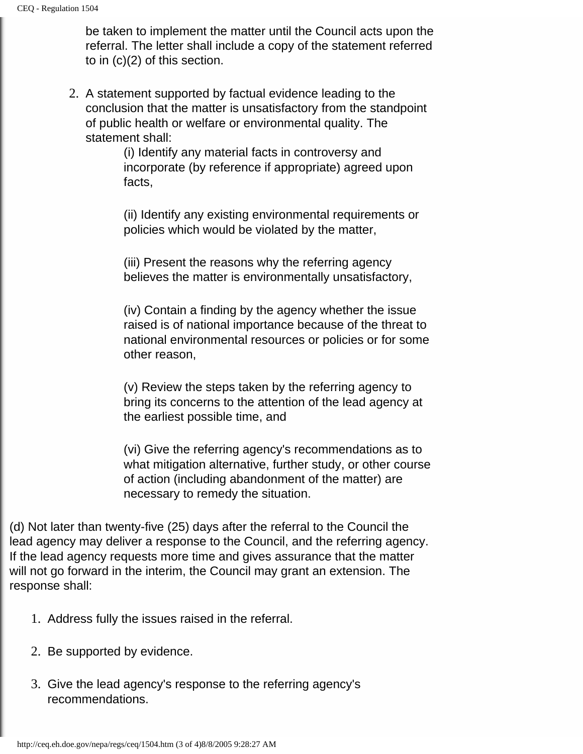be taken to implement the matter until the Council acts upon the referral. The letter shall include a copy of the statement referred to in (c)(2) of this section.

2. A statement supported by factual evidence leading to the conclusion that the matter is unsatisfactory from the standpoint of public health or welfare or environmental quality. The statement shall:

   (i) Identify any material facts in controversy and incorporate (by reference if appropriate) agreed upon facts,

   (ii) Identify any existing environmental requirements or policies which would be violated by the matter,

   (iii) Present the reasons why the referring agency believes the matter is environmentally unsatisfactory,

   (iv) Contain a finding by the agency whether the issue raised is of national importance because of the threat to national environmental resources or policies or for some other reason,

   (v) Review the steps taken by the referring agency to bring its concerns to the attention of the lead agency at the earliest possible time, and

   (vi) Give the referring agency's recommendations as to what mitigation alternative, further study, or other course of action (including abandonment of the matter) are necessary to remedy the situation.

(d) Not later than twenty-five (25) days after the referral to the Council the lead agency may deliver a response to the Council, and the referring agency. If the lead agency requests more time and gives assurance that the matter will not go forward in the interim, the Council may grant an extension. The response shall:

1. Address fully the issues raised in the referral.
2. Be supported by evidence.
3. Give the lead agency's response to the referring agency's recommendations.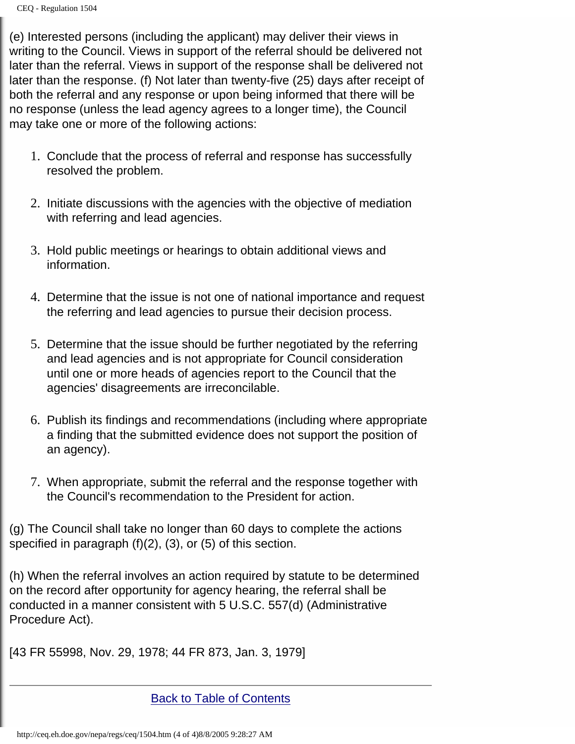(e) Interested persons (including the applicant) may deliver their views in writing to the Council. Views in support of the referral should be delivered not later than the referral. Views in support of the response shall be delivered not later than the response. (f) Not later than twenty-five (25) days after receipt of both the referral and any response or upon being informed that there will be no response (unless the lead agency agrees to a longer time), the Council may take one or more of the following actions:

1. Conclude that the process of referral and response has successfully resolved the problem.

2. Initiate discussions with the agencies with the objective of mediation with referring and lead agencies.

3. Hold public meetings or hearings to obtain additional views and information.

4. Determine that the issue is not one of national importance and request the referring and lead agencies to pursue their decision process.

5. Determine that the issue should be further negotiated by the referring and lead agencies and is not appropriate for Council consideration until one or more heads of agencies report to the Council that the agencies' disagreements are irreconcilable.

6. Publish its findings and recommendations (including where appropriate a finding that the submitted evidence does not support the position of an agency).

7. When appropriate, submit the referral and the response together with the Council's recommendation to the President for action.

(g) The Council shall take no longer than 60 days to complete the actions specified in paragraph (f)(2), (3), or (5) of this section.

(h) When the referral involves an action required by statute to be determined on the record after opportunity for agency hearing, the referral shall be conducted in a manner consistent with 5 U.S.C. 557(d) (Administrative Procedure Act).

[43 FR 55998, Nov. 29, 1978; 44 FR 873, Jan. 3, 1979]

---

Back to Table of Contents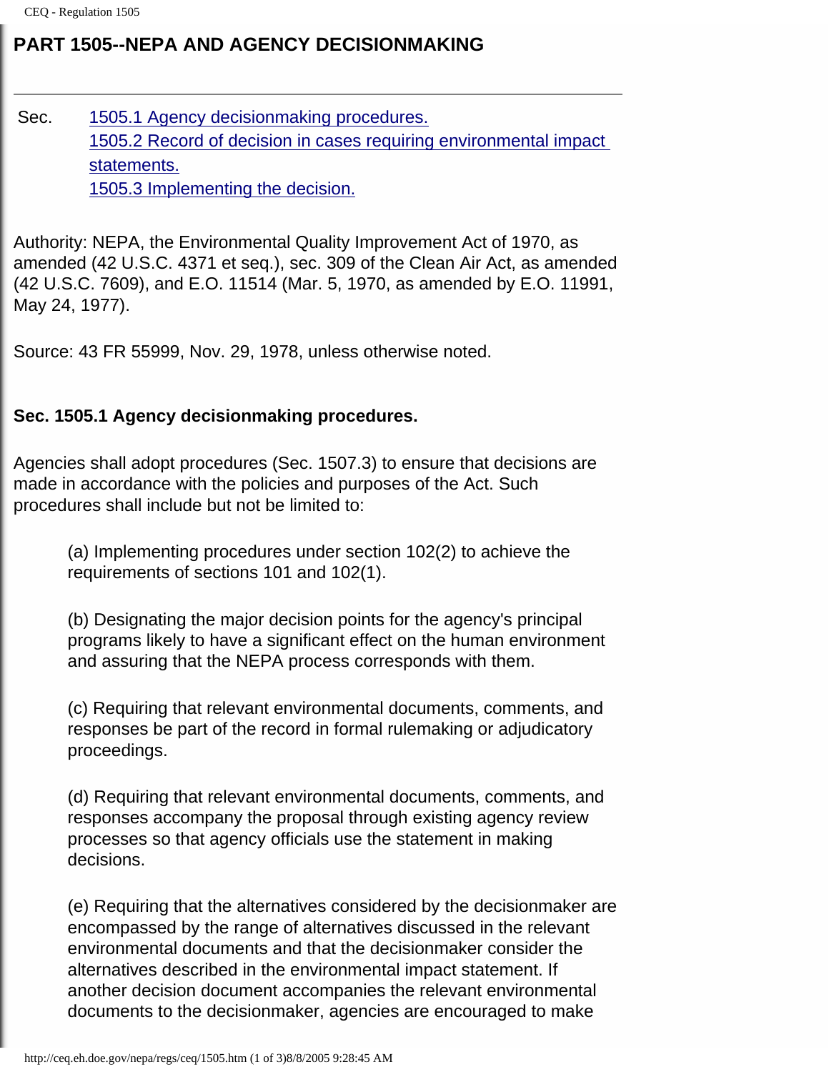# PART 1505--NEPA AND AGENCY DECISIONMAKING

---

Sec. 1505.1 Agency decisionmaking procedures.
1505.2 Record of decision in cases requiring environmental impact statements.
1505.3 Implementing the decision.

Authority: NEPA, the Environmental Quality Improvement Act of 1970, as amended (42 U.S.C. 4371 et seq.), sec. 309 of the Clean Air Act, as amended (42 U.S.C. 7609), and E.O. 11514 (Mar. 5, 1970, as amended by E.O. 11991, May 24, 1977).

Source: 43 FR 55999, Nov. 29, 1978, unless otherwise noted.

**Sec. 1505.1 Agency decisionmaking procedures.**

Agencies shall adopt procedures (Sec. 1507.3) to ensure that decisions are made in accordance with the policies and purposes of the Act. Such procedures shall include but not be limited to:

(a) Implementing procedures under section 102(2) to achieve the requirements of sections 101 and 102(1).

(b) Designating the major decision points for the agency's principal programs likely to have a significant effect on the human environment and assuring that the NEPA process corresponds with them.

(c) Requiring that relevant environmental documents, comments, and responses be part of the record in formal rulemaking or adjudicatory proceedings.

(d) Requiring that relevant environmental documents, comments, and responses accompany the proposal through existing agency review processes so that agency officials use the statement in making decisions.

(e) Requiring that the alternatives considered by the decisionmaker are encompassed by the range of alternatives discussed in the relevant environmental documents and that the decisionmaker consider the alternatives described in the environmental impact statement. If another decision document accompanies the relevant environmental documents to the decisionmaker, agencies are encouraged to make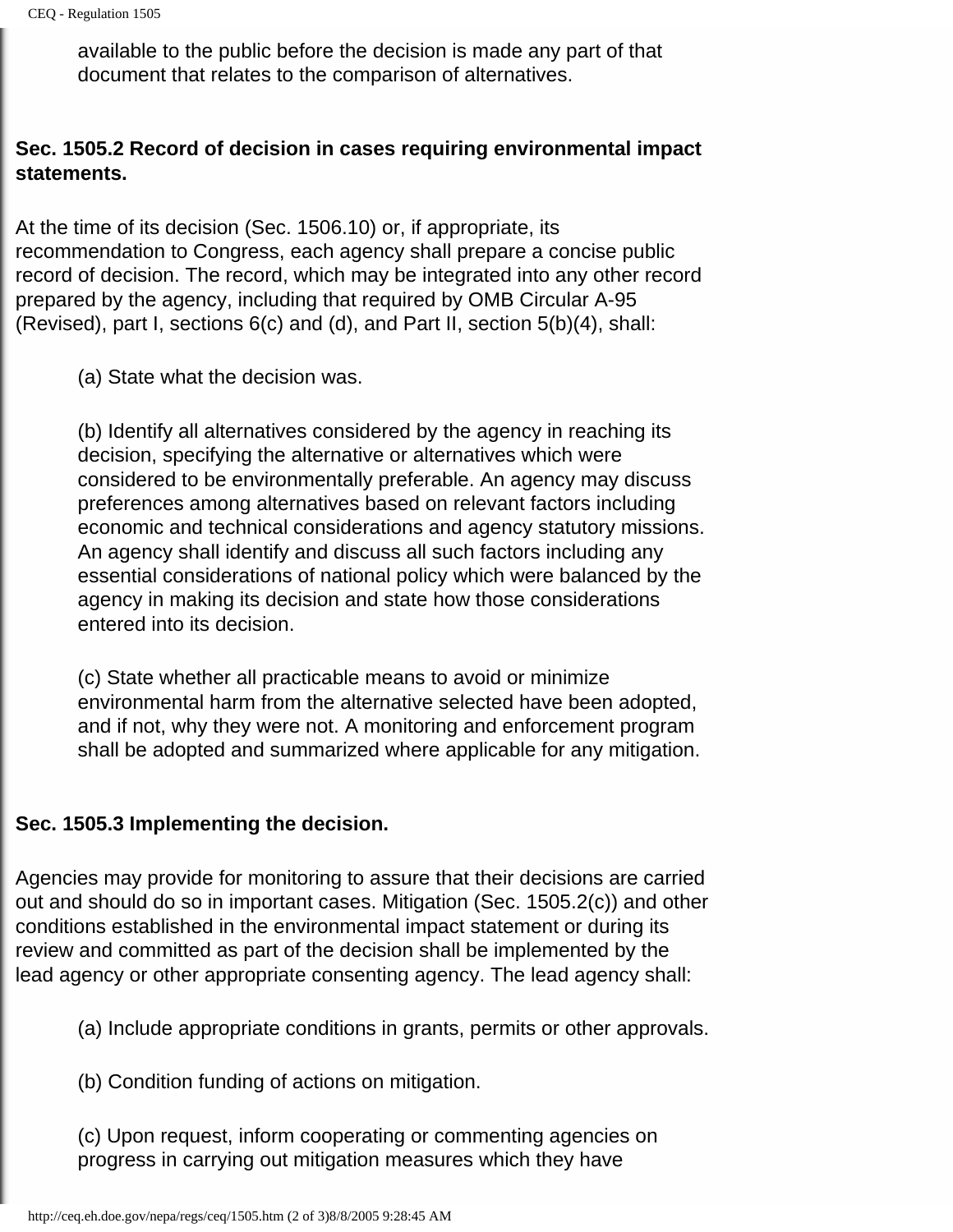available to the public before the decision is made any part of that document that relates to the comparison of alternatives.

**Sec. 1505.2 Record of decision in cases requiring environmental impact statements.**

At the time of its decision (Sec. 1506.10) or, if appropriate, its recommendation to Congress, each agency shall prepare a concise public record of decision. The record, which may be integrated into any other record prepared by the agency, including that required by OMB Circular A-95 (Revised), part I, sections 6(c) and (d), and Part II, section 5(b)(4), shall:

(a) State what the decision was.

(b) Identify all alternatives considered by the agency in reaching its decision, specifying the alternative or alternatives which were considered to be environmentally preferable. An agency may discuss preferences among alternatives based on relevant factors including economic and technical considerations and agency statutory missions. An agency shall identify and discuss all such factors including any essential considerations of national policy which were balanced by the agency in making its decision and state how those considerations entered into its decision.

(c) State whether all practicable means to avoid or minimize environmental harm from the alternative selected have been adopted, and if not, why they were not. A monitoring and enforcement program shall be adopted and summarized where applicable for any mitigation.

**Sec. 1505.3 Implementing the decision.**

Agencies may provide for monitoring to assure that their decisions are carried out and should do so in important cases. Mitigation (Sec. 1505.2(c)) and other conditions established in the environmental impact statement or during its review and committed as part of the decision shall be implemented by the lead agency or other appropriate consenting agency. The lead agency shall:

(a) Include appropriate conditions in grants, permits or other approvals.

(b) Condition funding of actions on mitigation.

(c) Upon request, inform cooperating or commenting agencies on progress in carrying out mitigation measures which they have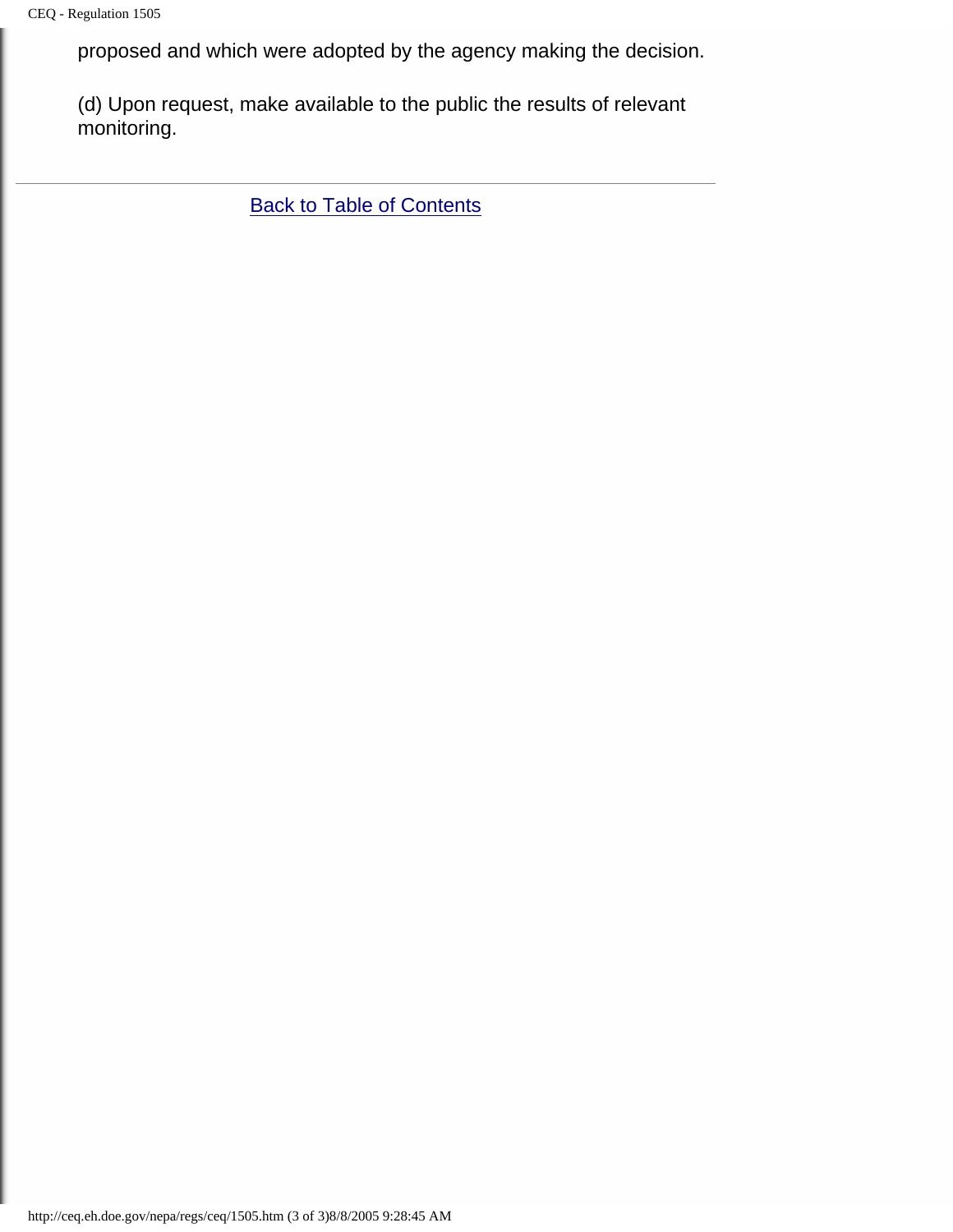proposed and which were adopted by the agency making the decision.

(d) Upon request, make available to the public the results of relevant monitoring.

---

Back to Table of Contents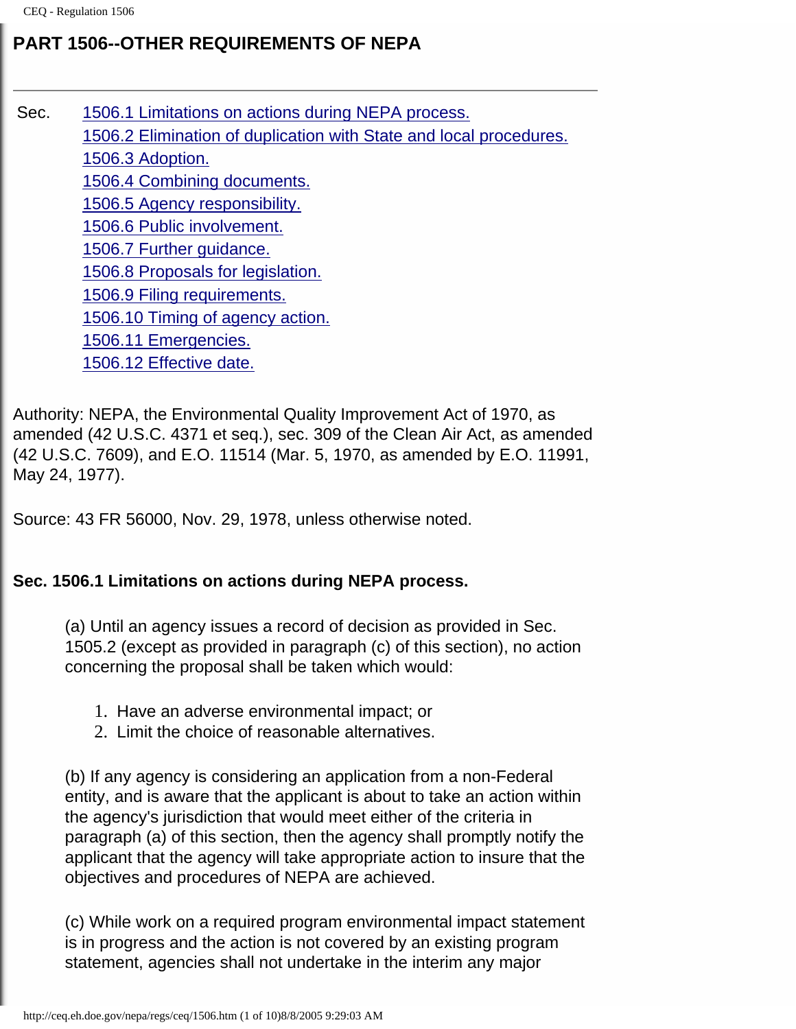## PART 1506--OTHER REQUIREMENTS OF NEPA

---

Sec. 1506.1 Limitations on actions during NEPA process.
1506.2 Elimination of duplication with State and local procedures.
1506.3 Adoption.
1506.4 Combining documents.
1506.5 Agency responsibility.
1506.6 Public involvement.
1506.7 Further guidance.
1506.8 Proposals for legislation.
1506.9 Filing requirements.
1506.10 Timing of agency action.
1506.11 Emergencies.
1506.12 Effective date.

Authority: NEPA, the Environmental Quality Improvement Act of 1970, as amended (42 U.S.C. 4371 et seq.), sec. 309 of the Clean Air Act, as amended (42 U.S.C. 7609), and E.O. 11514 (Mar. 5, 1970, as amended by E.O. 11991, May 24, 1977).

Source: 43 FR 56000, Nov. 29, 1978, unless otherwise noted.

### Sec. 1506.1 Limitations on actions during NEPA process.

(a) Until an agency issues a record of decision as provided in Sec. 1505.2 (except as provided in paragraph (c) of this section), no action concerning the proposal shall be taken which would:

1. Have an adverse environmental impact; or
2. Limit the choice of reasonable alternatives.

(b) If any agency is considering an application from a non-Federal entity, and is aware that the applicant is about to take an action within the agency's jurisdiction that would meet either of the criteria in paragraph (a) of this section, then the agency shall promptly notify the applicant that the agency will take appropriate action to insure that the objectives and procedures of NEPA are achieved.

(c) While work on a required program environmental impact statement is in progress and the action is not covered by an existing program statement, agencies shall not undertake in the interim any major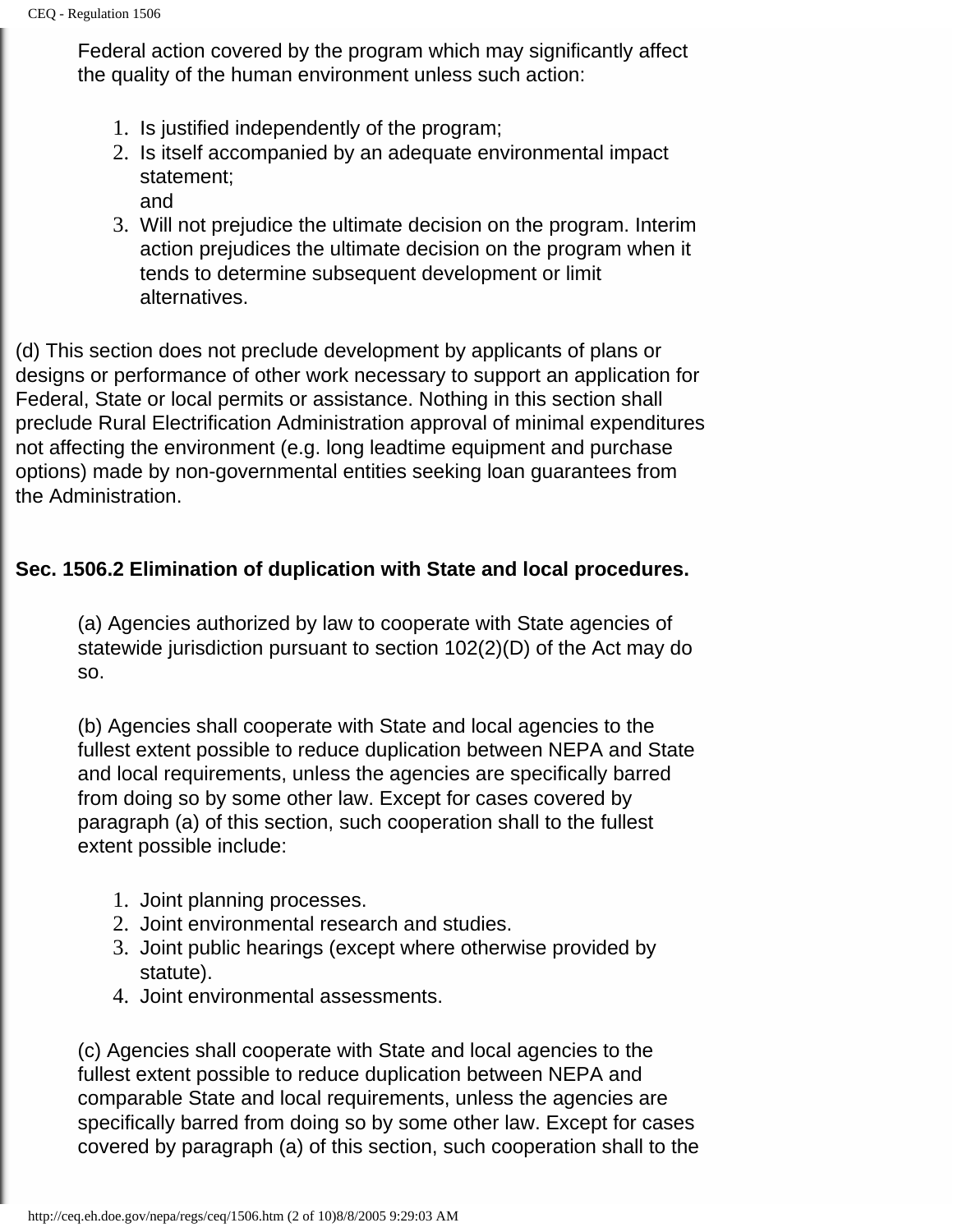Federal action covered by the program which may significantly affect the quality of the human environment unless such action:

1. Is justified independently of the program;
2. Is itself accompanied by an adequate environmental impact statement;
   and
3. Will not prejudice the ultimate decision on the program. Interim action prejudices the ultimate decision on the program when it tends to determine subsequent development or limit alternatives.

(d) This section does not preclude development by applicants of plans or designs or performance of other work necessary to support an application for Federal, State or local permits or assistance. Nothing in this section shall preclude Rural Electrification Administration approval of minimal expenditures not affecting the environment (e.g. long leadtime equipment and purchase options) made by non-governmental entities seeking loan guarantees from the Administration.

**Sec. 1506.2 Elimination of duplication with State and local procedures.**

(a) Agencies authorized by law to cooperate with State agencies of statewide jurisdiction pursuant to section 102(2)(D) of the Act may do so.

(b) Agencies shall cooperate with State and local agencies to the fullest extent possible to reduce duplication between NEPA and State and local requirements, unless the agencies are specifically barred from doing so by some other law. Except for cases covered by paragraph (a) of this section, such cooperation shall to the fullest extent possible include:

1. Joint planning processes.
2. Joint environmental research and studies.
3. Joint public hearings (except where otherwise provided by statute).
4. Joint environmental assessments.

(c) Agencies shall cooperate with State and local agencies to the fullest extent possible to reduce duplication between NEPA and comparable State and local requirements, unless the agencies are specifically barred from doing so by some other law. Except for cases covered by paragraph (a) of this section, such cooperation shall to the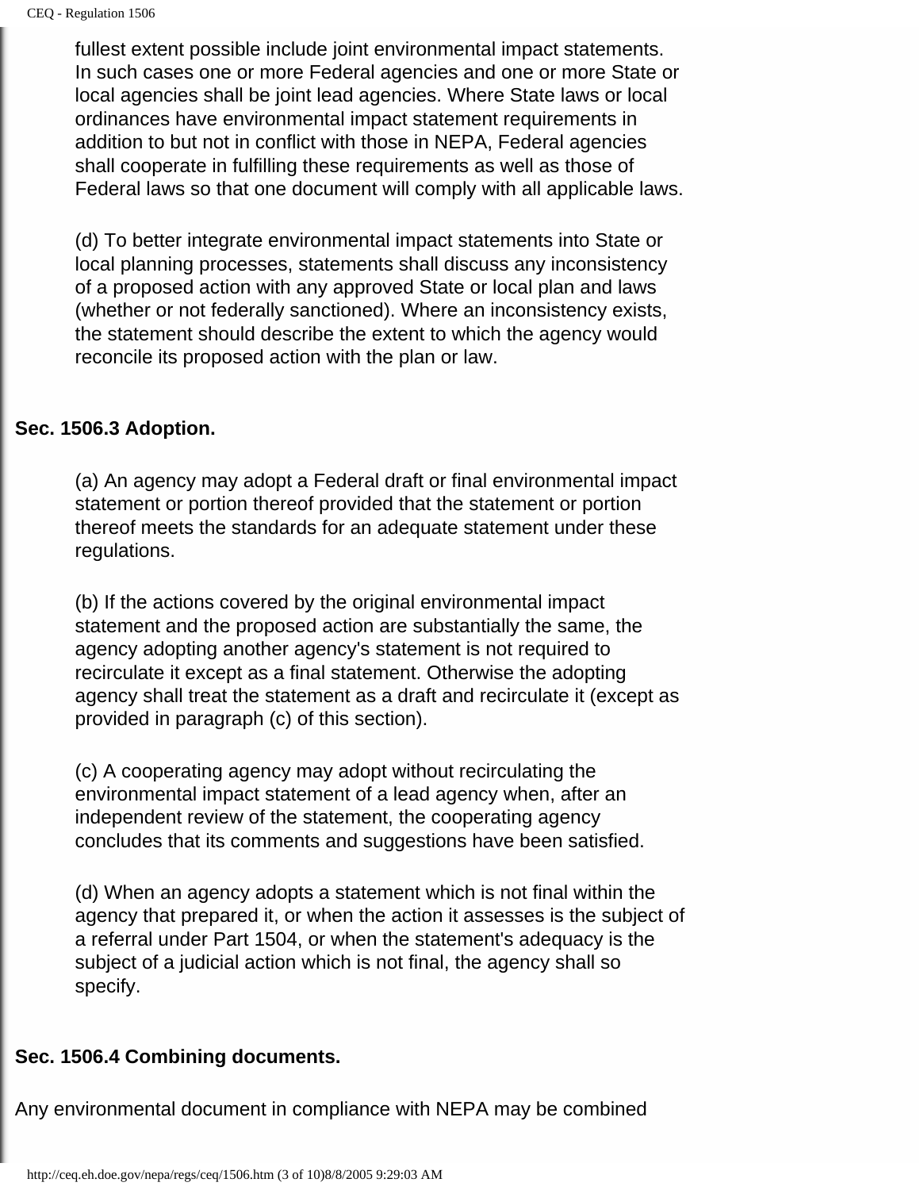fullest extent possible include joint environmental impact statements. In such cases one or more Federal agencies and one or more State or local agencies shall be joint lead agencies. Where State laws or local ordinances have environmental impact statement requirements in addition to but not in conflict with those in NEPA, Federal agencies shall cooperate in fulfilling these requirements as well as those of Federal laws so that one document will comply with all applicable laws.

(d) To better integrate environmental impact statements into State or local planning processes, statements shall discuss any inconsistency of a proposed action with any approved State or local plan and laws (whether or not federally sanctioned). Where an inconsistency exists, the statement should describe the extent to which the agency would reconcile its proposed action with the plan or law.

**Sec. 1506.3 Adoption.**

(a) An agency may adopt a Federal draft or final environmental impact statement or portion thereof provided that the statement or portion thereof meets the standards for an adequate statement under these regulations.

(b) If the actions covered by the original environmental impact statement and the proposed action are substantially the same, the agency adopting another agency's statement is not required to recirculate it except as a final statement. Otherwise the adopting agency shall treat the statement as a draft and recirculate it (except as provided in paragraph (c) of this section).

(c) A cooperating agency may adopt without recirculating the environmental impact statement of a lead agency when, after an independent review of the statement, the cooperating agency concludes that its comments and suggestions have been satisfied.

(d) When an agency adopts a statement which is not final within the agency that prepared it, or when the action it assesses is the subject of a referral under Part 1504, or when the statement's adequacy is the subject of a judicial action which is not final, the agency shall so specify.

**Sec. 1506.4 Combining documents.**

Any environmental document in compliance with NEPA may be combined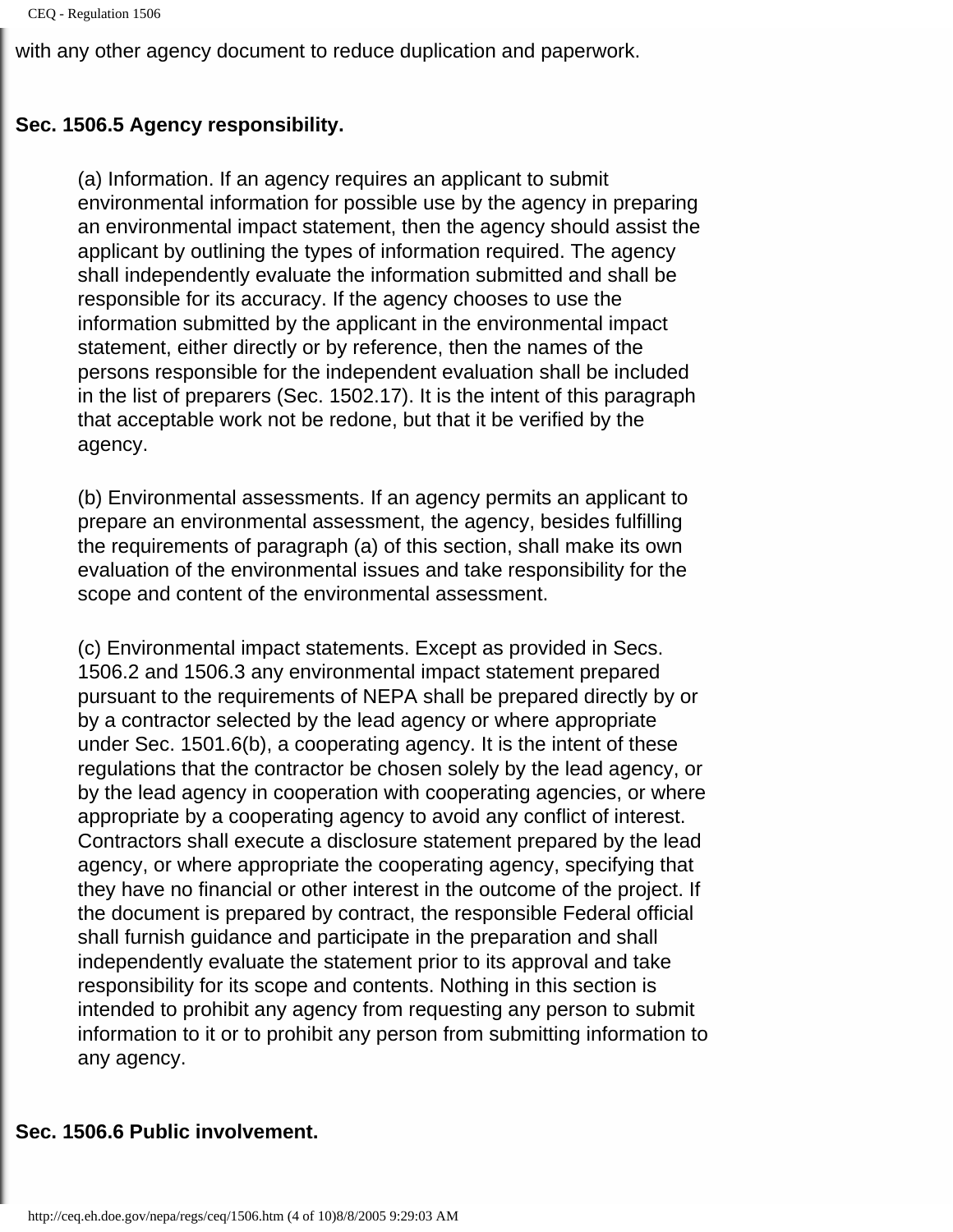with any other agency document to reduce duplication and paperwork.

**Sec. 1506.5 Agency responsibility.**

(a) Information. If an agency requires an applicant to submit environmental information for possible use by the agency in preparing an environmental impact statement, then the agency should assist the applicant by outlining the types of information required. The agency shall independently evaluate the information submitted and shall be responsible for its accuracy. If the agency chooses to use the information submitted by the applicant in the environmental impact statement, either directly or by reference, then the names of the persons responsible for the independent evaluation shall be included in the list of preparers (Sec. 1502.17). It is the intent of this paragraph that acceptable work not be redone, but that it be verified by the agency.

(b) Environmental assessments. If an agency permits an applicant to prepare an environmental assessment, the agency, besides fulfilling the requirements of paragraph (a) of this section, shall make its own evaluation of the environmental issues and take responsibility for the scope and content of the environmental assessment.

(c) Environmental impact statements. Except as provided in Secs. 1506.2 and 1506.3 any environmental impact statement prepared pursuant to the requirements of NEPA shall be prepared directly by or by a contractor selected by the lead agency or where appropriate under Sec. 1501.6(b), a cooperating agency. It is the intent of these regulations that the contractor be chosen solely by the lead agency, or by the lead agency in cooperation with cooperating agencies, or where appropriate by a cooperating agency to avoid any conflict of interest. Contractors shall execute a disclosure statement prepared by the lead agency, or where appropriate the cooperating agency, specifying that they have no financial or other interest in the outcome of the project. If the document is prepared by contract, the responsible Federal official shall furnish guidance and participate in the preparation and shall independently evaluate the statement prior to its approval and take responsibility for its scope and contents. Nothing in this section is intended to prohibit any agency from requesting any person to submit information to it or to prohibit any person from submitting information to any agency.

**Sec. 1506.6 Public involvement.**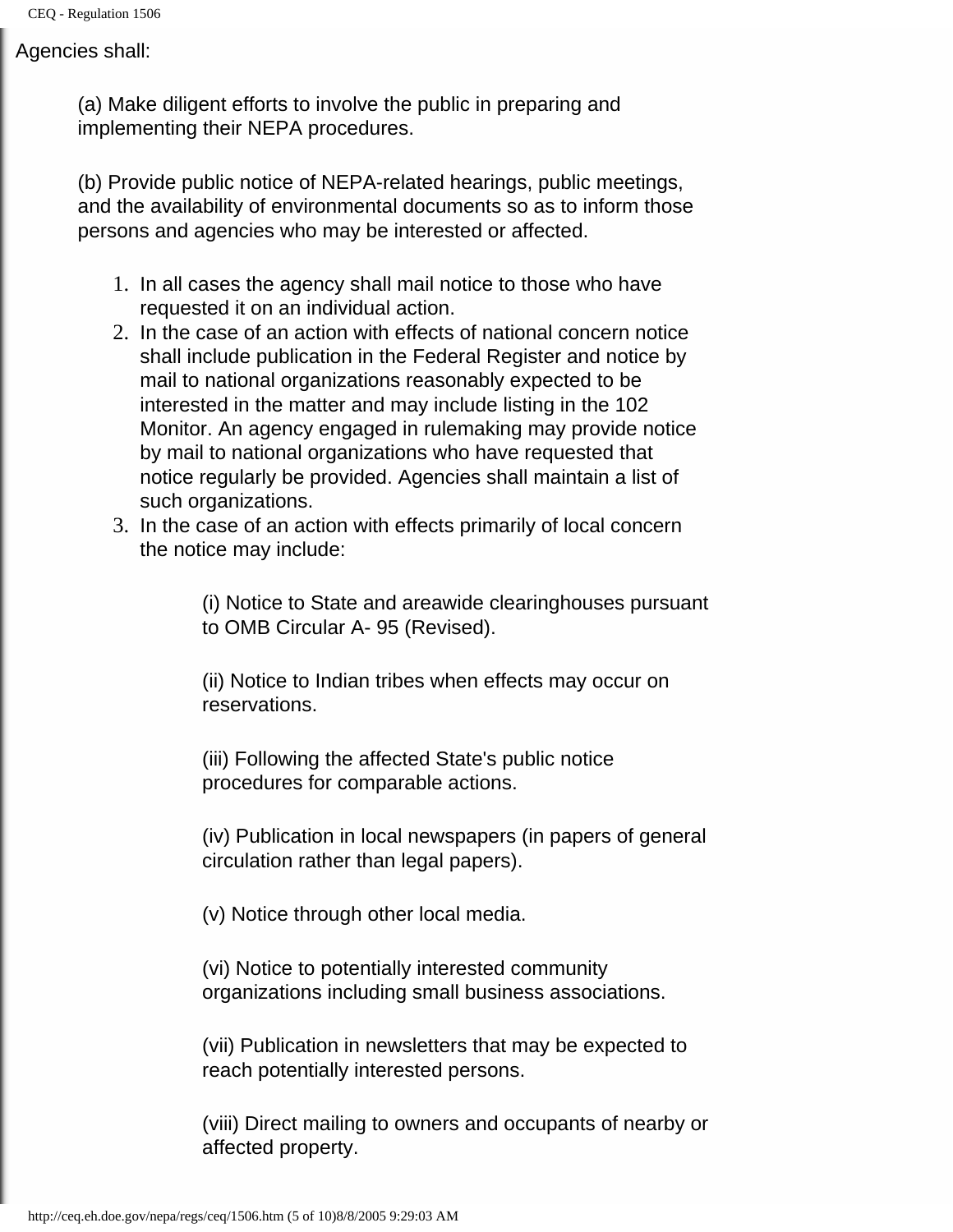Agencies shall:

(a) Make diligent efforts to involve the public in preparing and implementing their NEPA procedures.

(b) Provide public notice of NEPA-related hearings, public meetings, and the availability of environmental documents so as to inform those persons and agencies who may be interested or affected.

1. In all cases the agency shall mail notice to those who have requested it on an individual action.
2. In the case of an action with effects of national concern notice shall include publication in the Federal Register and notice by mail to national organizations reasonably expected to be interested in the matter and may include listing in the 102 Monitor. An agency engaged in rulemaking may provide notice by mail to national organizations who have requested that notice regularly be provided. Agencies shall maintain a list of such organizations.
3. In the case of an action with effects primarily of local concern the notice may include:

    (i) Notice to State and areawide clearinghouses pursuant to OMB Circular A- 95 (Revised).

    (ii) Notice to Indian tribes when effects may occur on reservations.

    (iii) Following the affected State's public notice procedures for comparable actions.

    (iv) Publication in local newspapers (in papers of general circulation rather than legal papers).

    (v) Notice through other local media.

    (vi) Notice to potentially interested community organizations including small business associations.

    (vii) Publication in newsletters that may be expected to reach potentially interested persons.

    (viii) Direct mailing to owners and occupants of nearby or affected property.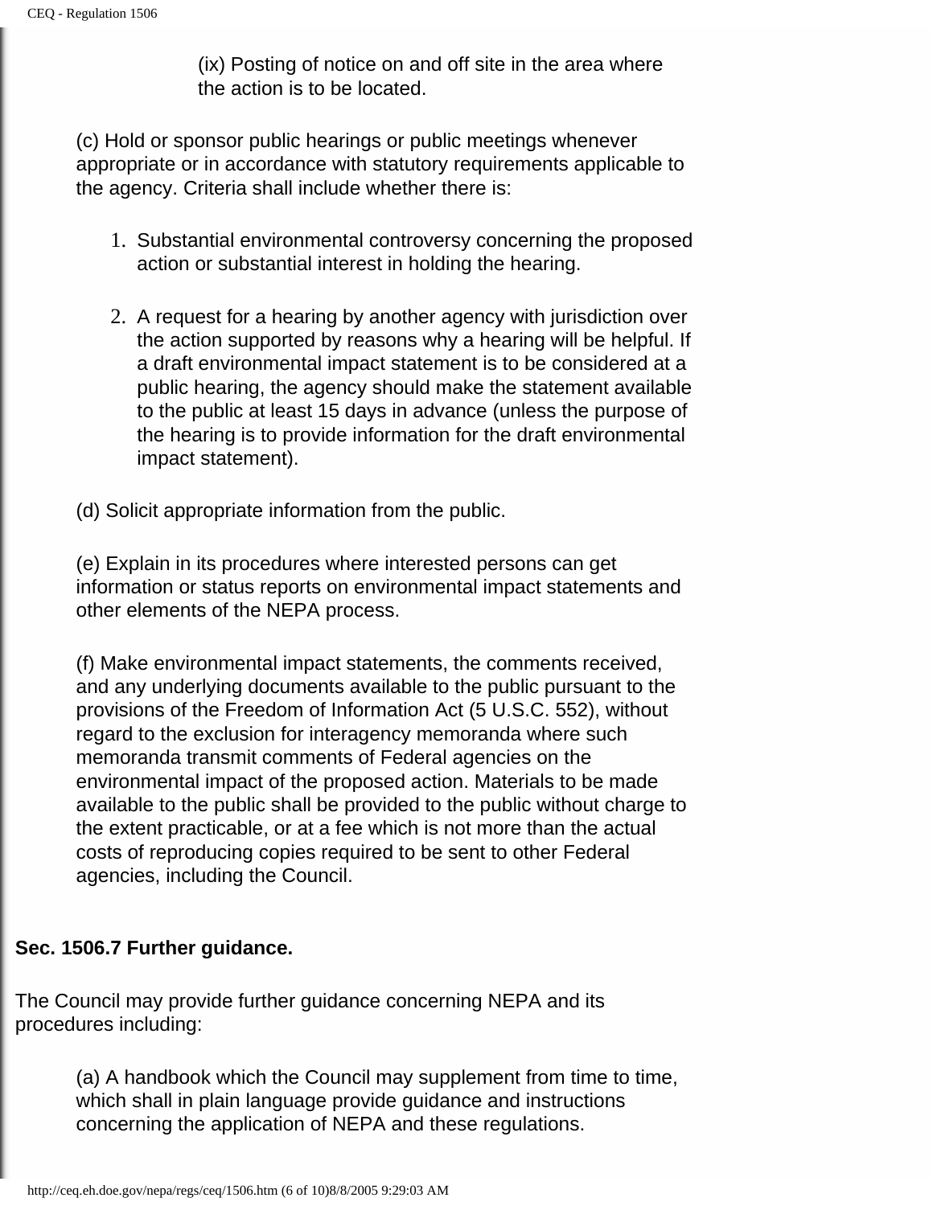(ix) Posting of notice on and off site in the area where the action is to be located.

(c) Hold or sponsor public hearings or public meetings whenever appropriate or in accordance with statutory requirements applicable to the agency. Criteria shall include whether there is:

1. Substantial environmental controversy concerning the proposed action or substantial interest in holding the hearing.
2. A request for a hearing by another agency with jurisdiction over the action supported by reasons why a hearing will be helpful. If a draft environmental impact statement is to be considered at a public hearing, the agency should make the statement available to the public at least 15 days in advance (unless the purpose of the hearing is to provide information for the draft environmental impact statement).

(d) Solicit appropriate information from the public.

(e) Explain in its procedures where interested persons can get information or status reports on environmental impact statements and other elements of the NEPA process.

(f) Make environmental impact statements, the comments received, and any underlying documents available to the public pursuant to the provisions of the Freedom of Information Act (5 U.S.C. 552), without regard to the exclusion for interagency memoranda where such memoranda transmit comments of Federal agencies on the environmental impact of the proposed action. Materials to be made available to the public shall be provided to the public without charge to the extent practicable, or at a fee which is not more than the actual costs of reproducing copies required to be sent to other Federal agencies, including the Council.

**Sec. 1506.7 Further guidance.**

The Council may provide further guidance concerning NEPA and its procedures including:

(a) A handbook which the Council may supplement from time to time, which shall in plain language provide guidance and instructions concerning the application of NEPA and these regulations.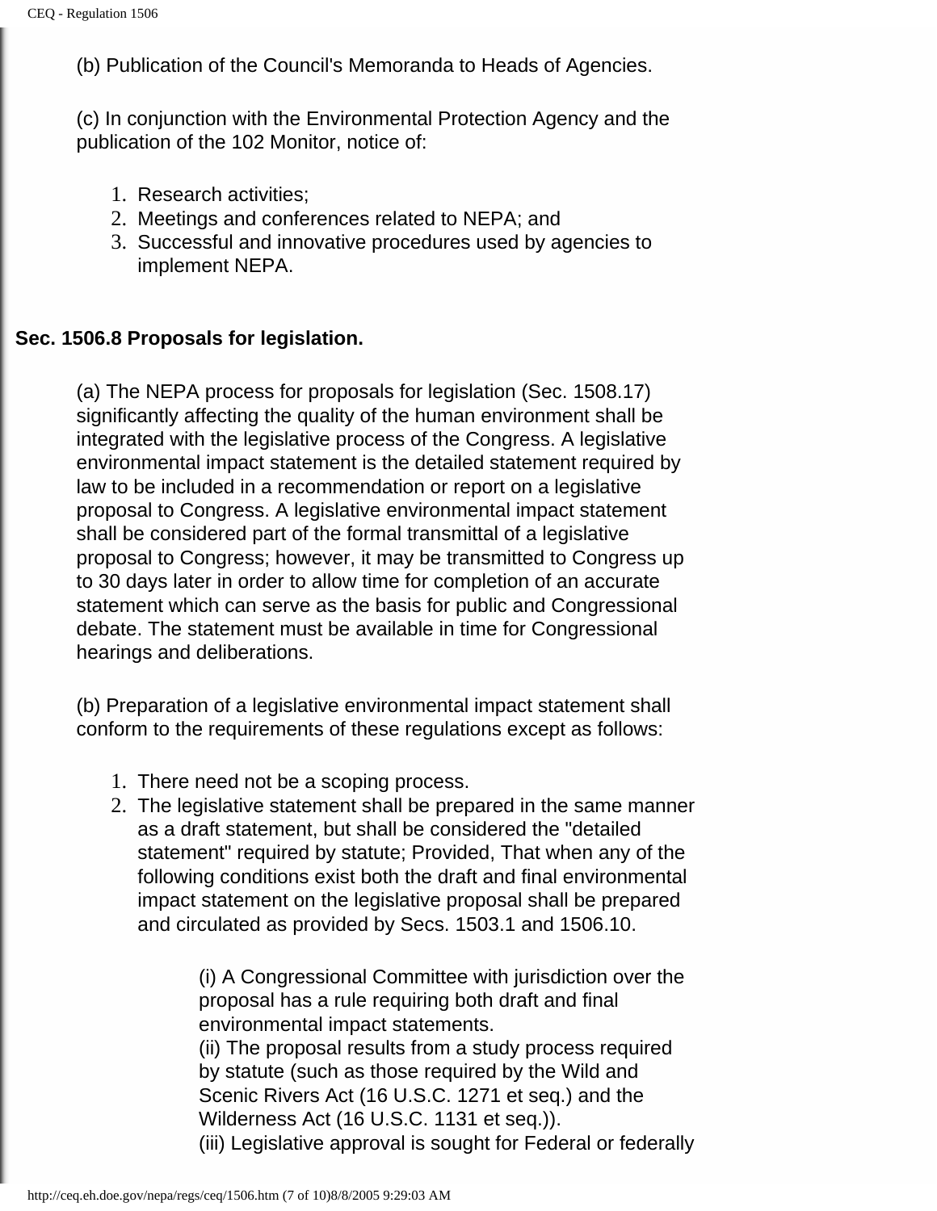(b) Publication of the Council's Memoranda to Heads of Agencies.

(c) In conjunction with the Environmental Protection Agency and the publication of the 102 Monitor, notice of:

1. Research activities;
2. Meetings and conferences related to NEPA; and
3. Successful and innovative procedures used by agencies to implement NEPA.

**Sec. 1506.8 Proposals for legislation.**

(a) The NEPA process for proposals for legislation (Sec. 1508.17) significantly affecting the quality of the human environment shall be integrated with the legislative process of the Congress. A legislative environmental impact statement is the detailed statement required by law to be included in a recommendation or report on a legislative proposal to Congress. A legislative environmental impact statement shall be considered part of the formal transmittal of a legislative proposal to Congress; however, it may be transmitted to Congress up to 30 days later in order to allow time for completion of an accurate statement which can serve as the basis for public and Congressional debate. The statement must be available in time for Congressional hearings and deliberations.

(b) Preparation of a legislative environmental impact statement shall conform to the requirements of these regulations except as follows:

1. There need not be a scoping process.
2. The legislative statement shall be prepared in the same manner as a draft statement, but shall be considered the "detailed statement" required by statute; Provided, That when any of the following conditions exist both the draft and final environmental impact statement on the legislative proposal shall be prepared and circulated as provided by Secs. 1503.1 and 1506.10.

    (i) A Congressional Committee with jurisdiction over the proposal has a rule requiring both draft and final environmental impact statements.
    (ii) The proposal results from a study process required by statute (such as those required by the Wild and Scenic Rivers Act (16 U.S.C. 1271 et seq.) and the Wilderness Act (16 U.S.C. 1131 et seq.)).
    (iii) Legislative approval is sought for Federal or federally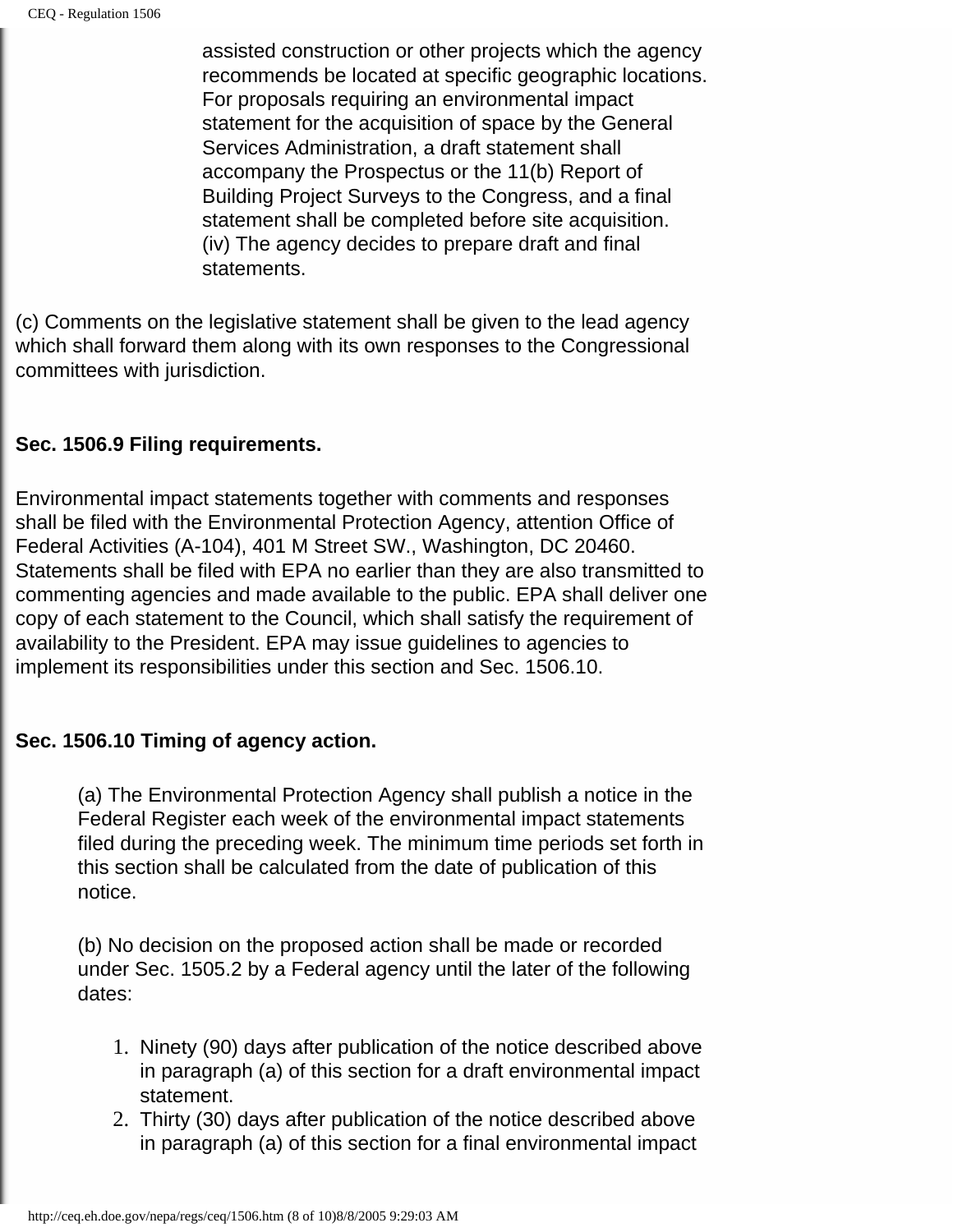assisted construction or other projects which the agency recommends be located at specific geographic locations. For proposals requiring an environmental impact statement for the acquisition of space by the General Services Administration, a draft statement shall accompany the Prospectus or the 11(b) Report of Building Project Surveys to the Congress, and a final statement shall be completed before site acquisition.
(iv) The agency decides to prepare draft and final statements.

(c) Comments on the legislative statement shall be given to the lead agency which shall forward them along with its own responses to the Congressional committees with jurisdiction.

**Sec. 1506.9 Filing requirements.**

Environmental impact statements together with comments and responses shall be filed with the Environmental Protection Agency, attention Office of Federal Activities (A-104), 401 M Street SW., Washington, DC 20460. Statements shall be filed with EPA no earlier than they are also transmitted to commenting agencies and made available to the public. EPA shall deliver one copy of each statement to the Council, which shall satisfy the requirement of availability to the President. EPA may issue guidelines to agencies to implement its responsibilities under this section and Sec. 1506.10.

**Sec. 1506.10 Timing of agency action.**

(a) The Environmental Protection Agency shall publish a notice in the Federal Register each week of the environmental impact statements filed during the preceding week. The minimum time periods set forth in this section shall be calculated from the date of publication of this notice.

(b) No decision on the proposed action shall be made or recorded under Sec. 1505.2 by a Federal agency until the later of the following dates:

1. Ninety (90) days after publication of the notice described above in paragraph (a) of this section for a draft environmental impact statement.
2. Thirty (30) days after publication of the notice described above in paragraph (a) of this section for a final environmental impact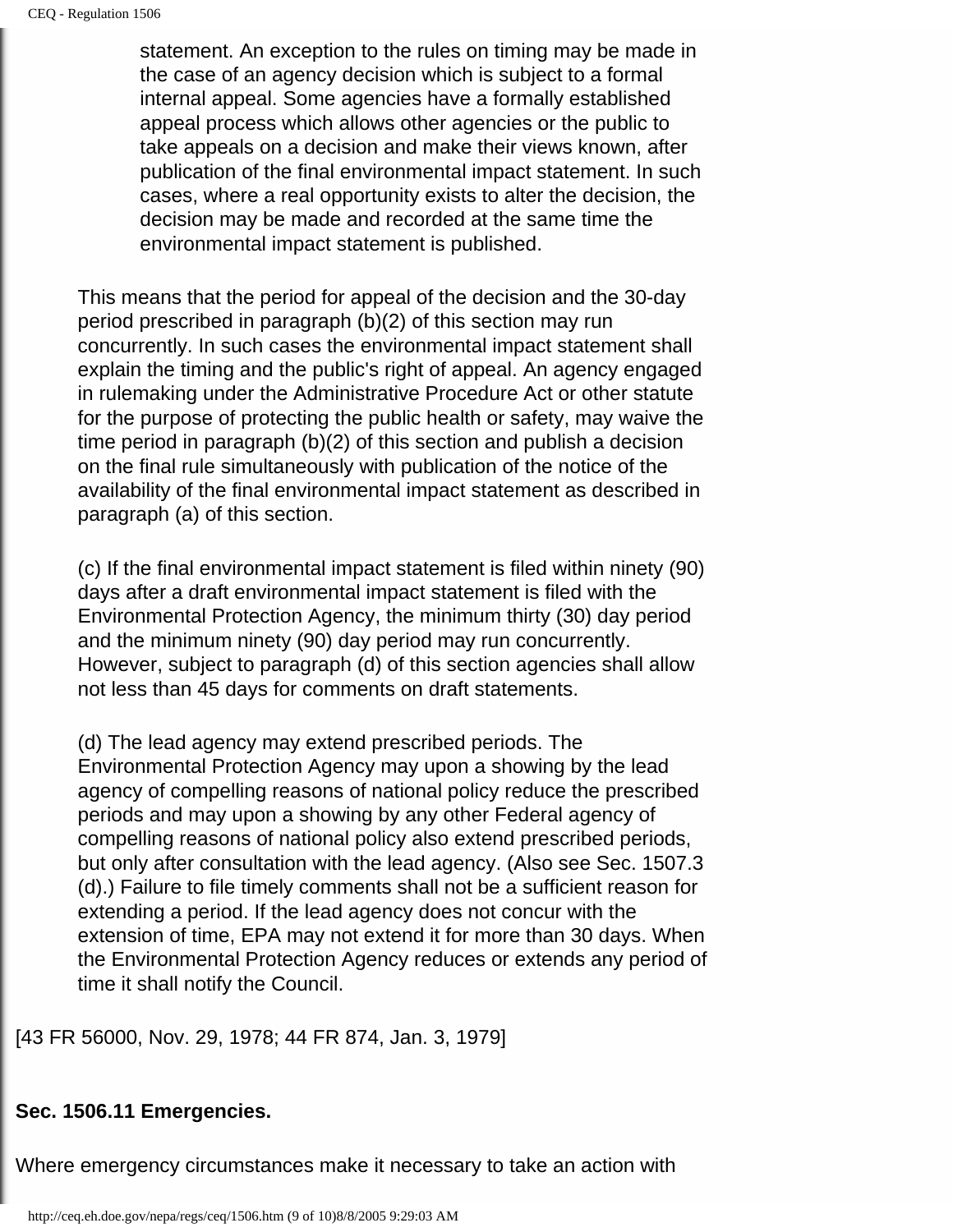statement. An exception to the rules on timing may be made in the case of an agency decision which is subject to a formal internal appeal. Some agencies have a formally established appeal process which allows other agencies or the public to take appeals on a decision and make their views known, after publication of the final environmental impact statement. In such cases, where a real opportunity exists to alter the decision, the decision may be made and recorded at the same time the environmental impact statement is published.

This means that the period for appeal of the decision and the 30-day period prescribed in paragraph (b)(2) of this section may run concurrently. In such cases the environmental impact statement shall explain the timing and the public's right of appeal. An agency engaged in rulemaking under the Administrative Procedure Act or other statute for the purpose of protecting the public health or safety, may waive the time period in paragraph (b)(2) of this section and publish a decision on the final rule simultaneously with publication of the notice of the availability of the final environmental impact statement as described in paragraph (a) of this section.

(c) If the final environmental impact statement is filed within ninety (90) days after a draft environmental impact statement is filed with the Environmental Protection Agency, the minimum thirty (30) day period and the minimum ninety (90) day period may run concurrently. However, subject to paragraph (d) of this section agencies shall allow not less than 45 days for comments on draft statements.

(d) The lead agency may extend prescribed periods. The Environmental Protection Agency may upon a showing by the lead agency of compelling reasons of national policy reduce the prescribed periods and may upon a showing by any other Federal agency of compelling reasons of national policy also extend prescribed periods, but only after consultation with the lead agency. (Also see Sec. 1507.3 (d).) Failure to file timely comments shall not be a sufficient reason for extending a period. If the lead agency does not concur with the extension of time, EPA may not extend it for more than 30 days. When the Environmental Protection Agency reduces or extends any period of time it shall notify the Council.

[43 FR 56000, Nov. 29, 1978; 44 FR 874, Jan. 3, 1979]

**Sec. 1506.11 Emergencies.**

Where emergency circumstances make it necessary to take an action with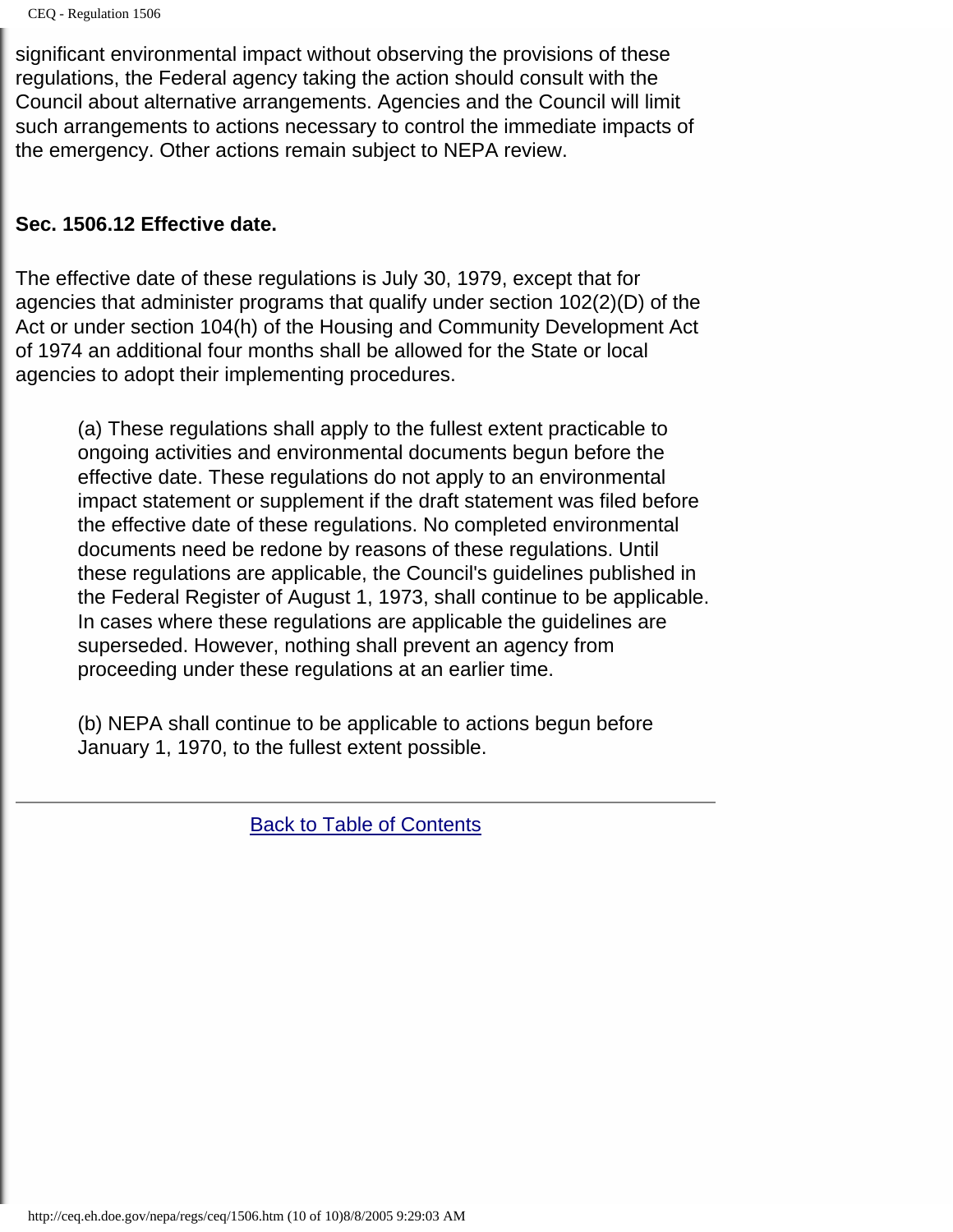significant environmental impact without observing the provisions of these regulations, the Federal agency taking the action should consult with the Council about alternative arrangements. Agencies and the Council will limit such arrangements to actions necessary to control the immediate impacts of the emergency. Other actions remain subject to NEPA review.

**Sec. 1506.12 Effective date.**

The effective date of these regulations is July 30, 1979, except that for agencies that administer programs that qualify under section 102(2)(D) of the Act or under section 104(h) of the Housing and Community Development Act of 1974 an additional four months shall be allowed for the State or local agencies to adopt their implementing procedures.

> (a) These regulations shall apply to the fullest extent practicable to ongoing activities and environmental documents begun before the effective date. These regulations do not apply to an environmental impact statement or supplement if the draft statement was filed before the effective date of these regulations. No completed environmental documents need be redone by reasons of these regulations. Until these regulations are applicable, the Council's guidelines published in the Federal Register of August 1, 1973, shall continue to be applicable. In cases where these regulations are applicable the guidelines are superseded. However, nothing shall prevent an agency from proceeding under these regulations at an earlier time.
>
> (b) NEPA shall continue to be applicable to actions begun before January 1, 1970, to the fullest extent possible.

---

Back to Table of Contents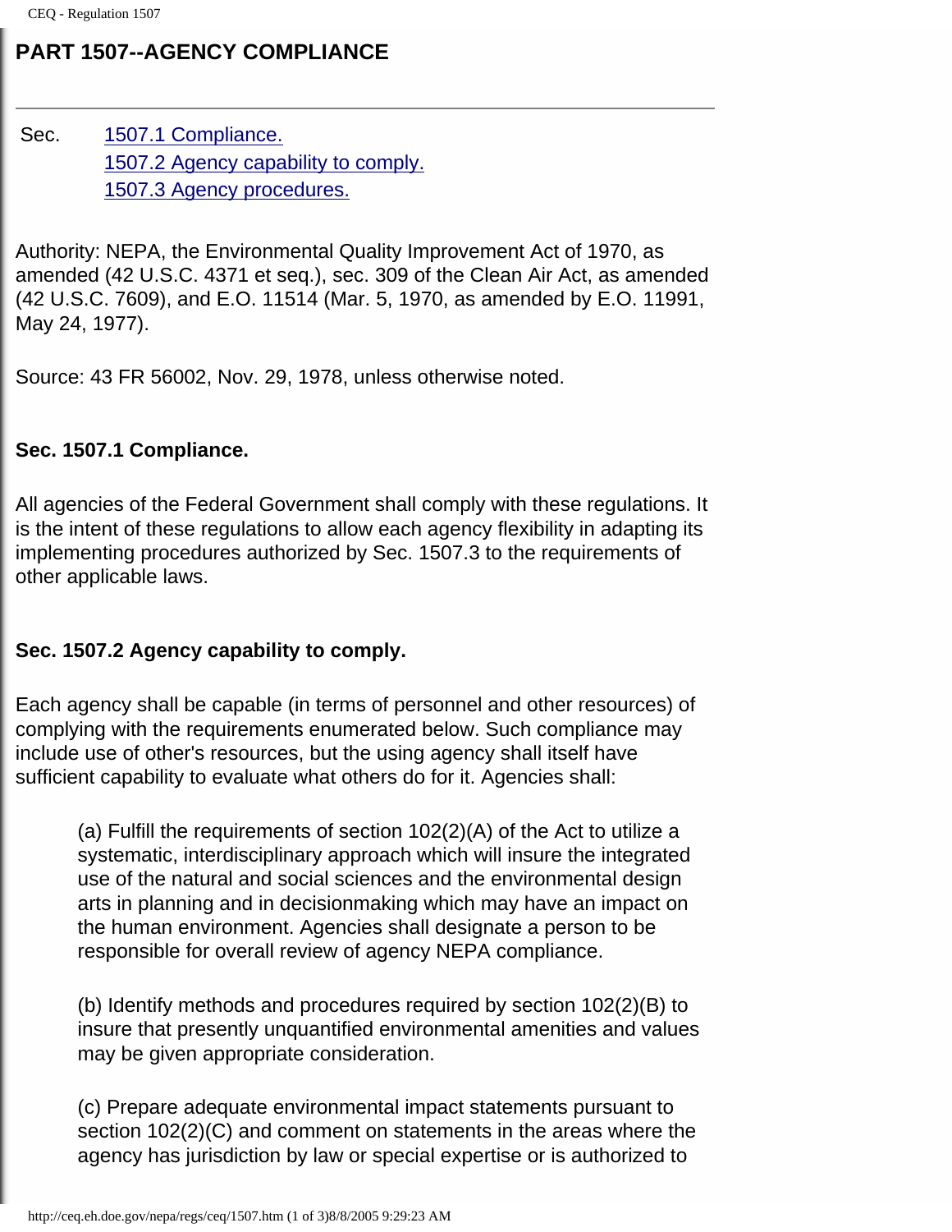## PART 1507--AGENCY COMPLIANCE

---

Sec. [1507.1 Compliance.](#)
[1507.2 Agency capability to comply.](#)
[1507.3 Agency procedures.](#)

Authority: NEPA, the Environmental Quality Improvement Act of 1970, as amended (42 U.S.C. 4371 et seq.), sec. 309 of the Clean Air Act, as amended (42 U.S.C. 7609), and E.O. 11514 (Mar. 5, 1970, as amended by E.O. 11991, May 24, 1977).

Source: 43 FR 56002, Nov. 29, 1978, unless otherwise noted.

### Sec. 1507.1 Compliance.

All agencies of the Federal Government shall comply with these regulations. It is the intent of these regulations to allow each agency flexibility in adapting its implementing procedures authorized by Sec. 1507.3 to the requirements of other applicable laws.

### Sec. 1507.2 Agency capability to comply.

Each agency shall be capable (in terms of personnel and other resources) of complying with the requirements enumerated below. Such compliance may include use of other's resources, but the using agency shall itself have sufficient capability to evaluate what others do for it. Agencies shall:

> (a) Fulfill the requirements of section 102(2)(A) of the Act to utilize a systematic, interdisciplinary approach which will insure the integrated use of the natural and social sciences and the environmental design arts in planning and in decisionmaking which may have an impact on the human environment. Agencies shall designate a person to be responsible for overall review of agency NEPA compliance.
>
> (b) Identify methods and procedures required by section 102(2)(B) to insure that presently unquantified environmental amenities and values may be given appropriate consideration.
>
> (c) Prepare adequate environmental impact statements pursuant to section 102(2)(C) and comment on statements in the areas where the agency has jurisdiction by law or special expertise or is authorized to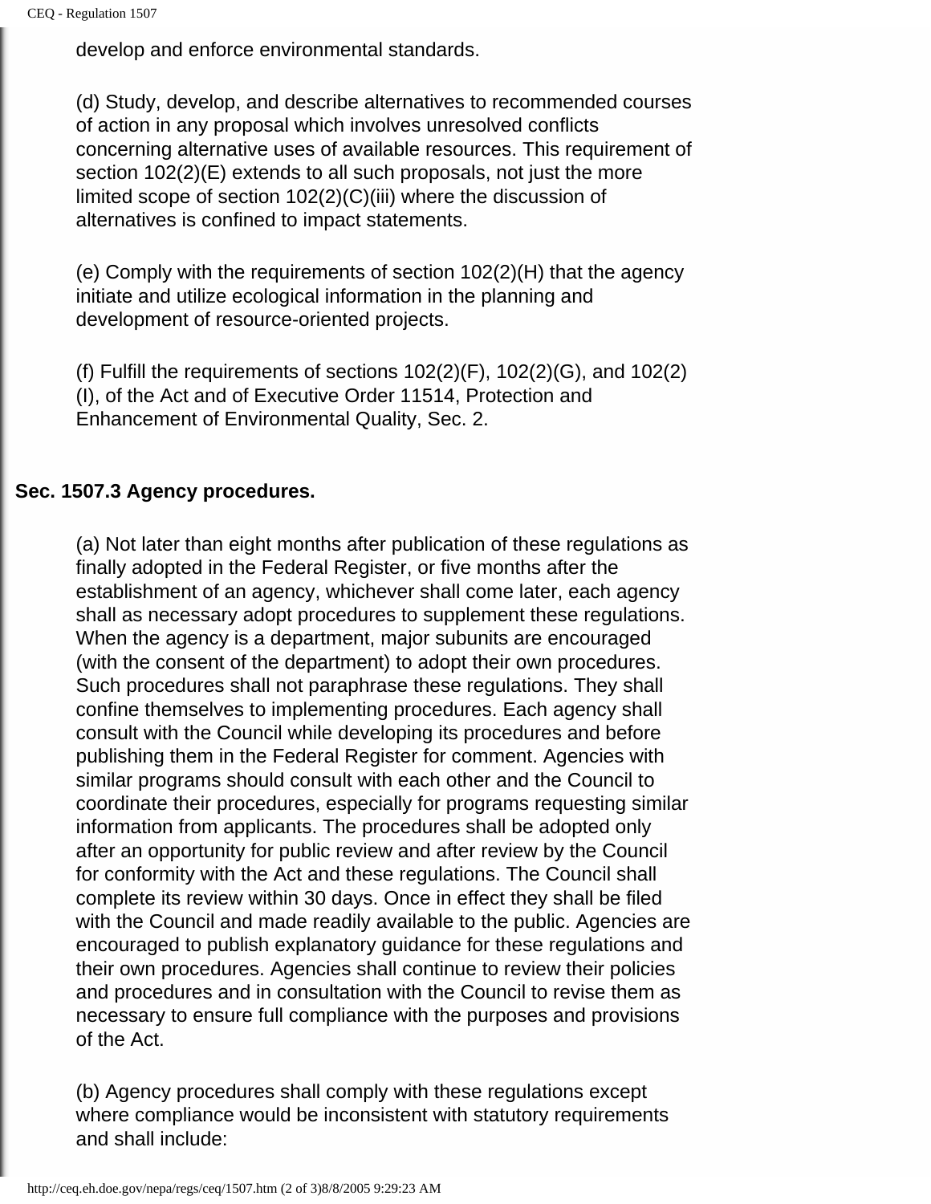develop and enforce environmental standards.

(d) Study, develop, and describe alternatives to recommended courses of action in any proposal which involves unresolved conflicts concerning alternative uses of available resources. This requirement of section 102(2)(E) extends to all such proposals, not just the more limited scope of section 102(2)(C)(iii) where the discussion of alternatives is confined to impact statements.

(e) Comply with the requirements of section 102(2)(H) that the agency initiate and utilize ecological information in the planning and development of resource-oriented projects.

(f) Fulfill the requirements of sections 102(2)(F), 102(2)(G), and 102(2)(I), of the Act and of Executive Order 11514, Protection and Enhancement of Environmental Quality, Sec. 2.

**Sec. 1507.3 Agency procedures.**

(a) Not later than eight months after publication of these regulations as finally adopted in the Federal Register, or five months after the establishment of an agency, whichever shall come later, each agency shall as necessary adopt procedures to supplement these regulations. When the agency is a department, major subunits are encouraged (with the consent of the department) to adopt their own procedures. Such procedures shall not paraphrase these regulations. They shall confine themselves to implementing procedures. Each agency shall consult with the Council while developing its procedures and before publishing them in the Federal Register for comment. Agencies with similar programs should consult with each other and the Council to coordinate their procedures, especially for programs requesting similar information from applicants. The procedures shall be adopted only after an opportunity for public review and after review by the Council for conformity with the Act and these regulations. The Council shall complete its review within 30 days. Once in effect they shall be filed with the Council and made readily available to the public. Agencies are encouraged to publish explanatory guidance for these regulations and their own procedures. Agencies shall continue to review their policies and procedures and in consultation with the Council to revise them as necessary to ensure full compliance with the purposes and provisions of the Act.

(b) Agency procedures shall comply with these regulations except where compliance would be inconsistent with statutory requirements and shall include: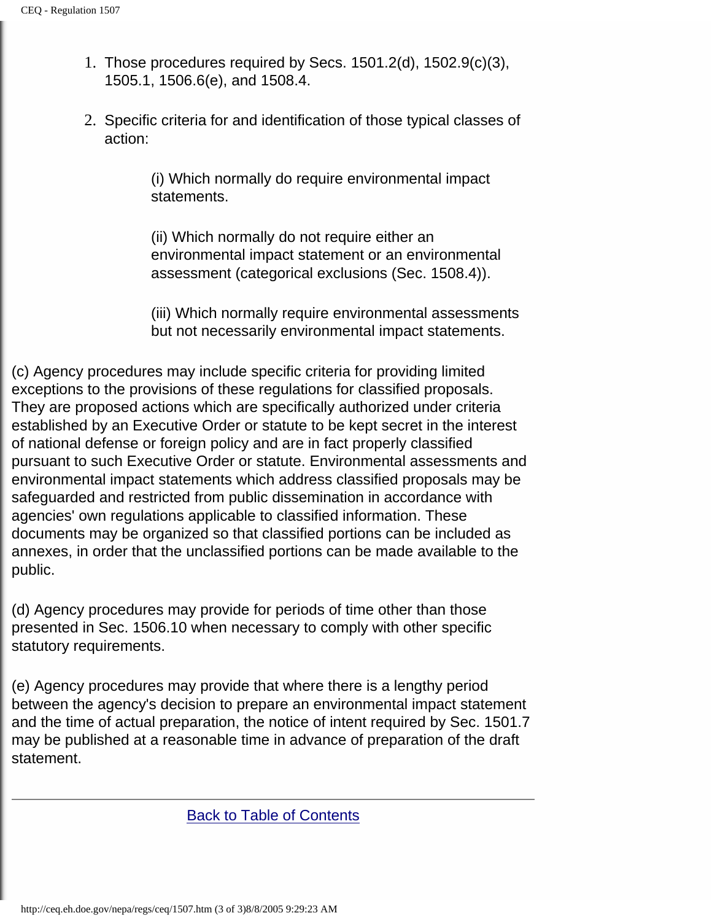1. Those procedures required by Secs. 1501.2(d), 1502.9(c)(3), 1505.1, 1506.6(e), and 1508.4.

2. Specific criteria for and identification of those typical classes of action:

   (i) Which normally do require environmental impact statements.

   (ii) Which normally do not require either an environmental impact statement or an environmental assessment (categorical exclusions (Sec. 1508.4)).

   (iii) Which normally require environmental assessments but not necessarily environmental impact statements.

(c) Agency procedures may include specific criteria for providing limited exceptions to the provisions of these regulations for classified proposals. They are proposed actions which are specifically authorized under criteria established by an Executive Order or statute to be kept secret in the interest of national defense or foreign policy and are in fact properly classified pursuant to such Executive Order or statute. Environmental assessments and environmental impact statements which address classified proposals may be safeguarded and restricted from public dissemination in accordance with agencies' own regulations applicable to classified information. These documents may be organized so that classified portions can be included as annexes, in order that the unclassified portions can be made available to the public.

(d) Agency procedures may provide for periods of time other than those presented in Sec. 1506.10 when necessary to comply with other specific statutory requirements.

(e) Agency procedures may provide that where there is a lengthy period between the agency's decision to prepare an environmental impact statement and the time of actual preparation, the notice of intent required by Sec. 1501.7 may be published at a reasonable time in advance of preparation of the draft statement.

---

Back to Table of Contents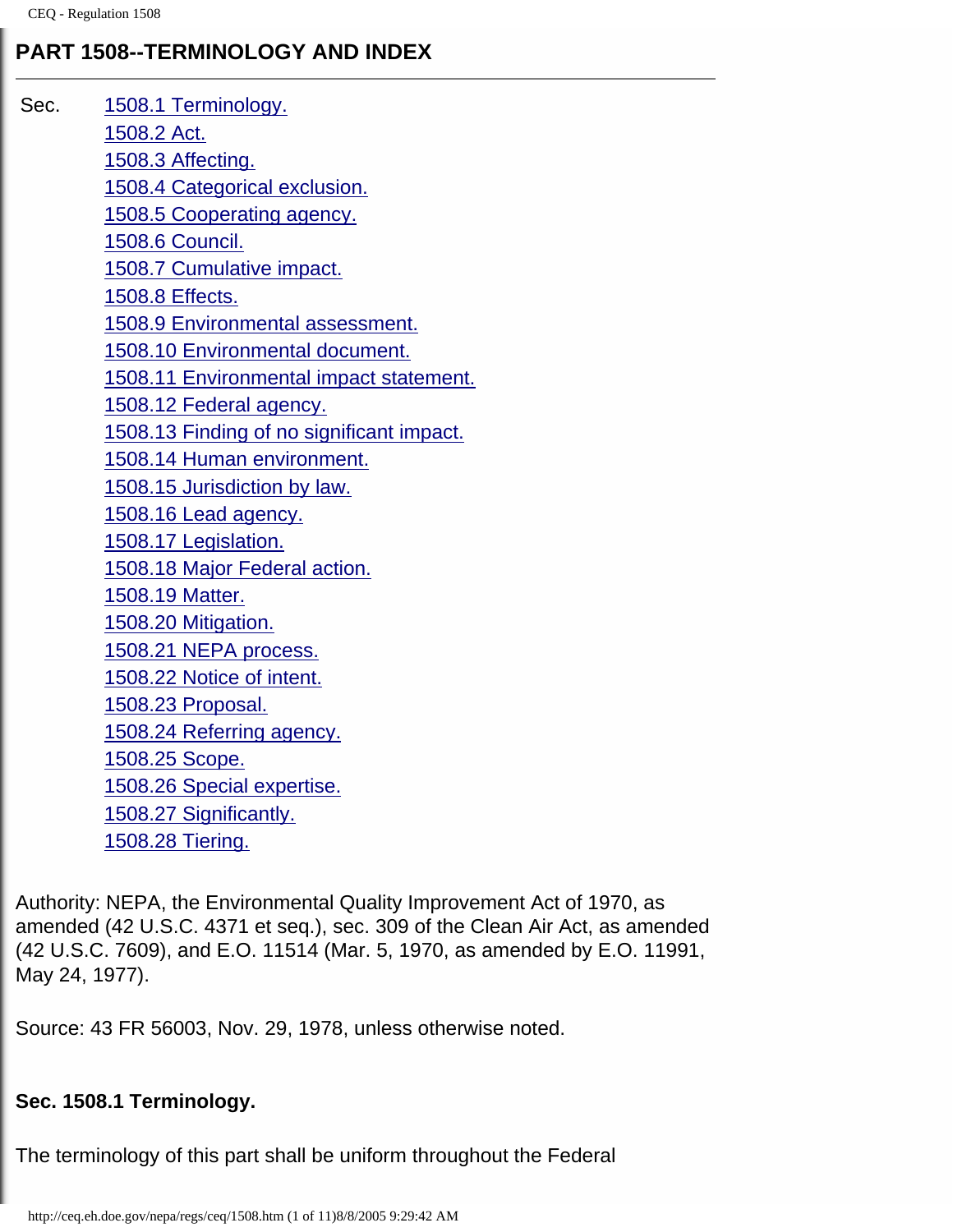## PART 1508--TERMINOLOGY AND INDEX

Sec. 1508.1 Terminology.
1508.2 Act.
1508.3 Affecting.
1508.4 Categorical exclusion.
1508.5 Cooperating agency.
1508.6 Council.
1508.7 Cumulative impact.
1508.8 Effects.
1508.9 Environmental assessment.
1508.10 Environmental document.
1508.11 Environmental impact statement.
1508.12 Federal agency.
1508.13 Finding of no significant impact.
1508.14 Human environment.
1508.15 Jurisdiction by law.
1508.16 Lead agency.
1508.17 Legislation.
1508.18 Major Federal action.
1508.19 Matter.
1508.20 Mitigation.
1508.21 NEPA process.
1508.22 Notice of intent.
1508.23 Proposal.
1508.24 Referring agency.
1508.25 Scope.
1508.26 Special expertise.
1508.27 Significantly.
1508.28 Tiering.

Authority: NEPA, the Environmental Quality Improvement Act of 1970, as amended (42 U.S.C. 4371 et seq.), sec. 309 of the Clean Air Act, as amended (42 U.S.C. 7609), and E.O. 11514 (Mar. 5, 1970, as amended by E.O. 11991, May 24, 1977).

Source: 43 FR 56003, Nov. 29, 1978, unless otherwise noted.

### Sec. 1508.1 Terminology.

The terminology of this part shall be uniform throughout the Federal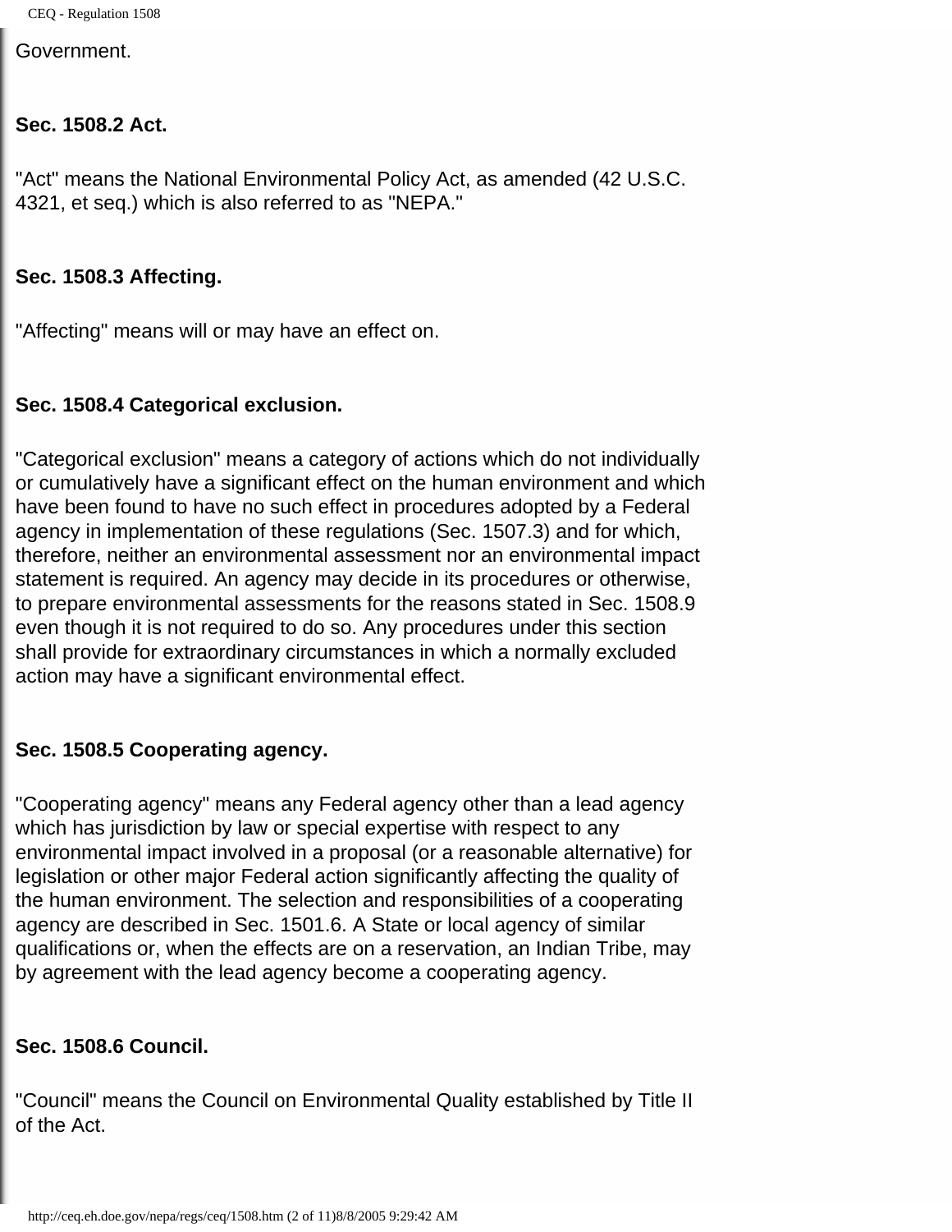Government.

### Sec. 1508.2 Act.

"Act" means the National Environmental Policy Act, as amended (42 U.S.C. 4321, et seq.) which is also referred to as "NEPA."

### Sec. 1508.3 Affecting.

"Affecting" means will or may have an effect on.

### Sec. 1508.4 Categorical exclusion.

"Categorical exclusion" means a category of actions which do not individually or cumulatively have a significant effect on the human environment and which have been found to have no such effect in procedures adopted by a Federal agency in implementation of these regulations (Sec. 1507.3) and for which, therefore, neither an environmental assessment nor an environmental impact statement is required. An agency may decide in its procedures or otherwise, to prepare environmental assessments for the reasons stated in Sec. 1508.9 even though it is not required to do so. Any procedures under this section shall provide for extraordinary circumstances in which a normally excluded action may have a significant environmental effect.

### Sec. 1508.5 Cooperating agency.

"Cooperating agency" means any Federal agency other than a lead agency which has jurisdiction by law or special expertise with respect to any environmental impact involved in a proposal (or a reasonable alternative) for legislation or other major Federal action significantly affecting the quality of the human environment. The selection and responsibilities of a cooperating agency are described in Sec. 1501.6. A State or local agency of similar qualifications or, when the effects are on a reservation, an Indian Tribe, may by agreement with the lead agency become a cooperating agency.

### Sec. 1508.6 Council.

"Council" means the Council on Environmental Quality established by Title II of the Act.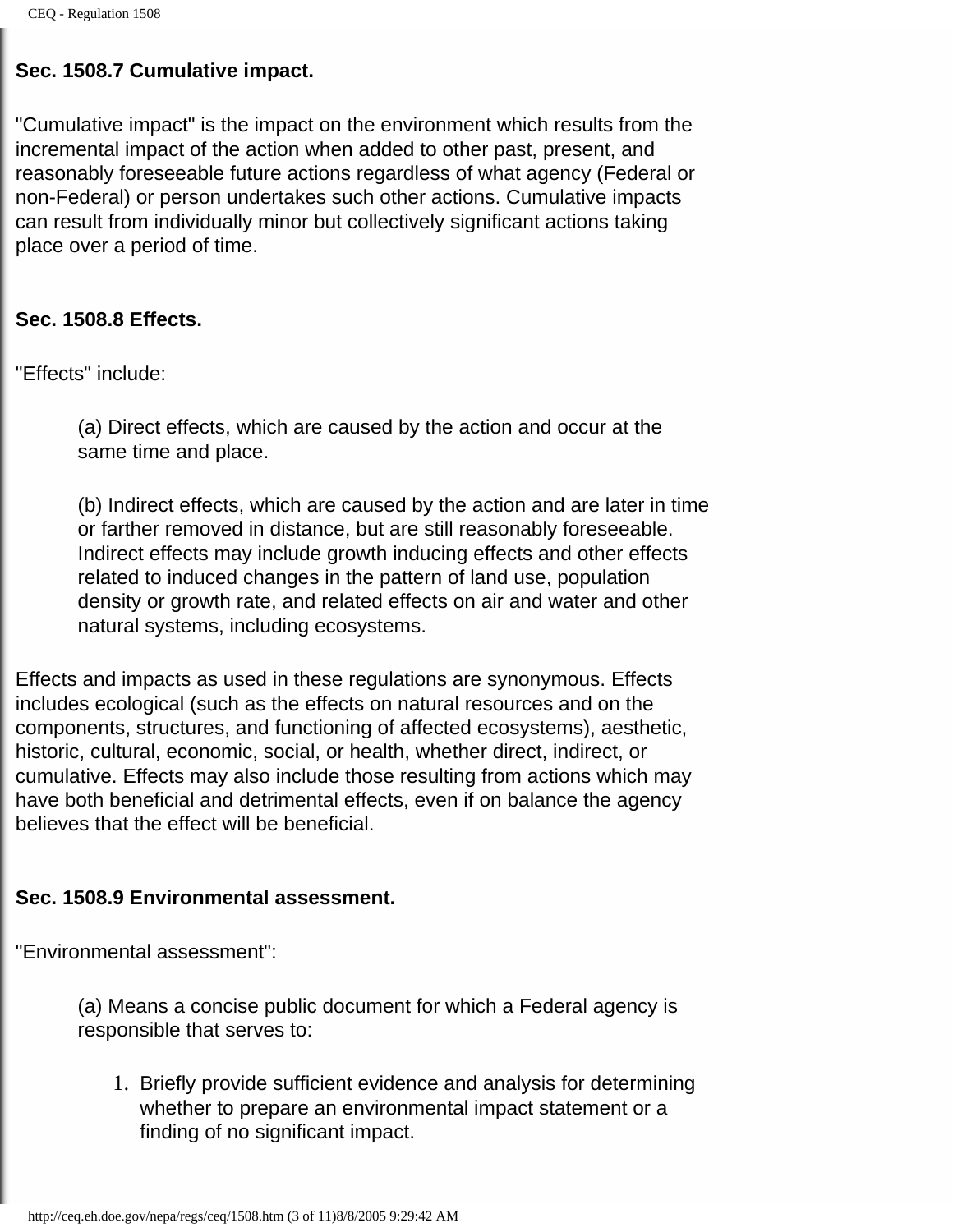### Sec. 1508.7 Cumulative impact.

"Cumulative impact" is the impact on the environment which results from the incremental impact of the action when added to other past, present, and reasonably foreseeable future actions regardless of what agency (Federal or non-Federal) or person undertakes such other actions. Cumulative impacts can result from individually minor but collectively significant actions taking place over a period of time.

### Sec. 1508.8 Effects.

"Effects" include:

> (a) Direct effects, which are caused by the action and occur at the same time and place.
>
> (b) Indirect effects, which are caused by the action and are later in time or farther removed in distance, but are still reasonably foreseeable. Indirect effects may include growth inducing effects and other effects related to induced changes in the pattern of land use, population density or growth rate, and related effects on air and water and other natural systems, including ecosystems.

Effects and impacts as used in these regulations are synonymous. Effects includes ecological (such as the effects on natural resources and on the components, structures, and functioning of affected ecosystems), aesthetic, historic, cultural, economic, social, or health, whether direct, indirect, or cumulative. Effects may also include those resulting from actions which may have both beneficial and detrimental effects, even if on balance the agency believes that the effect will be beneficial.

### Sec. 1508.9 Environmental assessment.

"Environmental assessment":

> (a) Means a concise public document for which a Federal agency is responsible that serves to:
>
> 1. Briefly provide sufficient evidence and analysis for determining whether to prepare an environmental impact statement or a finding of no significant impact.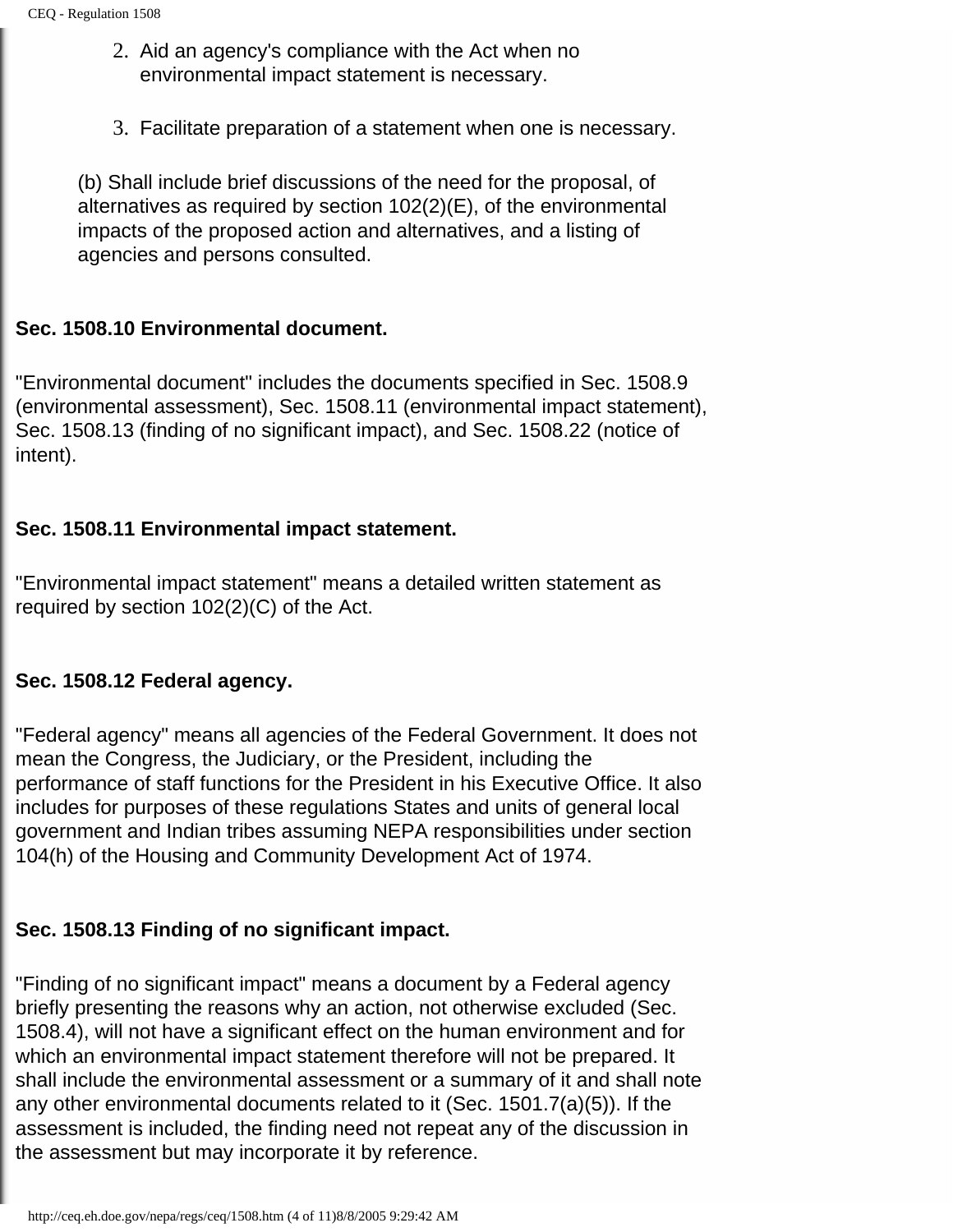2. Aid an agency's compliance with the Act when no environmental impact statement is necessary.

3. Facilitate preparation of a statement when one is necessary.

(b) Shall include brief discussions of the need for the proposal, of alternatives as required by section 102(2)(E), of the environmental impacts of the proposed action and alternatives, and a listing of agencies and persons consulted.

**Sec. 1508.10 Environmental document.**

"Environmental document" includes the documents specified in Sec. 1508.9 (environmental assessment), Sec. 1508.11 (environmental impact statement), Sec. 1508.13 (finding of no significant impact), and Sec. 1508.22 (notice of intent).

**Sec. 1508.11 Environmental impact statement.**

"Environmental impact statement" means a detailed written statement as required by section 102(2)(C) of the Act.

**Sec. 1508.12 Federal agency.**

"Federal agency" means all agencies of the Federal Government. It does not mean the Congress, the Judiciary, or the President, including the performance of staff functions for the President in his Executive Office. It also includes for purposes of these regulations States and units of general local government and Indian tribes assuming NEPA responsibilities under section 104(h) of the Housing and Community Development Act of 1974.

**Sec. 1508.13 Finding of no significant impact.**

"Finding of no significant impact" means a document by a Federal agency briefly presenting the reasons why an action, not otherwise excluded (Sec. 1508.4), will not have a significant effect on the human environment and for which an environmental impact statement therefore will not be prepared. It shall include the environmental assessment or a summary of it and shall note any other environmental documents related to it (Sec. 1501.7(a)(5)). If the assessment is included, the finding need not repeat any of the discussion in the assessment but may incorporate it by reference.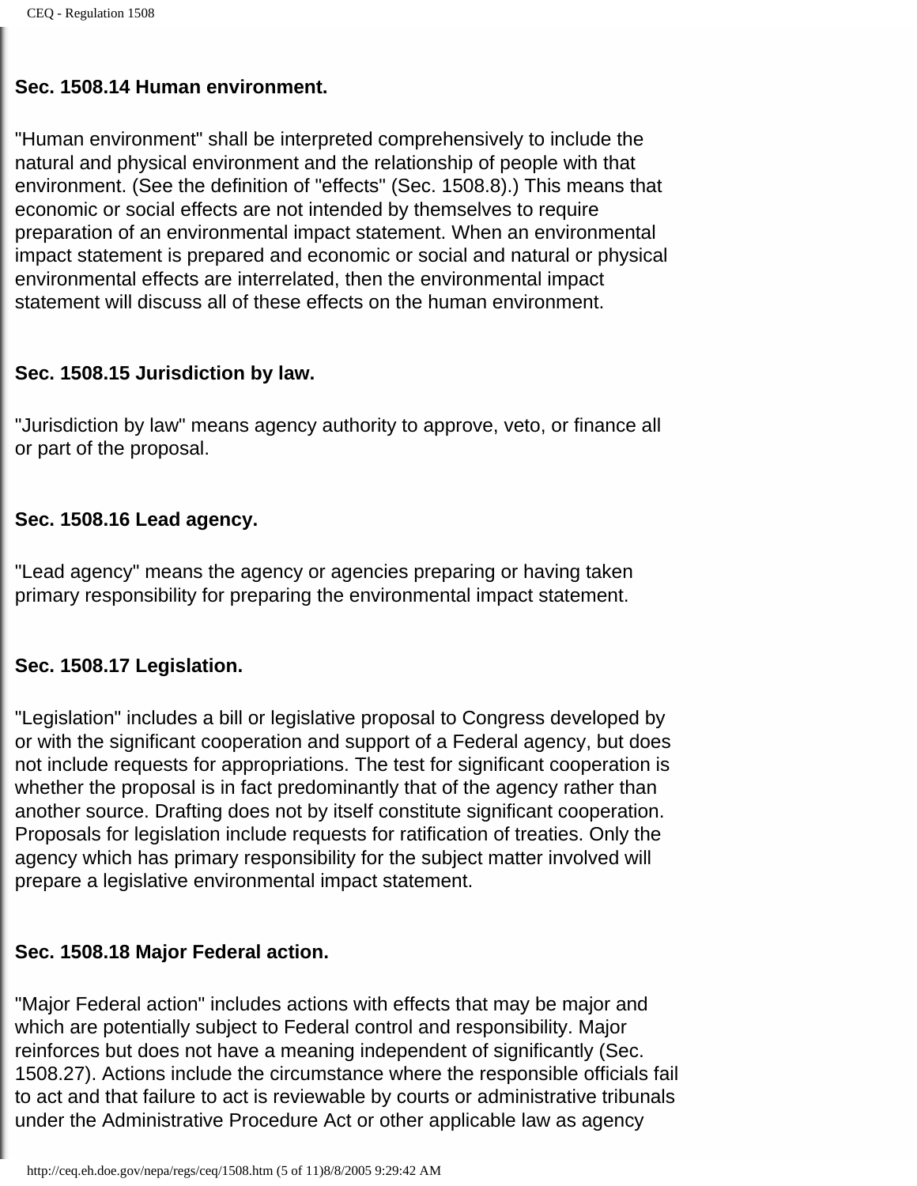### Sec. 1508.14 Human environment.

"Human environment" shall be interpreted comprehensively to include the natural and physical environment and the relationship of people with that environment. (See the definition of "effects" (Sec. 1508.8).) This means that economic or social effects are not intended by themselves to require preparation of an environmental impact statement. When an environmental impact statement is prepared and economic or social and natural or physical environmental effects are interrelated, then the environmental impact statement will discuss all of these effects on the human environment.

### Sec. 1508.15 Jurisdiction by law.

"Jurisdiction by law" means agency authority to approve, veto, or finance all or part of the proposal.

### Sec. 1508.16 Lead agency.

"Lead agency" means the agency or agencies preparing or having taken primary responsibility for preparing the environmental impact statement.

### Sec. 1508.17 Legislation.

"Legislation" includes a bill or legislative proposal to Congress developed by or with the significant cooperation and support of a Federal agency, but does not include requests for appropriations. The test for significant cooperation is whether the proposal is in fact predominantly that of the agency rather than another source. Drafting does not by itself constitute significant cooperation. Proposals for legislation include requests for ratification of treaties. Only the agency which has primary responsibility for the subject matter involved will prepare a legislative environmental impact statement.

### Sec. 1508.18 Major Federal action.

"Major Federal action" includes actions with effects that may be major and which are potentially subject to Federal control and responsibility. Major reinforces but does not have a meaning independent of significantly (Sec. 1508.27). Actions include the circumstance where the responsible officials fail to act and that failure to act is reviewable by courts or administrative tribunals under the Administrative Procedure Act or other applicable law as agency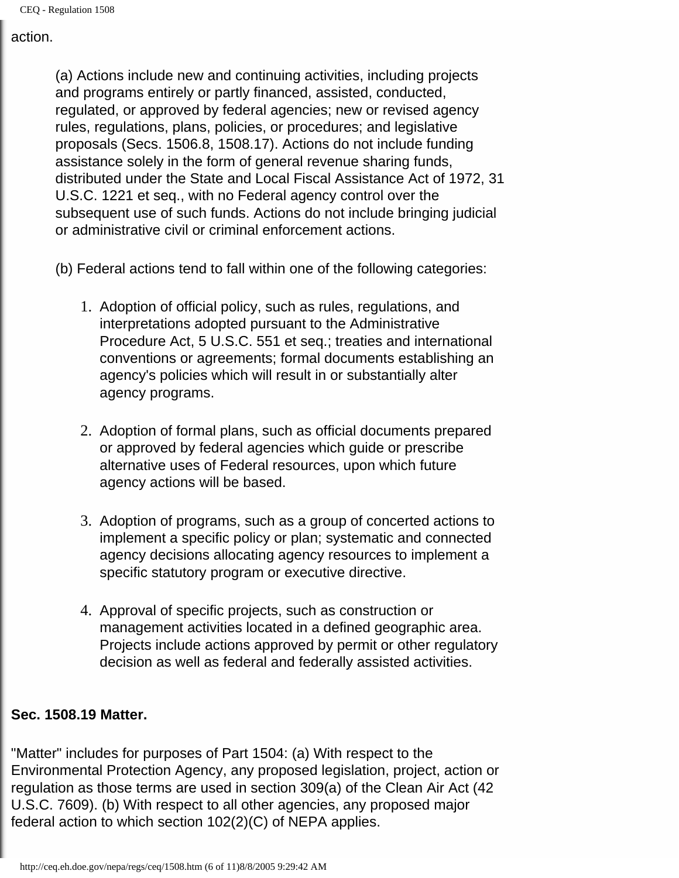action.

(a) Actions include new and continuing activities, including projects and programs entirely or partly financed, assisted, conducted, regulated, or approved by federal agencies; new or revised agency rules, regulations, plans, policies, or procedures; and legislative proposals (Secs. 1506.8, 1508.17). Actions do not include funding assistance solely in the form of general revenue sharing funds, distributed under the State and Local Fiscal Assistance Act of 1972, 31 U.S.C. 1221 et seq., with no Federal agency control over the subsequent use of such funds. Actions do not include bringing judicial or administrative civil or criminal enforcement actions.

(b) Federal actions tend to fall within one of the following categories:

1. Adoption of official policy, such as rules, regulations, and interpretations adopted pursuant to the Administrative Procedure Act, 5 U.S.C. 551 et seq.; treaties and international conventions or agreements; formal documents establishing an agency's policies which will result in or substantially alter agency programs.

2. Adoption of formal plans, such as official documents prepared or approved by federal agencies which guide or prescribe alternative uses of Federal resources, upon which future agency actions will be based.

3. Adoption of programs, such as a group of concerted actions to implement a specific policy or plan; systematic and connected agency decisions allocating agency resources to implement a specific statutory program or executive directive.

4. Approval of specific projects, such as construction or management activities located in a defined geographic area. Projects include actions approved by permit or other regulatory decision as well as federal and federally assisted activities.

**Sec. 1508.19 Matter.**

"Matter" includes for purposes of Part 1504: (a) With respect to the Environmental Protection Agency, any proposed legislation, project, action or regulation as those terms are used in section 309(a) of the Clean Air Act (42 U.S.C. 7609). (b) With respect to all other agencies, any proposed major federal action to which section 102(2)(C) of NEPA applies.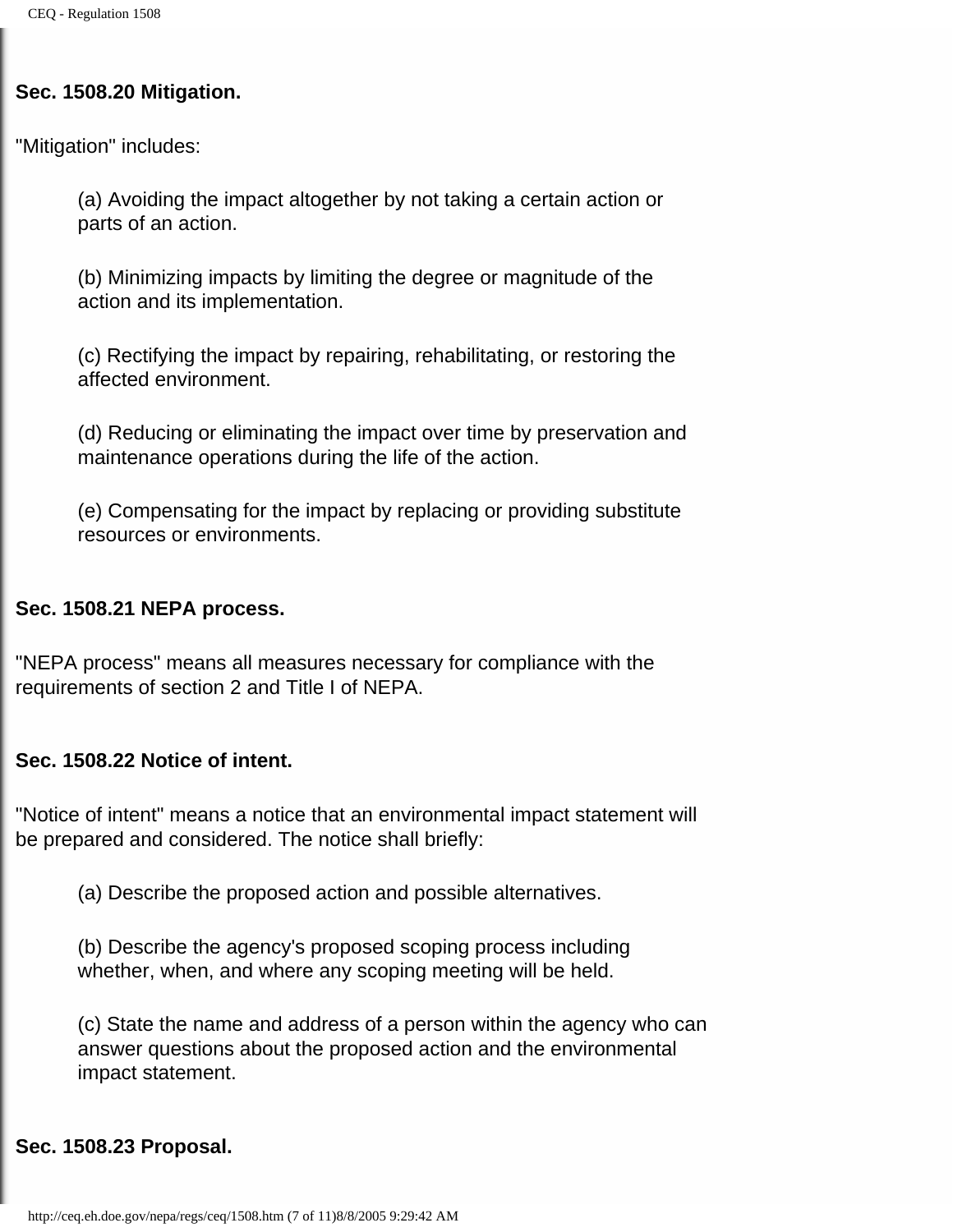**Sec. 1508.20 Mitigation.**

"Mitigation" includes:

> (a) Avoiding the impact altogether by not taking a certain action or parts of an action.
>
> (b) Minimizing impacts by limiting the degree or magnitude of the action and its implementation.
>
> (c) Rectifying the impact by repairing, rehabilitating, or restoring the affected environment.
>
> (d) Reducing or eliminating the impact over time by preservation and maintenance operations during the life of the action.
>
> (e) Compensating for the impact by replacing or providing substitute resources or environments.

**Sec. 1508.21 NEPA process.**

"NEPA process" means all measures necessary for compliance with the requirements of section 2 and Title I of NEPA.

**Sec. 1508.22 Notice of intent.**

"Notice of intent" means a notice that an environmental impact statement will be prepared and considered. The notice shall briefly:

> (a) Describe the proposed action and possible alternatives.
>
> (b) Describe the agency's proposed scoping process including whether, when, and where any scoping meeting will be held.
>
> (c) State the name and address of a person within the agency who can answer questions about the proposed action and the environmental impact statement.

**Sec. 1508.23 Proposal.**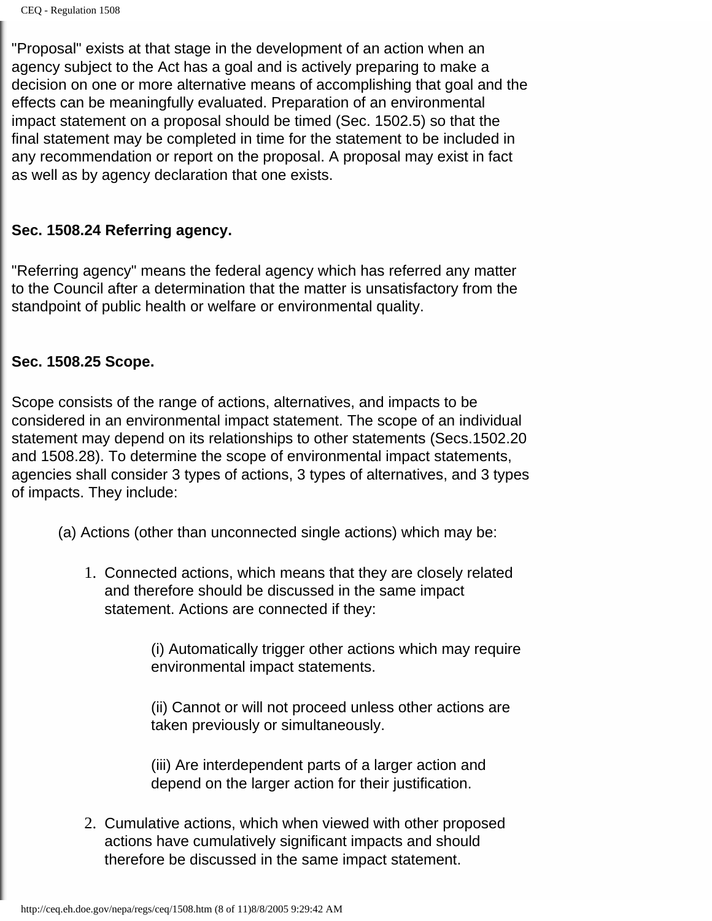"Proposal" exists at that stage in the development of an action when an agency subject to the Act has a goal and is actively preparing to make a decision on one or more alternative means of accomplishing that goal and the effects can be meaningfully evaluated. Preparation of an environmental impact statement on a proposal should be timed (Sec. 1502.5) so that the final statement may be completed in time for the statement to be included in any recommendation or report on the proposal. A proposal may exist in fact as well as by agency declaration that one exists.

**Sec. 1508.24 Referring agency.**

"Referring agency" means the federal agency which has referred any matter to the Council after a determination that the matter is unsatisfactory from the standpoint of public health or welfare or environmental quality.

**Sec. 1508.25 Scope.**

Scope consists of the range of actions, alternatives, and impacts to be considered in an environmental impact statement. The scope of an individual statement may depend on its relationships to other statements (Secs.1502.20 and 1508.28). To determine the scope of environmental impact statements, agencies shall consider 3 types of actions, 3 types of alternatives, and 3 types of impacts. They include:

(a) Actions (other than unconnected single actions) which may be:

1. Connected actions, which means that they are closely related and therefore should be discussed in the same impact statement. Actions are connected if they:

    (i) Automatically trigger other actions which may require environmental impact statements.

    (ii) Cannot or will not proceed unless other actions are taken previously or simultaneously.

    (iii) Are interdependent parts of a larger action and depend on the larger action for their justification.

2. Cumulative actions, which when viewed with other proposed actions have cumulatively significant impacts and should therefore be discussed in the same impact statement.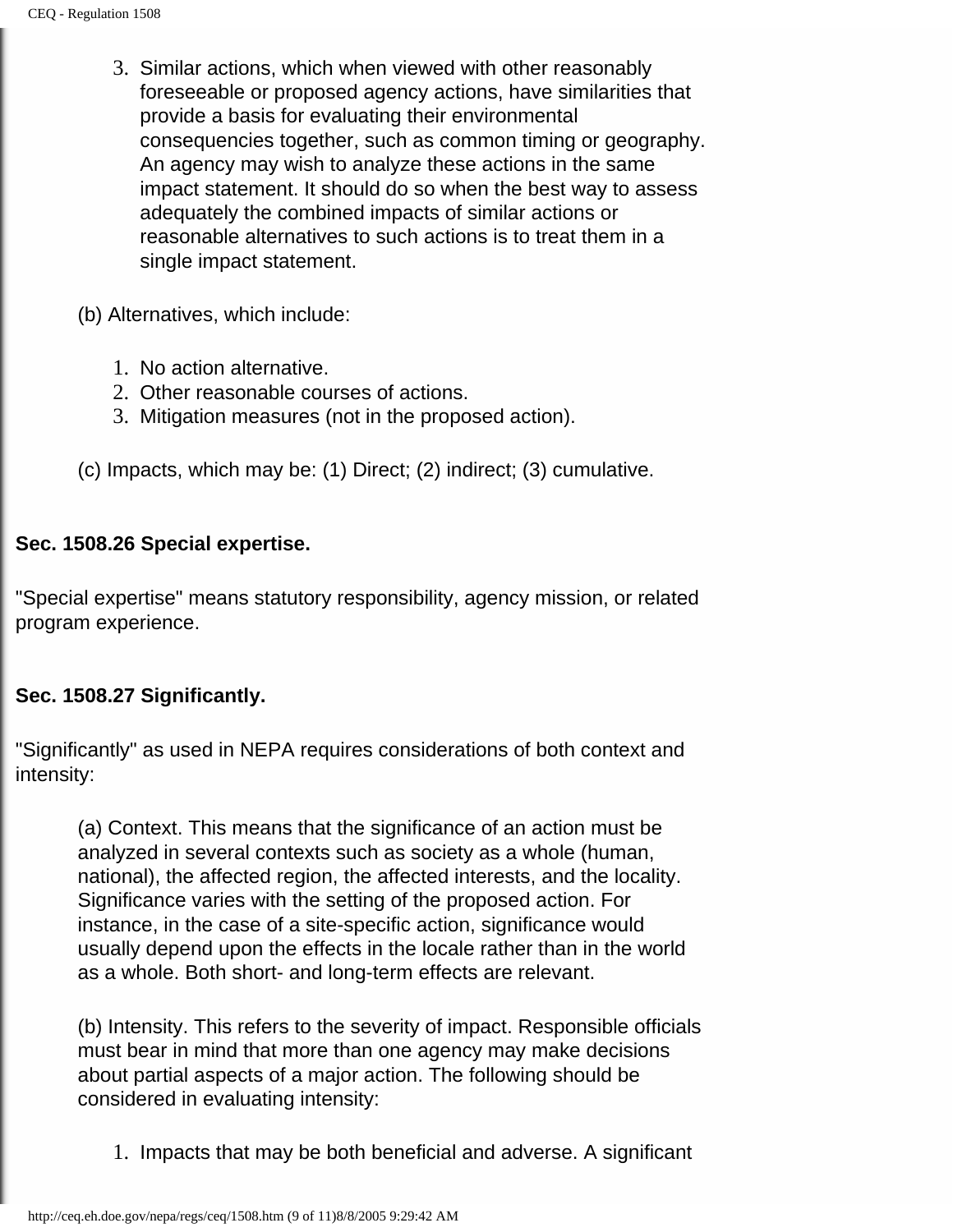3. Similar actions, which when viewed with other reasonably foreseeable or proposed agency actions, have similarities that provide a basis for evaluating their environmental consequencies together, such as common timing or geography. An agency may wish to analyze these actions in the same impact statement. It should do so when the best way to assess adequately the combined impacts of similar actions or reasonable alternatives to such actions is to treat them in a single impact statement.

(b) Alternatives, which include:

1. No action alternative.
2. Other reasonable courses of actions.
3. Mitigation measures (not in the proposed action).

(c) Impacts, which may be: (1) Direct; (2) indirect; (3) cumulative.

**Sec. 1508.26 Special expertise.**

"Special expertise" means statutory responsibility, agency mission, or related program experience.

**Sec. 1508.27 Significantly.**

"Significantly" as used in NEPA requires considerations of both context and intensity:

(a) Context. This means that the significance of an action must be analyzed in several contexts such as society as a whole (human, national), the affected region, the affected interests, and the locality. Significance varies with the setting of the proposed action. For instance, in the case of a site-specific action, significance would usually depend upon the effects in the locale rather than in the world as a whole. Both short- and long-term effects are relevant.

(b) Intensity. This refers to the severity of impact. Responsible officials must bear in mind that more than one agency may make decisions about partial aspects of a major action. The following should be considered in evaluating intensity:

1. Impacts that may be both beneficial and adverse. A significant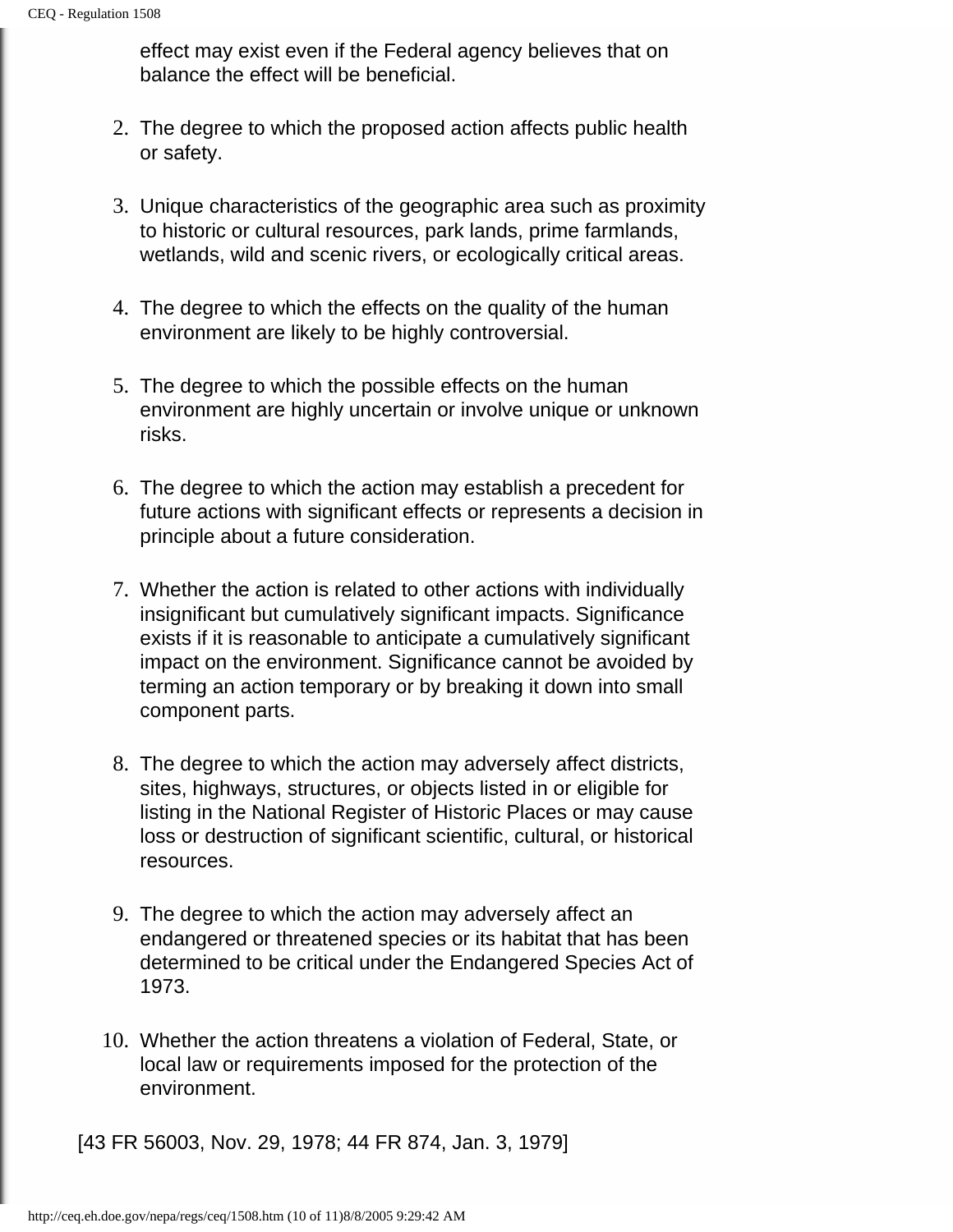effect may exist even if the Federal agency believes that on balance the effect will be beneficial.

2. The degree to which the proposed action affects public health or safety.
3. Unique characteristics of the geographic area such as proximity to historic or cultural resources, park lands, prime farmlands, wetlands, wild and scenic rivers, or ecologically critical areas.
4. The degree to which the effects on the quality of the human environment are likely to be highly controversial.
5. The degree to which the possible effects on the human environment are highly uncertain or involve unique or unknown risks.
6. The degree to which the action may establish a precedent for future actions with significant effects or represents a decision in principle about a future consideration.
7. Whether the action is related to other actions with individually insignificant but cumulatively significant impacts. Significance exists if it is reasonable to anticipate a cumulatively significant impact on the environment. Significance cannot be avoided by terming an action temporary or by breaking it down into small component parts.
8. The degree to which the action may adversely affect districts, sites, highways, structures, or objects listed in or eligible for listing in the National Register of Historic Places or may cause loss or destruction of significant scientific, cultural, or historical resources.
9. The degree to which the action may adversely affect an endangered or threatened species or its habitat that has been determined to be critical under the Endangered Species Act of 1973.
10. Whether the action threatens a violation of Federal, State, or local law or requirements imposed for the protection of the environment.

[43 FR 56003, Nov. 29, 1978; 44 FR 874, Jan. 3, 1979]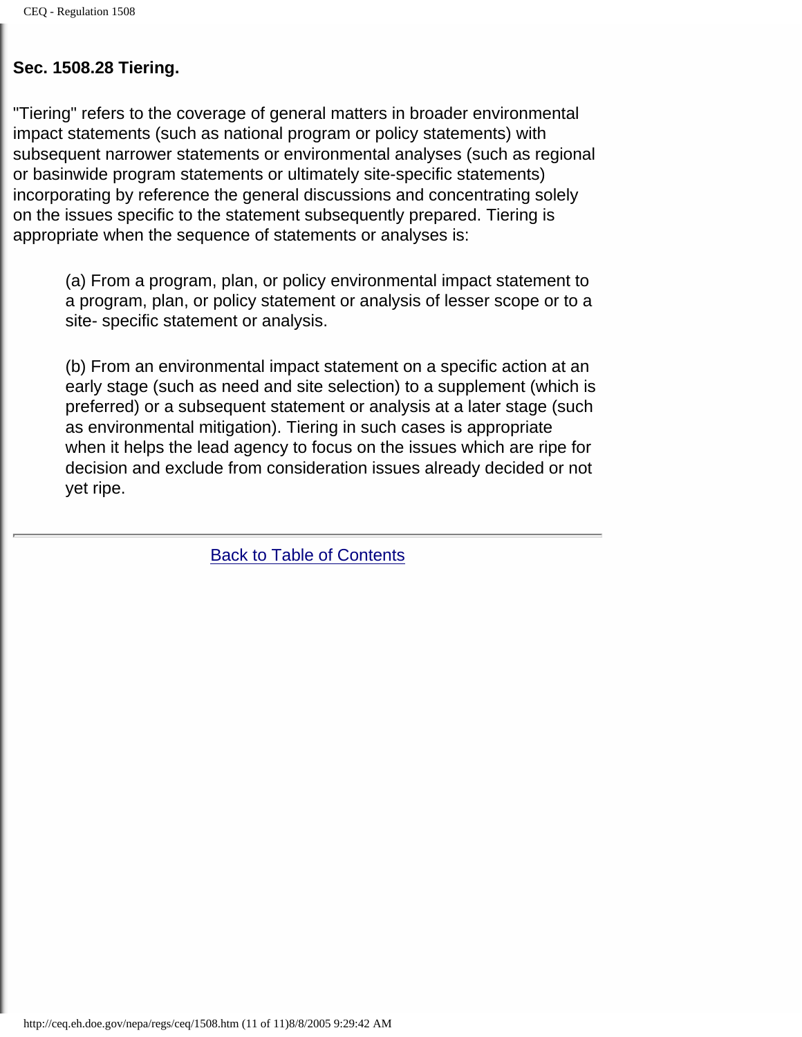## Sec. 1508.28 Tiering.

"Tiering" refers to the coverage of general matters in broader environmental impact statements (such as national program or policy statements) with subsequent narrower statements or environmental analyses (such as regional or basinwide program statements or ultimately site-specific statements) incorporating by reference the general discussions and concentrating solely on the issues specific to the statement subsequently prepared. Tiering is appropriate when the sequence of statements or analyses is:

(a) From a program, plan, or policy environmental impact statement to a program, plan, or policy statement or analysis of lesser scope or to a site- specific statement or analysis.

(b) From an environmental impact statement on a specific action at an early stage (such as need and site selection) to a supplement (which is preferred) or a subsequent statement or analysis at a later stage (such as environmental mitigation). Tiering in such cases is appropriate when it helps the lead agency to focus on the issues which are ripe for decision and exclude from consideration issues already decided or not yet ripe.

---

Back to Table of Contents